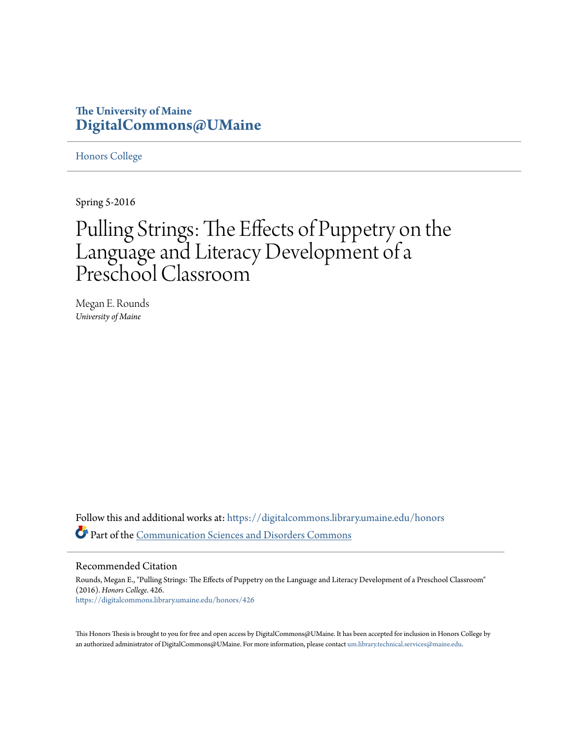The University of Maine
**DigitalCommons@UMaine**

Honors College

Spring 5-2016

# Pulling Strings: The Effects of Puppetry on the Language and Literacy Development of a Preschool Classroom

Megan E. Rounds
*University of Maine*

Follow this and additional works at: https://digitalcommons.library.umaine.edu/honors

Part of the Communication Sciences and Disorders Commons

## Recommended Citation

Rounds, Megan E., "Pulling Strings: The Effects of Puppetry on the Language and Literacy Development of a Preschool Classroom" (2016). *Honors College*. 426.
https://digitalcommons.library.umaine.edu/honors/426

This Honors Thesis is brought to you for free and open access by DigitalCommons@UMaine. It has been accepted for inclusion in Honors College by an authorized administrator of DigitalCommons@UMaine. For more information, please contact um.library.technical.services@maine.edu.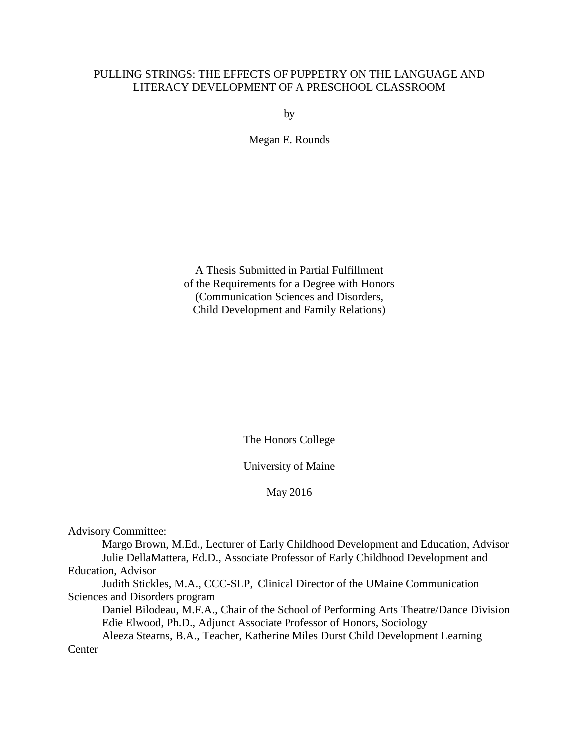# PULLING STRINGS: THE EFFECTS OF PUPPETRY ON THE LANGUAGE AND LITERACY DEVELOPMENT OF A PRESCHOOL CLASSROOM

by

Megan E. Rounds

A Thesis Submitted in Partial Fulfillment
of the Requirements for a Degree with Honors
(Communication Sciences and Disorders,
Child Development and Family Relations)

The Honors College

University of Maine

May 2016

Advisory Committee:

Margo Brown, M.Ed., Lecturer of Early Childhood Development and Education, Advisor
Julie DellaMattera, Ed.D., Associate Professor of Early Childhood Development and Education, Advisor
Judith Stickles, M.A., CCC-SLP, Clinical Director of the UMaine Communication Sciences and Disorders program
Daniel Bilodeau, M.F.A., Chair of the School of Performing Arts Theatre/Dance Division
Edie Elwood, Ph.D., Adjunct Associate Professor of Honors, Sociology
Aleeza Stearns, B.A., Teacher, Katherine Miles Durst Child Development Learning Center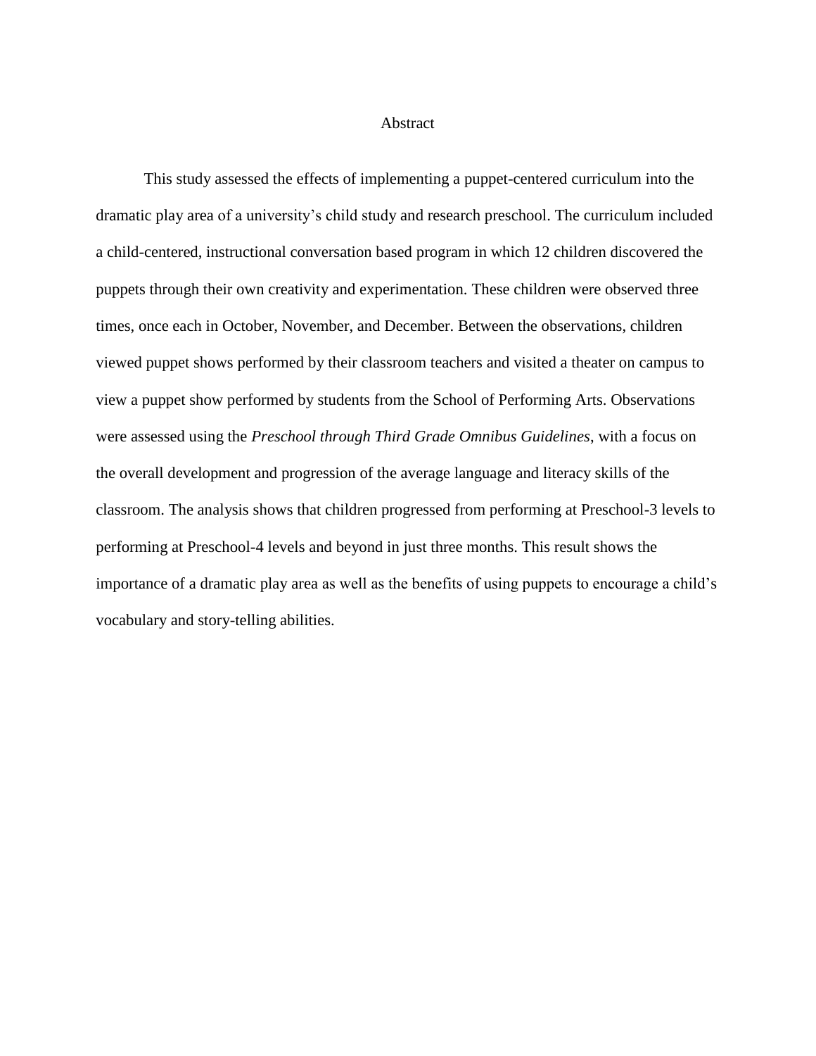# Abstract

This study assessed the effects of implementing a puppet-centered curriculum into the dramatic play area of a university's child study and research preschool. The curriculum included a child-centered, instructional conversation based program in which 12 children discovered the puppets through their own creativity and experimentation. These children were observed three times, once each in October, November, and December. Between the observations, children viewed puppet shows performed by their classroom teachers and visited a theater on campus to view a puppet show performed by students from the School of Performing Arts. Observations were assessed using the *Preschool through Third Grade Omnibus Guidelines*, with a focus on the overall development and progression of the average language and literacy skills of the classroom. The analysis shows that children progressed from performing at Preschool-3 levels to performing at Preschool-4 levels and beyond in just three months. This result shows the importance of a dramatic play area as well as the benefits of using puppets to encourage a child's vocabulary and story-telling abilities.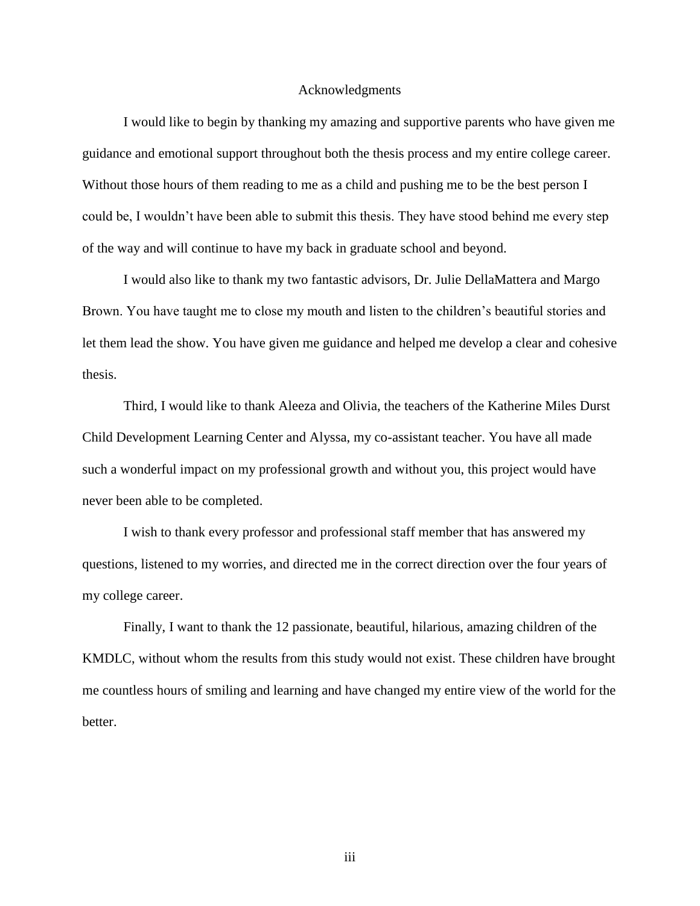# Acknowledgments

I would like to begin by thanking my amazing and supportive parents who have given me guidance and emotional support throughout both the thesis process and my entire college career. Without those hours of them reading to me as a child and pushing me to be the best person I could be, I wouldn't have been able to submit this thesis. They have stood behind me every step of the way and will continue to have my back in graduate school and beyond.

I would also like to thank my two fantastic advisors, Dr. Julie DellaMattera and Margo Brown. You have taught me to close my mouth and listen to the children's beautiful stories and let them lead the show. You have given me guidance and helped me develop a clear and cohesive thesis.

Third, I would like to thank Aleeza and Olivia, the teachers of the Katherine Miles Durst Child Development Learning Center and Alyssa, my co-assistant teacher. You have all made such a wonderful impact on my professional growth and without you, this project would have never been able to be completed.

I wish to thank every professor and professional staff member that has answered my questions, listened to my worries, and directed me in the correct direction over the four years of my college career.

Finally, I want to thank the 12 passionate, beautiful, hilarious, amazing children of the KMDLC, without whom the results from this study would not exist. These children have brought me countless hours of smiling and learning and have changed my entire view of the world for the better.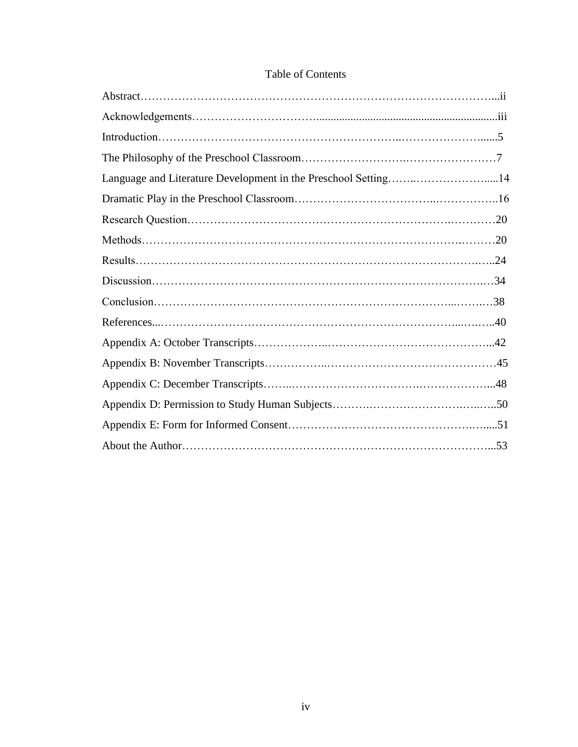# Table of Contents

Abstract……………………………………………………………………………………...ii

Acknowledgements…………………………...............................................................iii

Introduction…………………………………………………………..……………………......5

The Philosophy of the Preschool Classroom……………………….……………………7

Language and Literature Development in the Preschool Setting……..………………….....14

Dramatic Play in the Preschool Classroom……………………………..……………..16

Research Question……………………………………………………………….…………20

Methods………………………………………………………………………….………20

Results……………………………………………………………………………….…..24

Discussion…………………………………………………………………………….…34

Conclusion……………………………………………………………………...…….…38

References...…………………………………………………………………...….…..40

Appendix A: October Transcripts………………..……………………………………...42

Appendix B: November Transcripts……………..………………………………………45

Appendix C: December Transcripts……..…………………………….………………...48

Appendix D: Permission to Study Human Subjects……….…………………….…..…..50

Appendix E: Form for Informed Consent……………………………………….…....51

About the Author……………………………………………………………………...53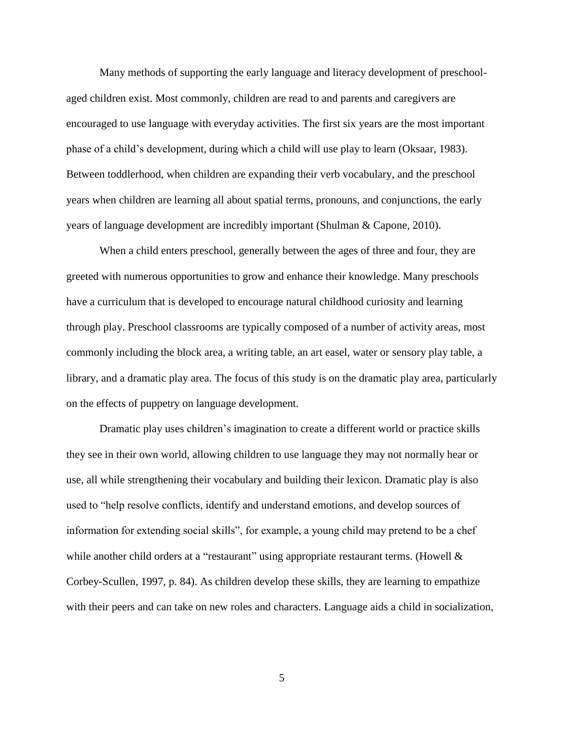Many methods of supporting the early language and literacy development of preschool-aged children exist. Most commonly, children are read to and parents and caregivers are encouraged to use language with everyday activities. The first six years are the most important phase of a child's development, during which a child will use play to learn (Oksaar, 1983). Between toddlerhood, when children are expanding their verb vocabulary, and the preschool years when children are learning all about spatial terms, pronouns, and conjunctions, the early years of language development are incredibly important (Shulman & Capone, 2010).

When a child enters preschool, generally between the ages of three and four, they are greeted with numerous opportunities to grow and enhance their knowledge. Many preschools have a curriculum that is developed to encourage natural childhood curiosity and learning through play. Preschool classrooms are typically composed of a number of activity areas, most commonly including the block area, a writing table, an art easel, water or sensory play table, a library, and a dramatic play area. The focus of this study is on the dramatic play area, particularly on the effects of puppetry on language development.

Dramatic play uses children's imagination to create a different world or practice skills they see in their own world, allowing children to use language they may not normally hear or use, all while strengthening their vocabulary and building their lexicon. Dramatic play is also used to "help resolve conflicts, identify and understand emotions, and develop sources of information for extending social skills", for example, a young child may pretend to be a chef while another child orders at a "restaurant" using appropriate restaurant terms. (Howell & Corbey-Scullen, 1997, p. 84). As children develop these skills, they are learning to empathize with their peers and can take on new roles and characters. Language aids a child in socialization,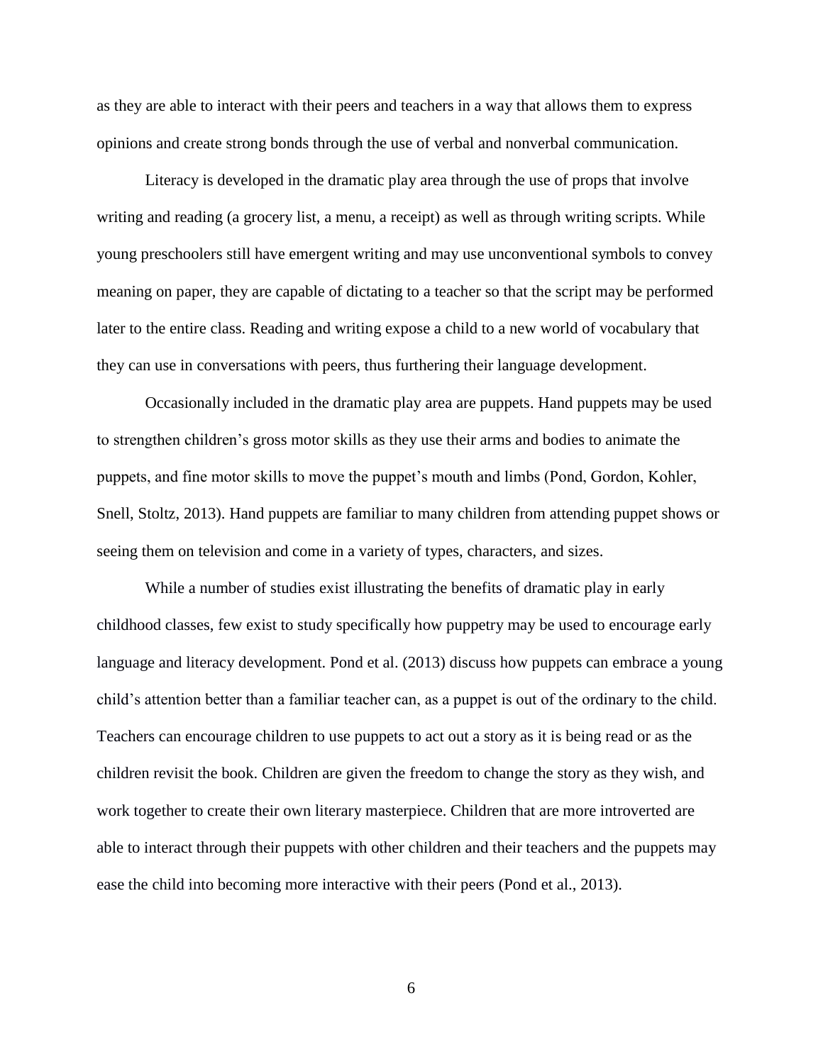as they are able to interact with their peers and teachers in a way that allows them to express opinions and create strong bonds through the use of verbal and nonverbal communication.

Literacy is developed in the dramatic play area through the use of props that involve writing and reading (a grocery list, a menu, a receipt) as well as through writing scripts. While young preschoolers still have emergent writing and may use unconventional symbols to convey meaning on paper, they are capable of dictating to a teacher so that the script may be performed later to the entire class. Reading and writing expose a child to a new world of vocabulary that they can use in conversations with peers, thus furthering their language development.

Occasionally included in the dramatic play area are puppets. Hand puppets may be used to strengthen children's gross motor skills as they use their arms and bodies to animate the puppets, and fine motor skills to move the puppet's mouth and limbs (Pond, Gordon, Kohler, Snell, Stoltz, 2013). Hand puppets are familiar to many children from attending puppet shows or seeing them on television and come in a variety of types, characters, and sizes.

While a number of studies exist illustrating the benefits of dramatic play in early childhood classes, few exist to study specifically how puppetry may be used to encourage early language and literacy development. Pond et al. (2013) discuss how puppets can embrace a young child's attention better than a familiar teacher can, as a puppet is out of the ordinary to the child. Teachers can encourage children to use puppets to act out a story as it is being read or as the children revisit the book. Children are given the freedom to change the story as they wish, and work together to create their own literary masterpiece. Children that are more introverted are able to interact through their puppets with other children and their teachers and the puppets may ease the child into becoming more interactive with their peers (Pond et al., 2013).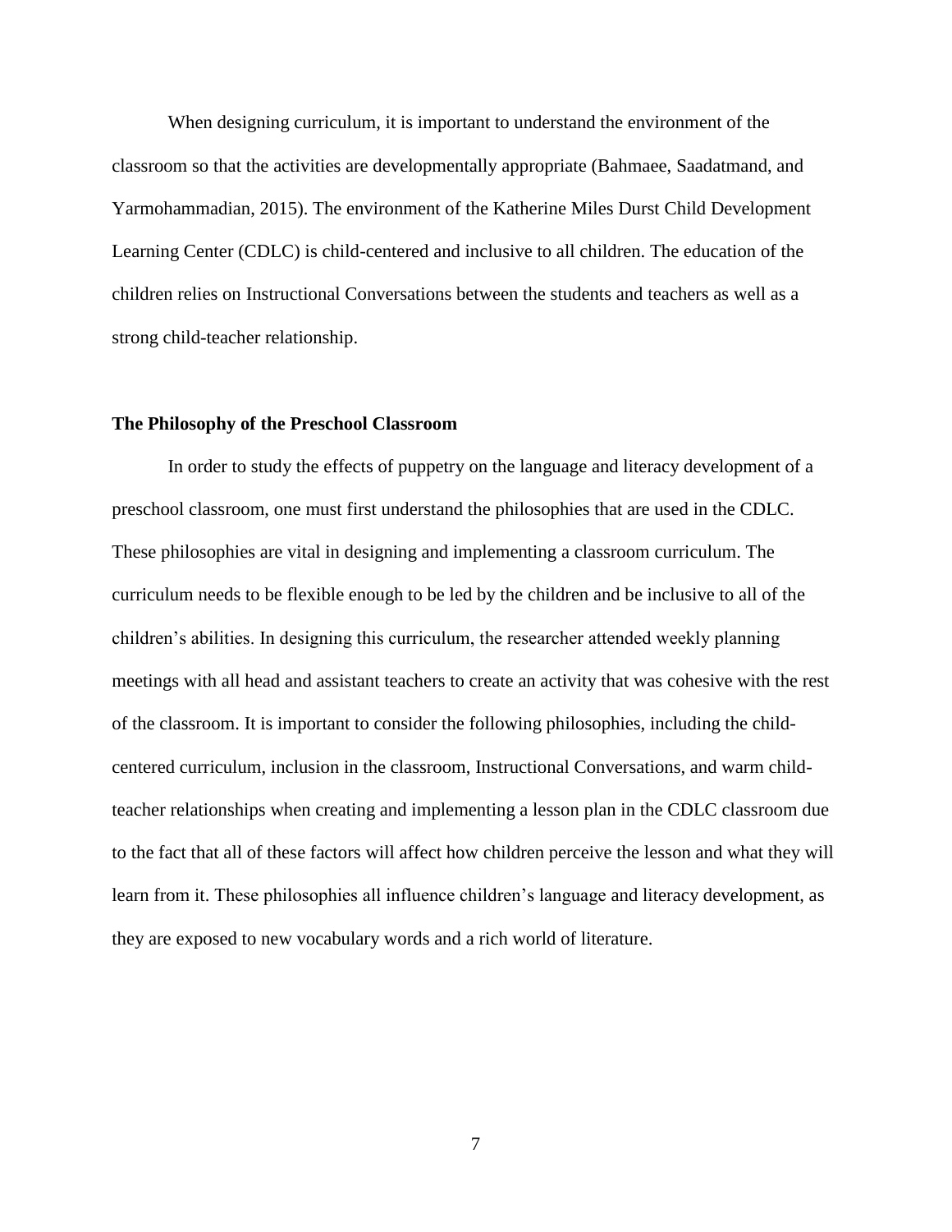When designing curriculum, it is important to understand the environment of the classroom so that the activities are developmentally appropriate (Bahmaee, Saadatmand, and Yarmohammadian, 2015). The environment of the Katherine Miles Durst Child Development Learning Center (CDLC) is child-centered and inclusive to all children. The education of the children relies on Instructional Conversations between the students and teachers as well as a strong child-teacher relationship.

### The Philosophy of the Preschool Classroom

In order to study the effects of puppetry on the language and literacy development of a preschool classroom, one must first understand the philosophies that are used in the CDLC. These philosophies are vital in designing and implementing a classroom curriculum. The curriculum needs to be flexible enough to be led by the children and be inclusive to all of the children's abilities. In designing this curriculum, the researcher attended weekly planning meetings with all head and assistant teachers to create an activity that was cohesive with the rest of the classroom. It is important to consider the following philosophies, including the child-centered curriculum, inclusion in the classroom, Instructional Conversations, and warm child-teacher relationships when creating and implementing a lesson plan in the CDLC classroom due to the fact that all of these factors will affect how children perceive the lesson and what they will learn from it. These philosophies all influence children's language and literacy development, as they are exposed to new vocabulary words and a rich world of literature.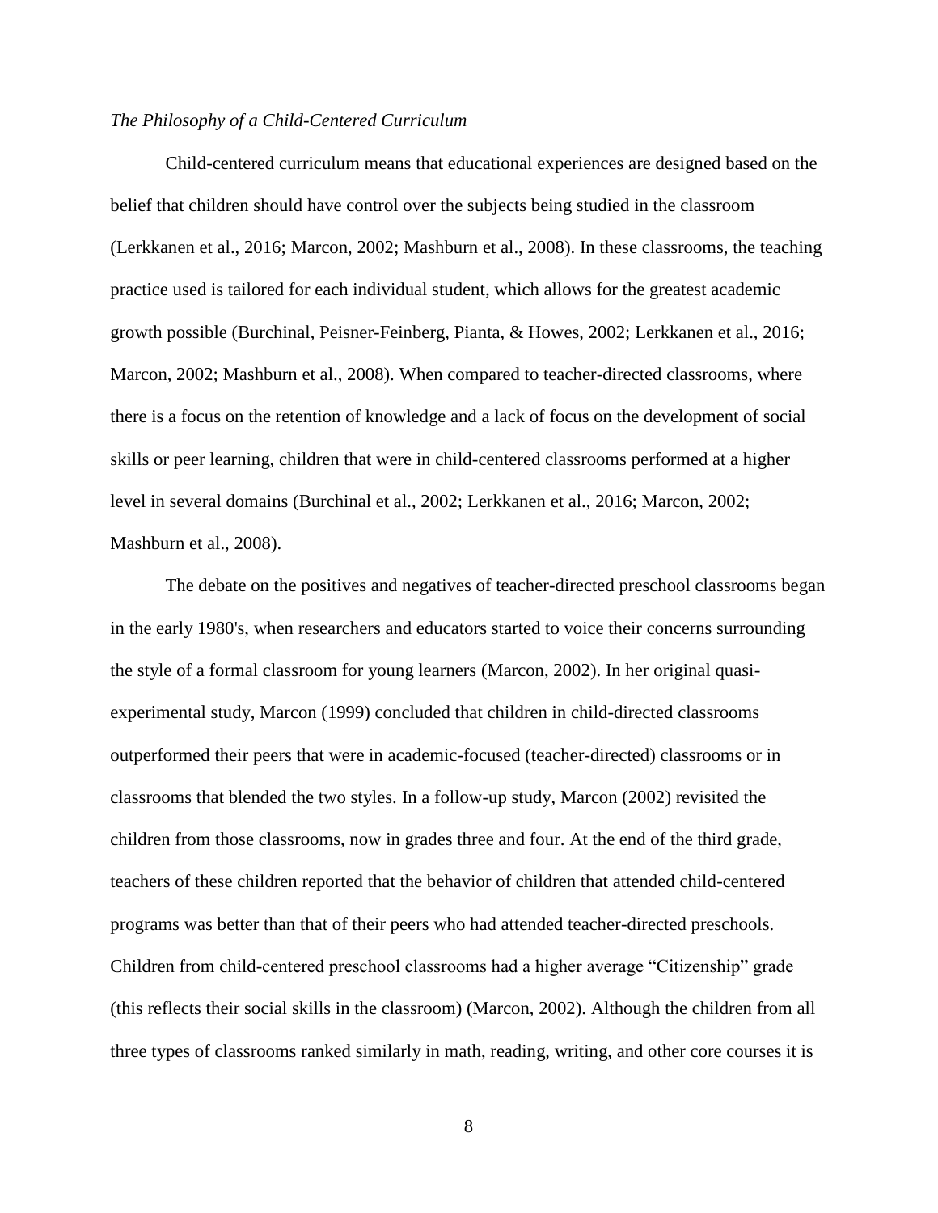*The Philosophy of a Child-Centered Curriculum*

Child-centered curriculum means that educational experiences are designed based on the belief that children should have control over the subjects being studied in the classroom (Lerkkanen et al., 2016; Marcon, 2002; Mashburn et al., 2008). In these classrooms, the teaching practice used is tailored for each individual student, which allows for the greatest academic growth possible (Burchinal, Peisner-Feinberg, Pianta, & Howes, 2002; Lerkkanen et al., 2016; Marcon, 2002; Mashburn et al., 2008). When compared to teacher-directed classrooms, where there is a focus on the retention of knowledge and a lack of focus on the development of social skills or peer learning, children that were in child-centered classrooms performed at a higher level in several domains (Burchinal et al., 2002; Lerkkanen et al., 2016; Marcon, 2002; Mashburn et al., 2008).

The debate on the positives and negatives of teacher-directed preschool classrooms began in the early 1980's, when researchers and educators started to voice their concerns surrounding the style of a formal classroom for young learners (Marcon, 2002). In her original quasi-experimental study, Marcon (1999) concluded that children in child-directed classrooms outperformed their peers that were in academic-focused (teacher-directed) classrooms or in classrooms that blended the two styles. In a follow-up study, Marcon (2002) revisited the children from those classrooms, now in grades three and four. At the end of the third grade, teachers of these children reported that the behavior of children that attended child-centered programs was better than that of their peers who had attended teacher-directed preschools. Children from child-centered preschool classrooms had a higher average "Citizenship" grade (this reflects their social skills in the classroom) (Marcon, 2002). Although the children from all three types of classrooms ranked similarly in math, reading, writing, and other core courses it is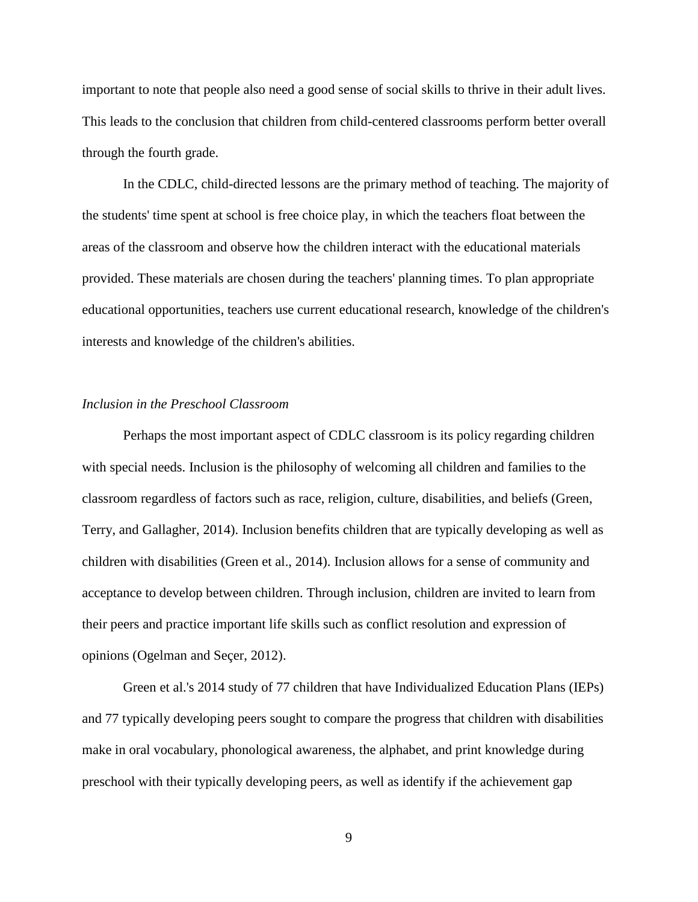important to note that people also need a good sense of social skills to thrive in their adult lives. This leads to the conclusion that children from child-centered classrooms perform better overall through the fourth grade.

In the CDLC, child-directed lessons are the primary method of teaching. The majority of the students' time spent at school is free choice play, in which the teachers float between the areas of the classroom and observe how the children interact with the educational materials provided. These materials are chosen during the teachers' planning times. To plan appropriate educational opportunities, teachers use current educational research, knowledge of the children's interests and knowledge of the children's abilities.

*Inclusion in the Preschool Classroom*

Perhaps the most important aspect of CDLC classroom is its policy regarding children with special needs. Inclusion is the philosophy of welcoming all children and families to the classroom regardless of factors such as race, religion, culture, disabilities, and beliefs (Green, Terry, and Gallagher, 2014). Inclusion benefits children that are typically developing as well as children with disabilities (Green et al., 2014). Inclusion allows for a sense of community and acceptance to develop between children. Through inclusion, children are invited to learn from their peers and practice important life skills such as conflict resolution and expression of opinions (Ogelman and Seçer, 2012).

Green et al.'s 2014 study of 77 children that have Individualized Education Plans (IEPs) and 77 typically developing peers sought to compare the progress that children with disabilities make in oral vocabulary, phonological awareness, the alphabet, and print knowledge during preschool with their typically developing peers, as well as identify if the achievement gap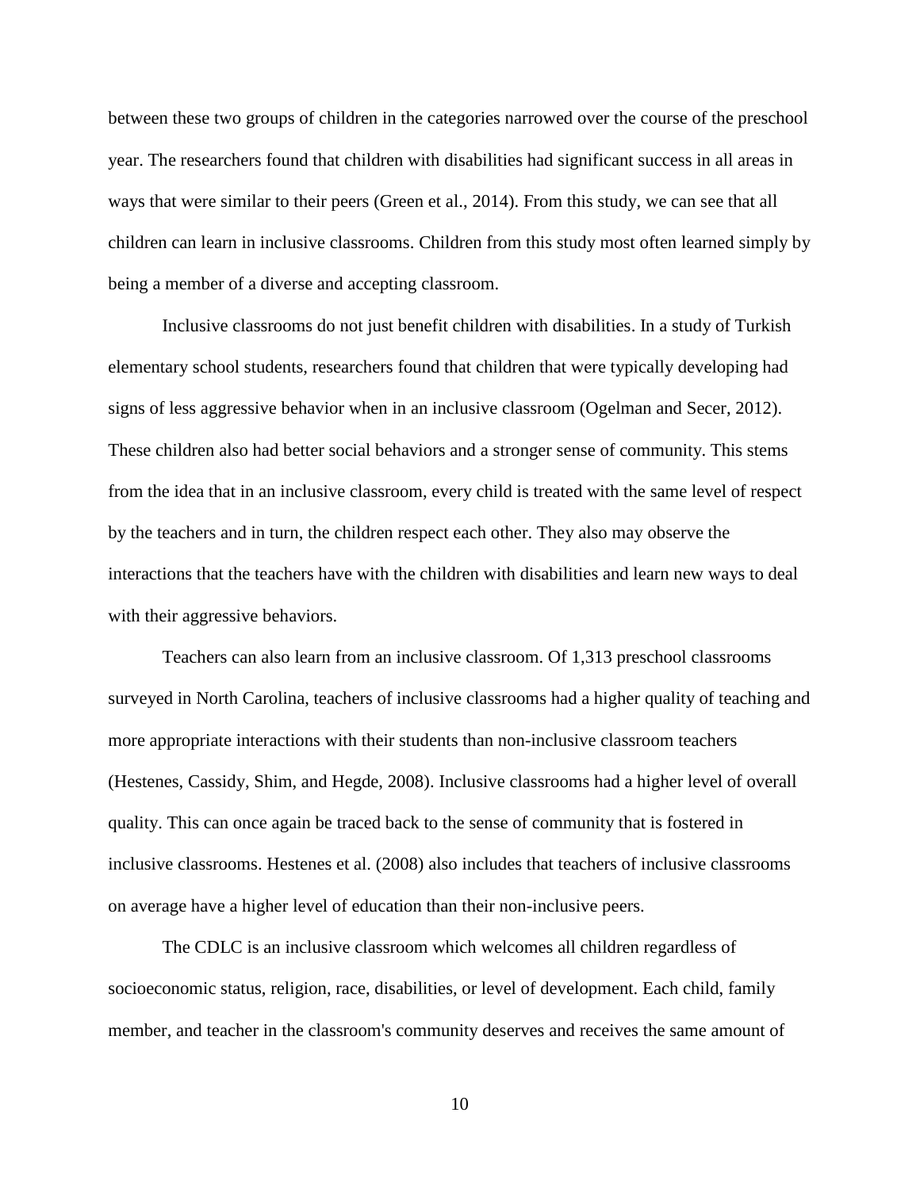between these two groups of children in the categories narrowed over the course of the preschool year. The researchers found that children with disabilities had significant success in all areas in ways that were similar to their peers (Green et al., 2014). From this study, we can see that all children can learn in inclusive classrooms. Children from this study most often learned simply by being a member of a diverse and accepting classroom.

Inclusive classrooms do not just benefit children with disabilities. In a study of Turkish elementary school students, researchers found that children that were typically developing had signs of less aggressive behavior when in an inclusive classroom (Ogelman and Secer, 2012). These children also had better social behaviors and a stronger sense of community. This stems from the idea that in an inclusive classroom, every child is treated with the same level of respect by the teachers and in turn, the children respect each other. They also may observe the interactions that the teachers have with the children with disabilities and learn new ways to deal with their aggressive behaviors.

Teachers can also learn from an inclusive classroom. Of 1,313 preschool classrooms surveyed in North Carolina, teachers of inclusive classrooms had a higher quality of teaching and more appropriate interactions with their students than non-inclusive classroom teachers (Hestenes, Cassidy, Shim, and Hegde, 2008). Inclusive classrooms had a higher level of overall quality. This can once again be traced back to the sense of community that is fostered in inclusive classrooms. Hestenes et al. (2008) also includes that teachers of inclusive classrooms on average have a higher level of education than their non-inclusive peers.

The CDLC is an inclusive classroom which welcomes all children regardless of socioeconomic status, religion, race, disabilities, or level of development. Each child, family member, and teacher in the classroom's community deserves and receives the same amount of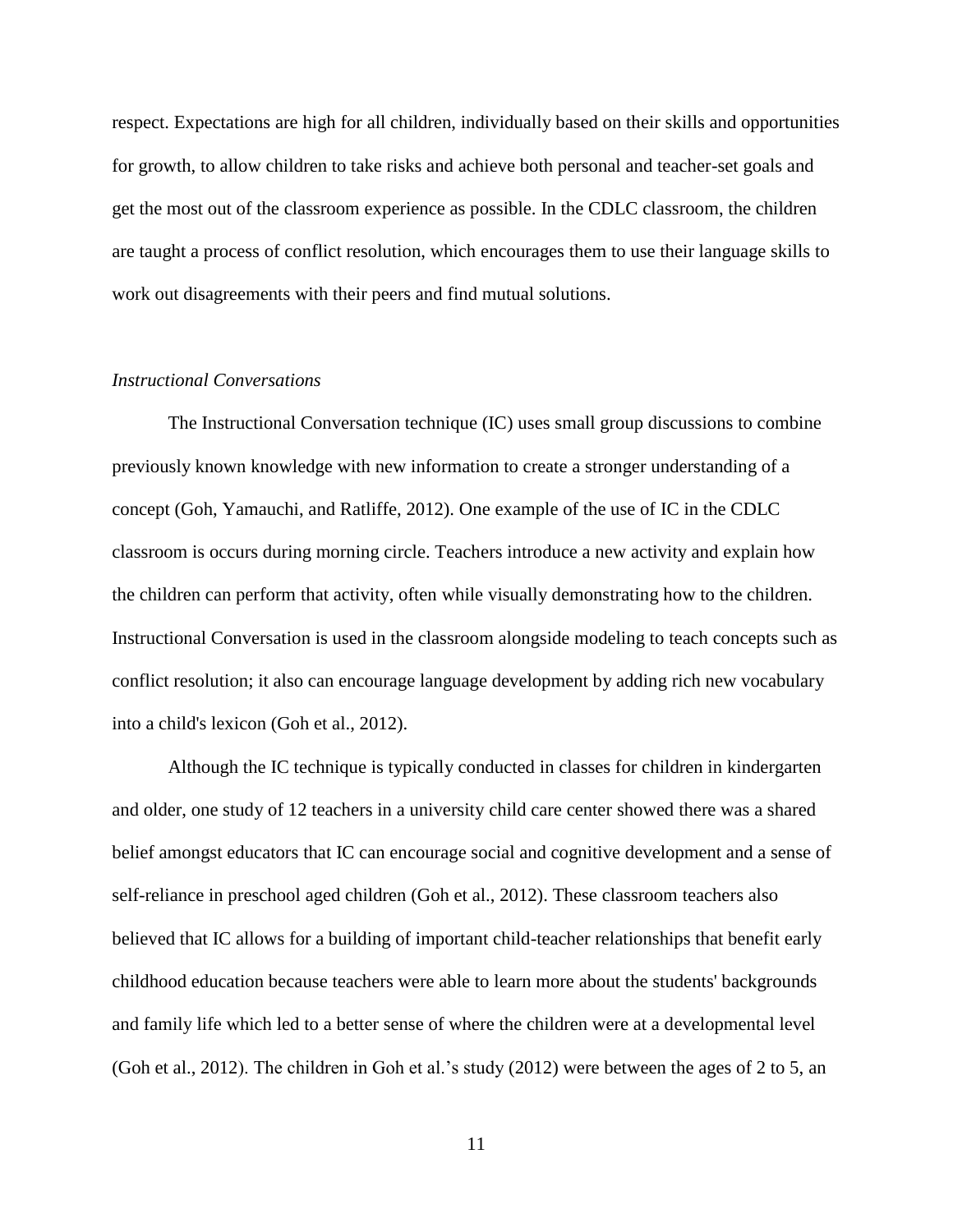respect. Expectations are high for all children, individually based on their skills and opportunities for growth, to allow children to take risks and achieve both personal and teacher-set goals and get the most out of the classroom experience as possible. In the CDLC classroom, the children are taught a process of conflict resolution, which encourages them to use their language skills to work out disagreements with their peers and find mutual solutions.

*Instructional Conversations*

The Instructional Conversation technique (IC) uses small group discussions to combine previously known knowledge with new information to create a stronger understanding of a concept (Goh, Yamauchi, and Ratliffe, 2012). One example of the use of IC in the CDLC classroom is occurs during morning circle. Teachers introduce a new activity and explain how the children can perform that activity, often while visually demonstrating how to the children. Instructional Conversation is used in the classroom alongside modeling to teach concepts such as conflict resolution; it also can encourage language development by adding rich new vocabulary into a child's lexicon (Goh et al., 2012).

Although the IC technique is typically conducted in classes for children in kindergarten and older, one study of 12 teachers in a university child care center showed there was a shared belief amongst educators that IC can encourage social and cognitive development and a sense of self-reliance in preschool aged children (Goh et al., 2012). These classroom teachers also believed that IC allows for a building of important child-teacher relationships that benefit early childhood education because teachers were able to learn more about the students' backgrounds and family life which led to a better sense of where the children were at a developmental level (Goh et al., 2012). The children in Goh et al.'s study (2012) were between the ages of 2 to 5, an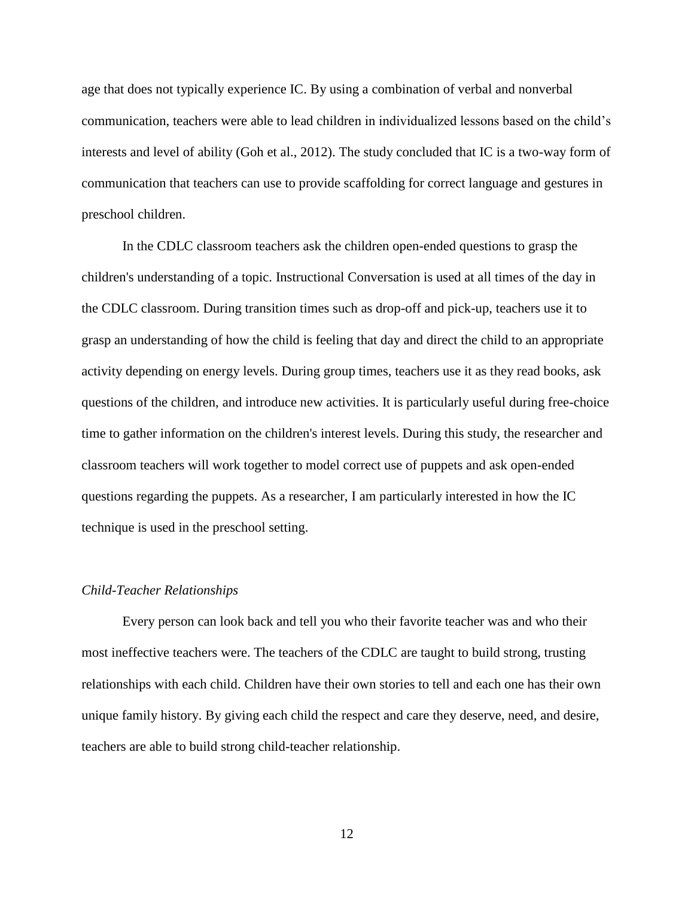age that does not typically experience IC. By using a combination of verbal and nonverbal communication, teachers were able to lead children in individualized lessons based on the child's interests and level of ability (Goh et al., 2012). The study concluded that IC is a two-way form of communication that teachers can use to provide scaffolding for correct language and gestures in preschool children.

In the CDLC classroom teachers ask the children open-ended questions to grasp the children's understanding of a topic. Instructional Conversation is used at all times of the day in the CDLC classroom. During transition times such as drop-off and pick-up, teachers use it to grasp an understanding of how the child is feeling that day and direct the child to an appropriate activity depending on energy levels. During group times, teachers use it as they read books, ask questions of the children, and introduce new activities. It is particularly useful during free-choice time to gather information on the children's interest levels. During this study, the researcher and classroom teachers will work together to model correct use of puppets and ask open-ended questions regarding the puppets. As a researcher, I am particularly interested in how the IC technique is used in the preschool setting.

### *Child-Teacher Relationships*

Every person can look back and tell you who their favorite teacher was and who their most ineffective teachers were. The teachers of the CDLC are taught to build strong, trusting relationships with each child. Children have their own stories to tell and each one has their own unique family history. By giving each child the respect and care they deserve, need, and desire, teachers are able to build strong child-teacher relationship.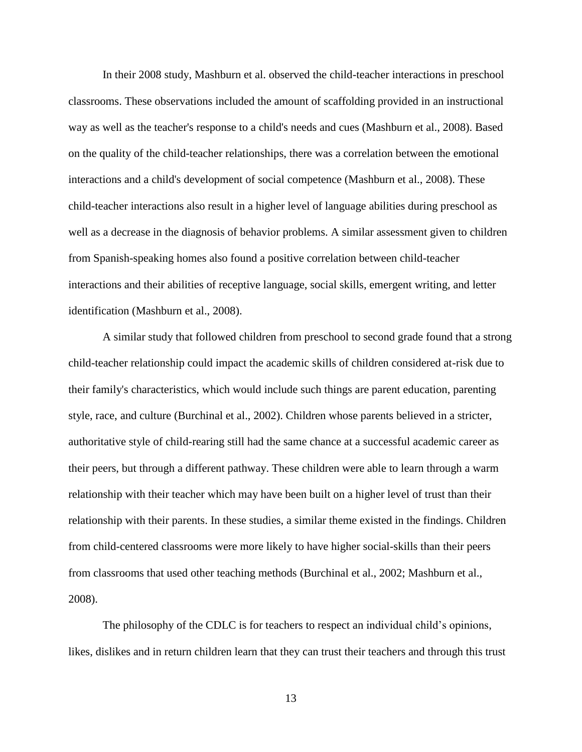In their 2008 study, Mashburn et al. observed the child-teacher interactions in preschool classrooms. These observations included the amount of scaffolding provided in an instructional way as well as the teacher's response to a child's needs and cues (Mashburn et al., 2008). Based on the quality of the child-teacher relationships, there was a correlation between the emotional interactions and a child's development of social competence (Mashburn et al., 2008). These child-teacher interactions also result in a higher level of language abilities during preschool as well as a decrease in the diagnosis of behavior problems. A similar assessment given to children from Spanish-speaking homes also found a positive correlation between child-teacher interactions and their abilities of receptive language, social skills, emergent writing, and letter identification (Mashburn et al., 2008).

A similar study that followed children from preschool to second grade found that a strong child-teacher relationship could impact the academic skills of children considered at-risk due to their family's characteristics, which would include such things are parent education, parenting style, race, and culture (Burchinal et al., 2002). Children whose parents believed in a stricter, authoritative style of child-rearing still had the same chance at a successful academic career as their peers, but through a different pathway. These children were able to learn through a warm relationship with their teacher which may have been built on a higher level of trust than their relationship with their parents. In these studies, a similar theme existed in the findings. Children from child-centered classrooms were more likely to have higher social-skills than their peers from classrooms that used other teaching methods (Burchinal et al., 2002; Mashburn et al., 2008).

The philosophy of the CDLC is for teachers to respect an individual child’s opinions, likes, dislikes and in return children learn that they can trust their teachers and through this trust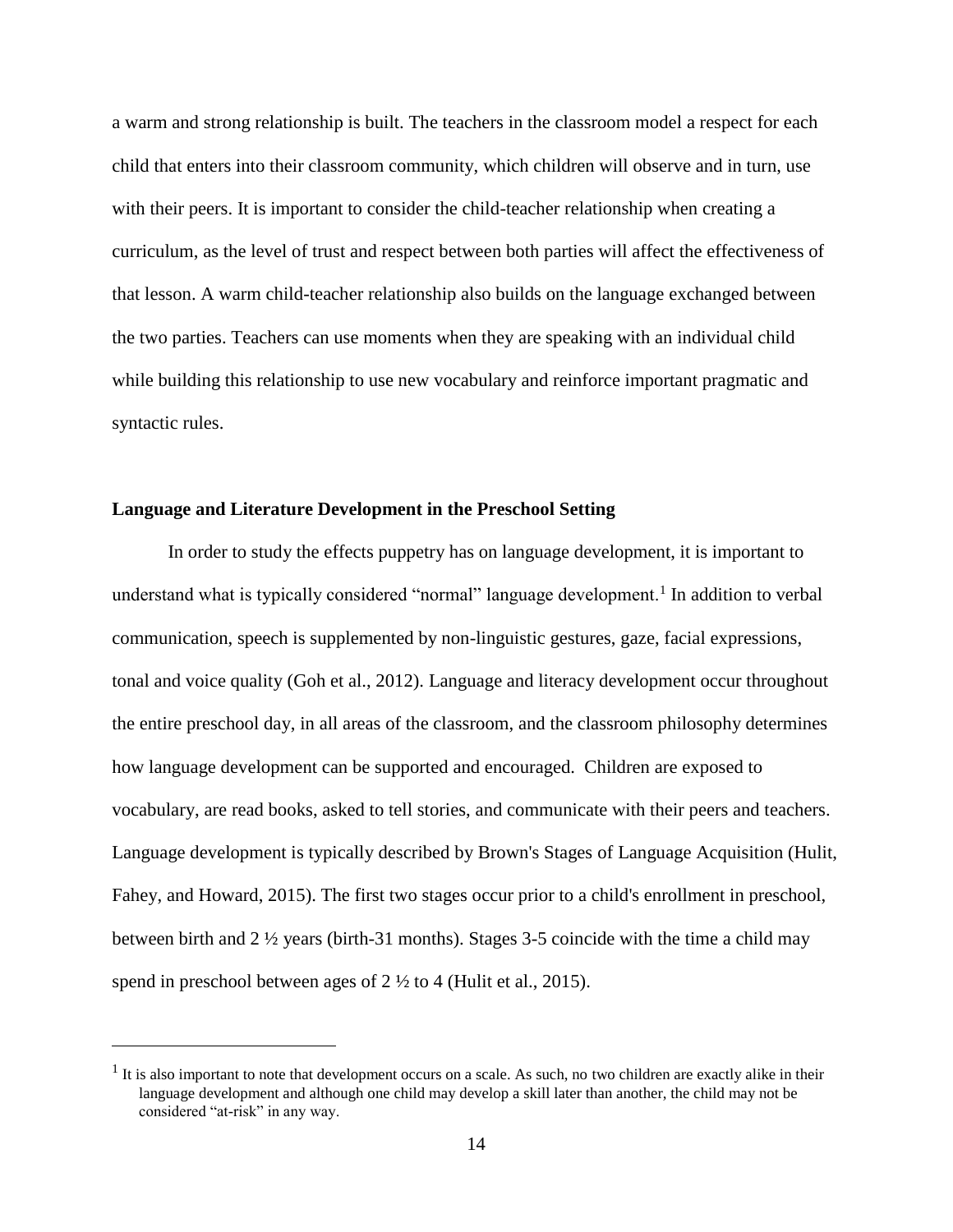a warm and strong relationship is built. The teachers in the classroom model a respect for each child that enters into their classroom community, which children will observe and in turn, use with their peers. It is important to consider the child-teacher relationship when creating a curriculum, as the level of trust and respect between both parties will affect the effectiveness of that lesson. A warm child-teacher relationship also builds on the language exchanged between the two parties. Teachers can use moments when they are speaking with an individual child while building this relationship to use new vocabulary and reinforce important pragmatic and syntactic rules.

**Language and Literature Development in the Preschool Setting**

In order to study the effects puppetry has on language development, it is important to understand what is typically considered "normal" language development.[1] In addition to verbal communication, speech is supplemented by non-linguistic gestures, gaze, facial expressions, tonal and voice quality (Goh et al., 2012). Language and literacy development occur throughout the entire preschool day, in all areas of the classroom, and the classroom philosophy determines how language development can be supported and encouraged. Children are exposed to vocabulary, are read books, asked to tell stories, and communicate with their peers and teachers. Language development is typically described by Brown's Stages of Language Acquisition (Hulit, Fahey, and Howard, 2015). The first two stages occur prior to a child's enrollment in preschool, between birth and 2 ½ years (birth-31 months). Stages 3-5 coincide with the time a child may spend in preschool between ages of 2 ½ to 4 (Hulit et al., 2015).

---

[1] It is also important to note that development occurs on a scale. As such, no two children are exactly alike in their language development and although one child may develop a skill later than another, the child may not be considered "at-risk" in any way.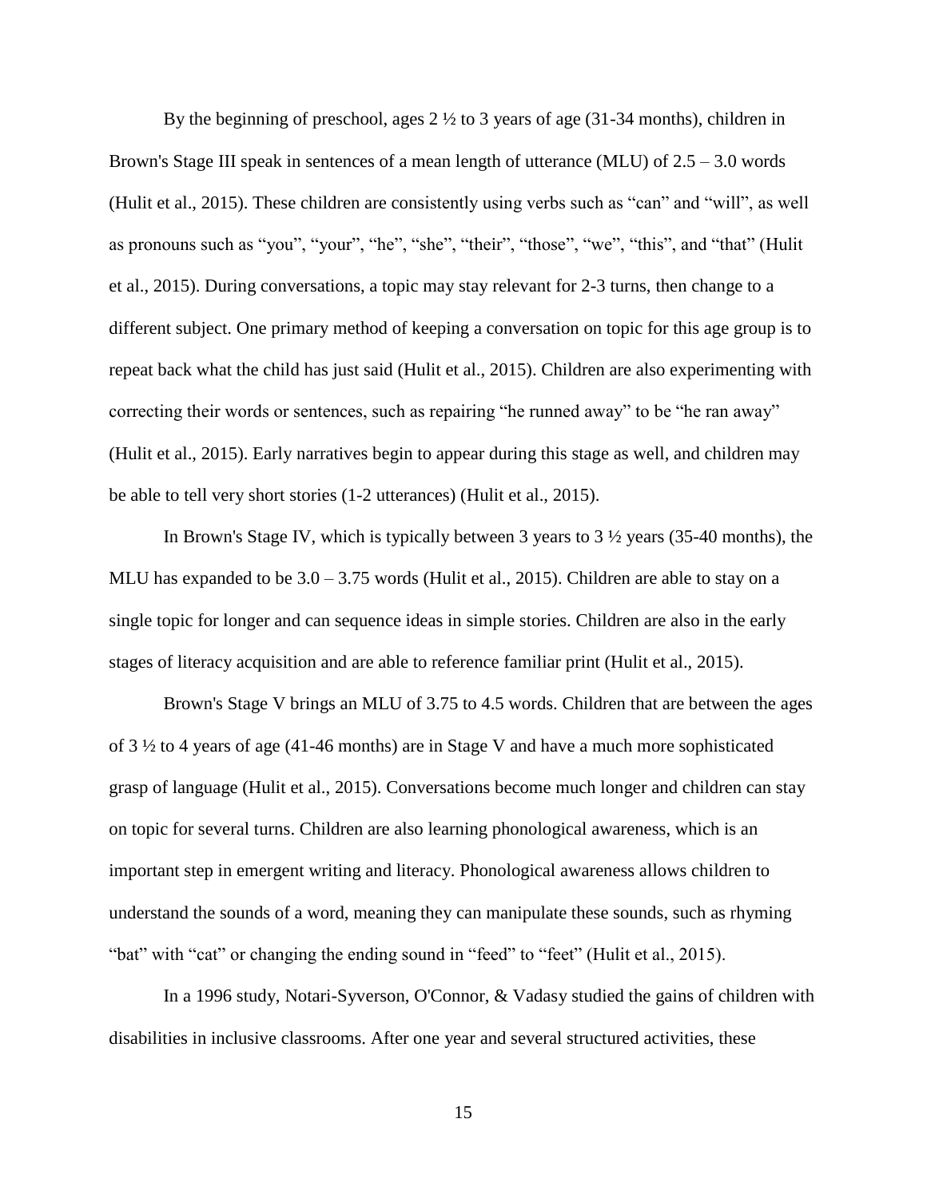By the beginning of preschool, ages 2 ½ to 3 years of age (31-34 months), children in Brown's Stage III speak in sentences of a mean length of utterance (MLU) of 2.5 – 3.0 words (Hulit et al., 2015). These children are consistently using verbs such as "can" and "will", as well as pronouns such as "you", "your", "he", "she", "their", "those", "we", "this", and "that" (Hulit et al., 2015). During conversations, a topic may stay relevant for 2-3 turns, then change to a different subject. One primary method of keeping a conversation on topic for this age group is to repeat back what the child has just said (Hulit et al., 2015). Children are also experimenting with correcting their words or sentences, such as repairing "he runned away" to be "he ran away" (Hulit et al., 2015). Early narratives begin to appear during this stage as well, and children may be able to tell very short stories (1-2 utterances) (Hulit et al., 2015).

In Brown's Stage IV, which is typically between 3 years to 3 ½ years (35-40 months), the MLU has expanded to be 3.0 – 3.75 words (Hulit et al., 2015). Children are able to stay on a single topic for longer and can sequence ideas in simple stories. Children are also in the early stages of literacy acquisition and are able to reference familiar print (Hulit et al., 2015).

Brown's Stage V brings an MLU of 3.75 to 4.5 words. Children that are between the ages of 3 ½ to 4 years of age (41-46 months) are in Stage V and have a much more sophisticated grasp of language (Hulit et al., 2015). Conversations become much longer and children can stay on topic for several turns. Children are also learning phonological awareness, which is an important step in emergent writing and literacy. Phonological awareness allows children to understand the sounds of a word, meaning they can manipulate these sounds, such as rhyming "bat" with "cat" or changing the ending sound in "feed" to "feet" (Hulit et al., 2015).

In a 1996 study, Notari-Syverson, O'Connor, & Vadasy studied the gains of children with disabilities in inclusive classrooms. After one year and several structured activities, these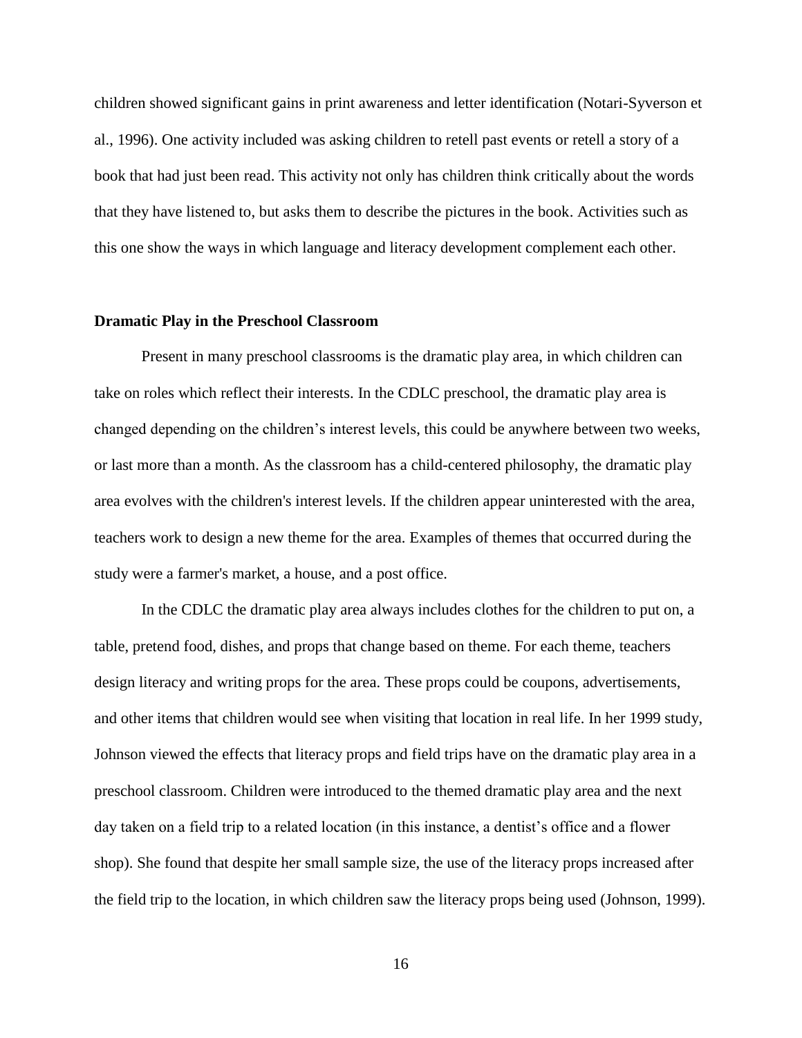children showed significant gains in print awareness and letter identification (Notari-Syverson et al., 1996). One activity included was asking children to retell past events or retell a story of a book that had just been read. This activity not only has children think critically about the words that they have listened to, but asks them to describe the pictures in the book. Activities such as this one show the ways in which language and literacy development complement each other.

**Dramatic Play in the Preschool Classroom**

Present in many preschool classrooms is the dramatic play area, in which children can take on roles which reflect their interests. In the CDLC preschool, the dramatic play area is changed depending on the children's interest levels, this could be anywhere between two weeks, or last more than a month. As the classroom has a child-centered philosophy, the dramatic play area evolves with the children's interest levels. If the children appear uninterested with the area, teachers work to design a new theme for the area. Examples of themes that occurred during the study were a farmer's market, a house, and a post office.

In the CDLC the dramatic play area always includes clothes for the children to put on, a table, pretend food, dishes, and props that change based on theme. For each theme, teachers design literacy and writing props for the area. These props could be coupons, advertisements, and other items that children would see when visiting that location in real life. In her 1999 study, Johnson viewed the effects that literacy props and field trips have on the dramatic play area in a preschool classroom. Children were introduced to the themed dramatic play area and the next day taken on a field trip to a related location (in this instance, a dentist's office and a flower shop). She found that despite her small sample size, the use of the literacy props increased after the field trip to the location, in which children saw the literacy props being used (Johnson, 1999).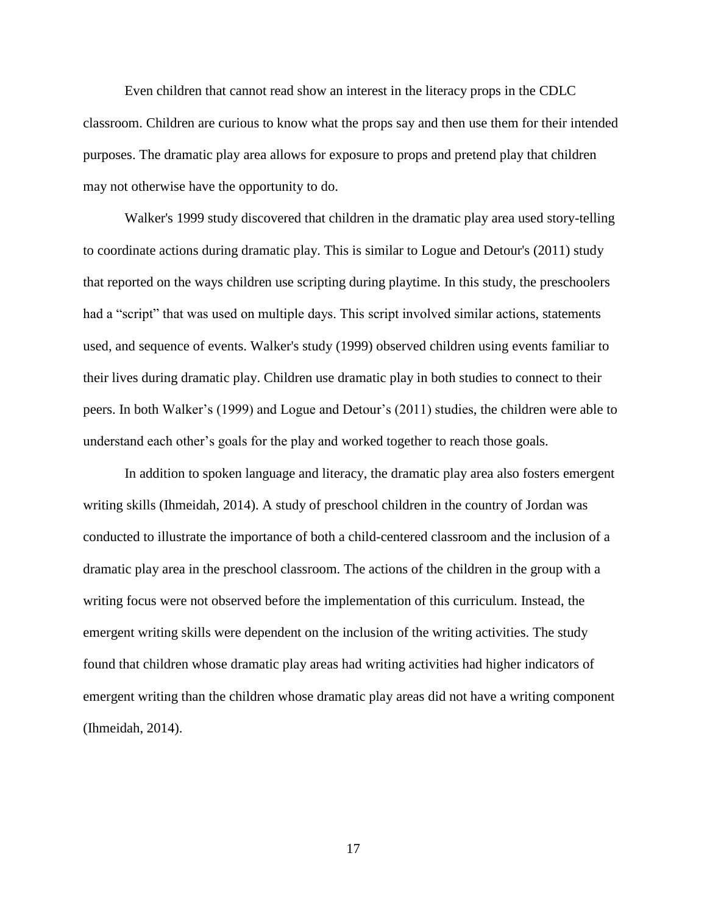Even children that cannot read show an interest in the literacy props in the CDLC classroom. Children are curious to know what the props say and then use them for their intended purposes. The dramatic play area allows for exposure to props and pretend play that children may not otherwise have the opportunity to do.

Walker's 1999 study discovered that children in the dramatic play area used story-telling to coordinate actions during dramatic play. This is similar to Logue and Detour's (2011) study that reported on the ways children use scripting during playtime. In this study, the preschoolers had a "script" that was used on multiple days. This script involved similar actions, statements used, and sequence of events. Walker's study (1999) observed children using events familiar to their lives during dramatic play. Children use dramatic play in both studies to connect to their peers. In both Walker's (1999) and Logue and Detour's (2011) studies, the children were able to understand each other's goals for the play and worked together to reach those goals.

In addition to spoken language and literacy, the dramatic play area also fosters emergent writing skills (Ihmeidah, 2014). A study of preschool children in the country of Jordan was conducted to illustrate the importance of both a child-centered classroom and the inclusion of a dramatic play area in the preschool classroom. The actions of the children in the group with a writing focus were not observed before the implementation of this curriculum. Instead, the emergent writing skills were dependent on the inclusion of the writing activities. The study found that children whose dramatic play areas had writing activities had higher indicators of emergent writing than the children whose dramatic play areas did not have a writing component (Ihmeidah, 2014).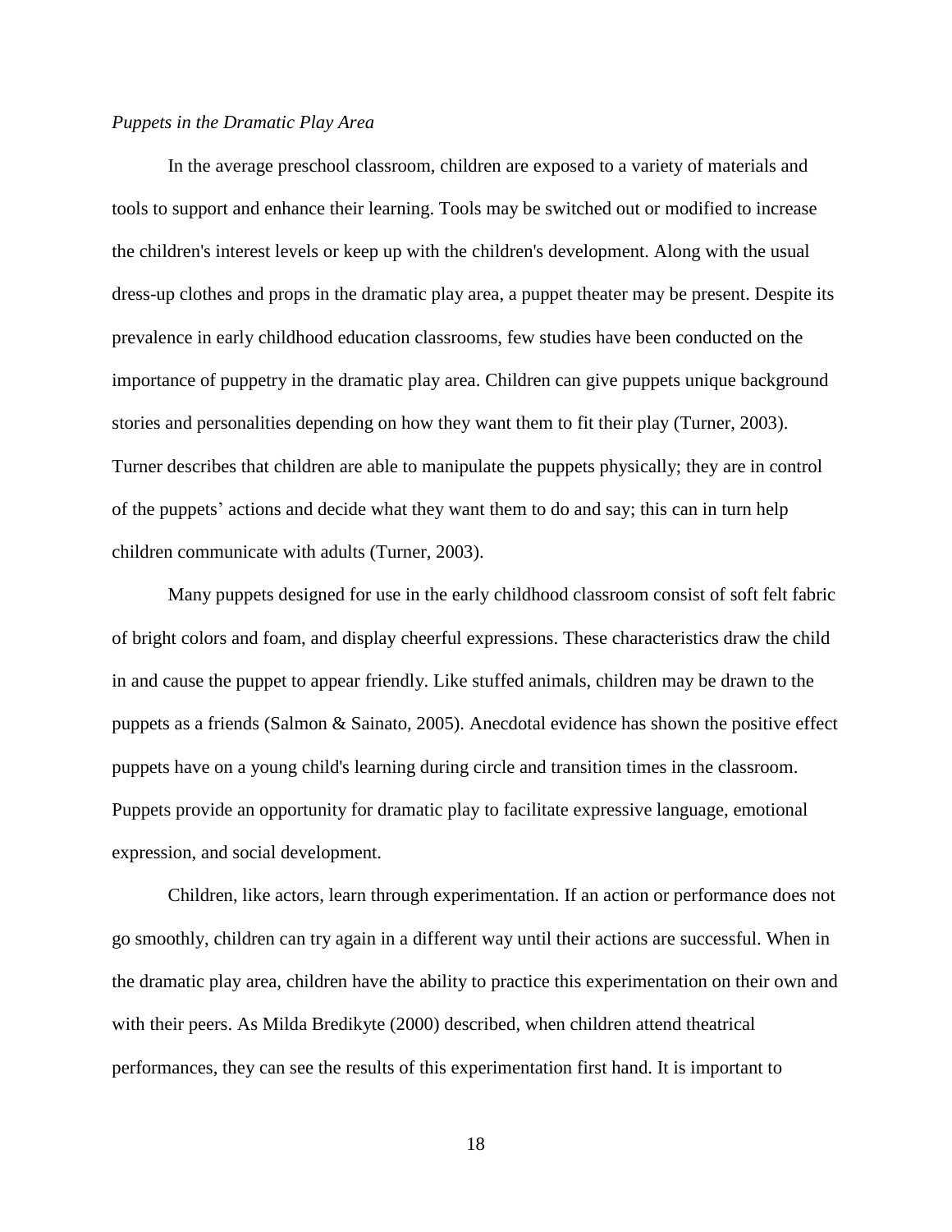*Puppets in the Dramatic Play Area*

In the average preschool classroom, children are exposed to a variety of materials and tools to support and enhance their learning. Tools may be switched out or modified to increase the children's interest levels or keep up with the children's development. Along with the usual dress-up clothes and props in the dramatic play area, a puppet theater may be present. Despite its prevalence in early childhood education classrooms, few studies have been conducted on the importance of puppetry in the dramatic play area. Children can give puppets unique background stories and personalities depending on how they want them to fit their play (Turner, 2003). Turner describes that children are able to manipulate the puppets physically; they are in control of the puppets' actions and decide what they want them to do and say; this can in turn help children communicate with adults (Turner, 2003).

Many puppets designed for use in the early childhood classroom consist of soft felt fabric of bright colors and foam, and display cheerful expressions. These characteristics draw the child in and cause the puppet to appear friendly. Like stuffed animals, children may be drawn to the puppets as a friends (Salmon & Sainato, 2005). Anecdotal evidence has shown the positive effect puppets have on a young child's learning during circle and transition times in the classroom. Puppets provide an opportunity for dramatic play to facilitate expressive language, emotional expression, and social development.

Children, like actors, learn through experimentation. If an action or performance does not go smoothly, children can try again in a different way until their actions are successful. When in the dramatic play area, children have the ability to practice this experimentation on their own and with their peers. As Milda Bredikyte (2000) described, when children attend theatrical performances, they can see the results of this experimentation first hand. It is important to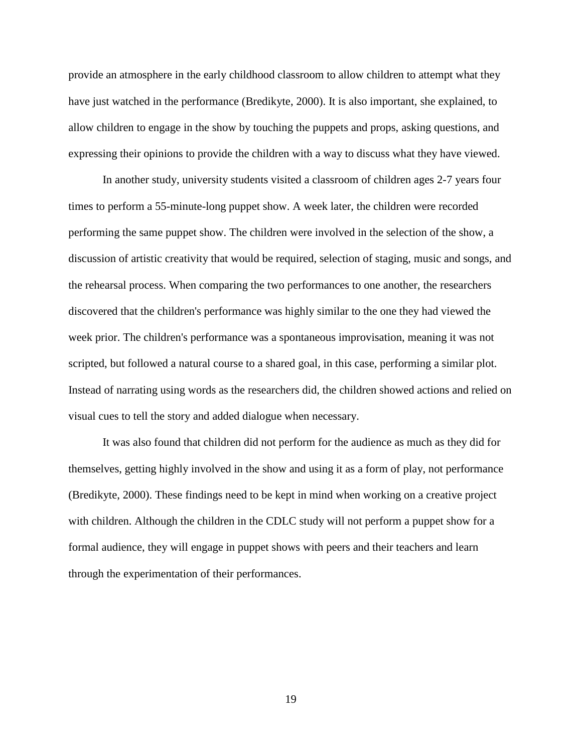provide an atmosphere in the early childhood classroom to allow children to attempt what they have just watched in the performance (Bredikyte, 2000). It is also important, she explained, to allow children to engage in the show by touching the puppets and props, asking questions, and expressing their opinions to provide the children with a way to discuss what they have viewed.

In another study, university students visited a classroom of children ages 2-7 years four times to perform a 55-minute-long puppet show. A week later, the children were recorded performing the same puppet show. The children were involved in the selection of the show, a discussion of artistic creativity that would be required, selection of staging, music and songs, and the rehearsal process. When comparing the two performances to one another, the researchers discovered that the children's performance was highly similar to the one they had viewed the week prior. The children's performance was a spontaneous improvisation, meaning it was not scripted, but followed a natural course to a shared goal, in this case, performing a similar plot. Instead of narrating using words as the researchers did, the children showed actions and relied on visual cues to tell the story and added dialogue when necessary.

It was also found that children did not perform for the audience as much as they did for themselves, getting highly involved in the show and using it as a form of play, not performance (Bredikyte, 2000). These findings need to be kept in mind when working on a creative project with children. Although the children in the CDLC study will not perform a puppet show for a formal audience, they will engage in puppet shows with peers and their teachers and learn through the experimentation of their performances.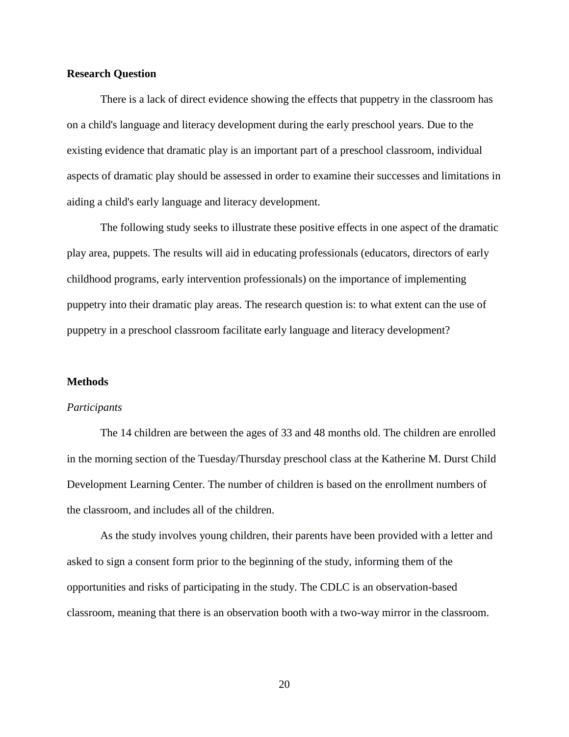**Research Question**

There is a lack of direct evidence showing the effects that puppetry in the classroom has on a child's language and literacy development during the early preschool years. Due to the existing evidence that dramatic play is an important part of a preschool classroom, individual aspects of dramatic play should be assessed in order to examine their successes and limitations in aiding a child's early language and literacy development.

The following study seeks to illustrate these positive effects in one aspect of the dramatic play area, puppets. The results will aid in educating professionals (educators, directors of early childhood programs, early intervention professionals) on the importance of implementing puppetry into their dramatic play areas. The research question is: to what extent can the use of puppetry in a preschool classroom facilitate early language and literacy development?

**Methods**

*Participants*

The 14 children are between the ages of 33 and 48 months old. The children are enrolled in the morning section of the Tuesday/Thursday preschool class at the Katherine M. Durst Child Development Learning Center. The number of children is based on the enrollment numbers of the classroom, and includes all of the children.

As the study involves young children, their parents have been provided with a letter and asked to sign a consent form prior to the beginning of the study, informing them of the opportunities and risks of participating in the study. The CDLC is an observation-based classroom, meaning that there is an observation booth with a two-way mirror in the classroom.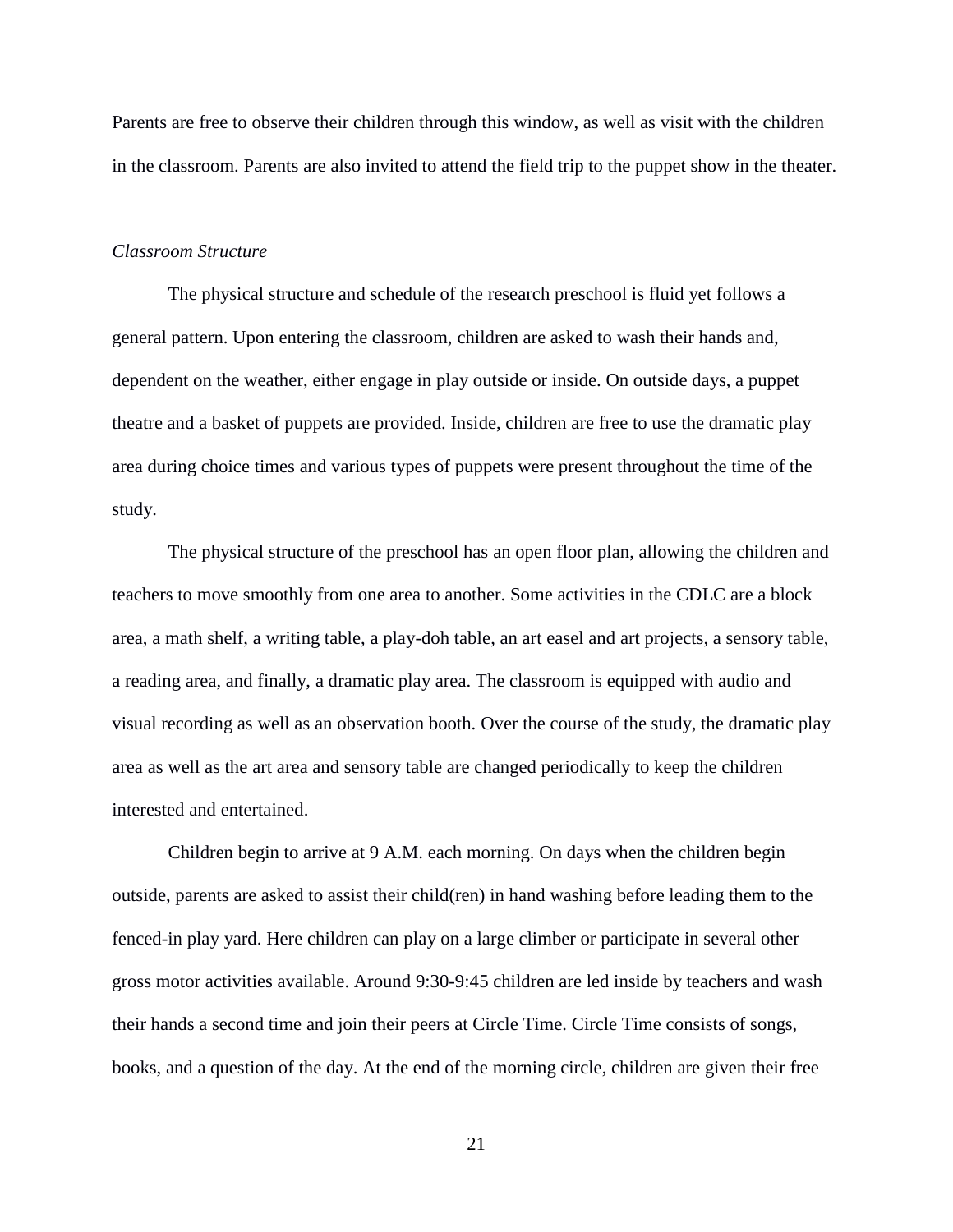Parents are free to observe their children through this window, as well as visit with the children in the classroom. Parents are also invited to attend the field trip to the puppet show in the theater.

### *Classroom Structure*

The physical structure and schedule of the research preschool is fluid yet follows a general pattern. Upon entering the classroom, children are asked to wash their hands and, dependent on the weather, either engage in play outside or inside. On outside days, a puppet theatre and a basket of puppets are provided. Inside, children are free to use the dramatic play area during choice times and various types of puppets were present throughout the time of the study.

The physical structure of the preschool has an open floor plan, allowing the children and teachers to move smoothly from one area to another. Some activities in the CDLC are a block area, a math shelf, a writing table, a play-doh table, an art easel and art projects, a sensory table, a reading area, and finally, a dramatic play area. The classroom is equipped with audio and visual recording as well as an observation booth. Over the course of the study, the dramatic play area as well as the art area and sensory table are changed periodically to keep the children interested and entertained.

Children begin to arrive at 9 A.M. each morning. On days when the children begin outside, parents are asked to assist their child(ren) in hand washing before leading them to the fenced-in play yard. Here children can play on a large climber or participate in several other gross motor activities available. Around 9:30-9:45 children are led inside by teachers and wash their hands a second time and join their peers at Circle Time. Circle Time consists of songs, books, and a question of the day. At the end of the morning circle, children are given their free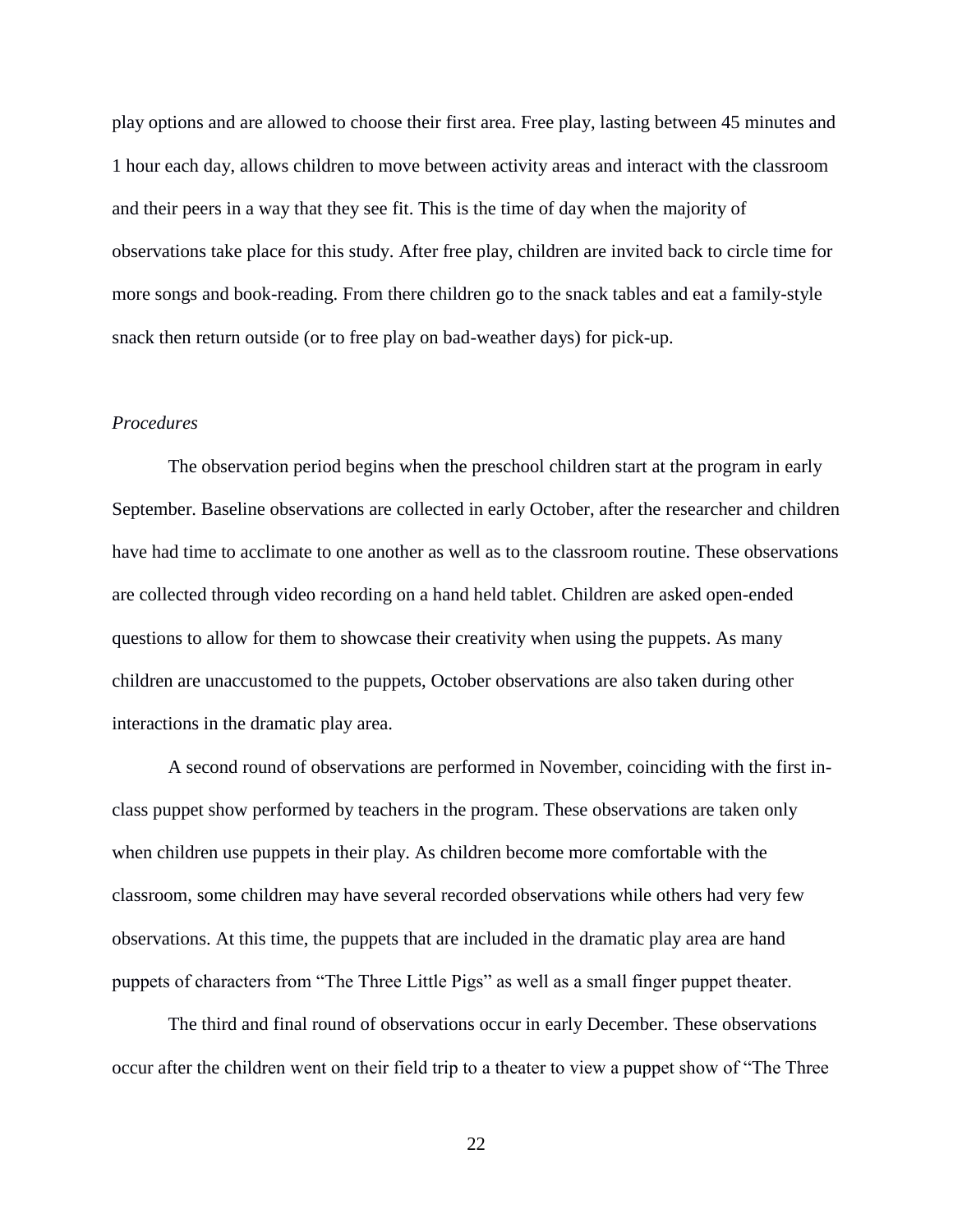play options and are allowed to choose their first area. Free play, lasting between 45 minutes and 1 hour each day, allows children to move between activity areas and interact with the classroom and their peers in a way that they see fit. This is the time of day when the majority of observations take place for this study. After free play, children are invited back to circle time for more songs and book-reading. From there children go to the snack tables and eat a family-style snack then return outside (or to free play on bad-weather days) for pick-up.

*Procedures*

The observation period begins when the preschool children start at the program in early September. Baseline observations are collected in early October, after the researcher and children have had time to acclimate to one another as well as to the classroom routine. These observations are collected through video recording on a hand held tablet. Children are asked open-ended questions to allow for them to showcase their creativity when using the puppets. As many children are unaccustomed to the puppets, October observations are also taken during other interactions in the dramatic play area.

A second round of observations are performed in November, coinciding with the first in-class puppet show performed by teachers in the program. These observations are taken only when children use puppets in their play. As children become more comfortable with the classroom, some children may have several recorded observations while others had very few observations. At this time, the puppets that are included in the dramatic play area are hand puppets of characters from "The Three Little Pigs" as well as a small finger puppet theater.

The third and final round of observations occur in early December. These observations occur after the children went on their field trip to a theater to view a puppet show of "The Three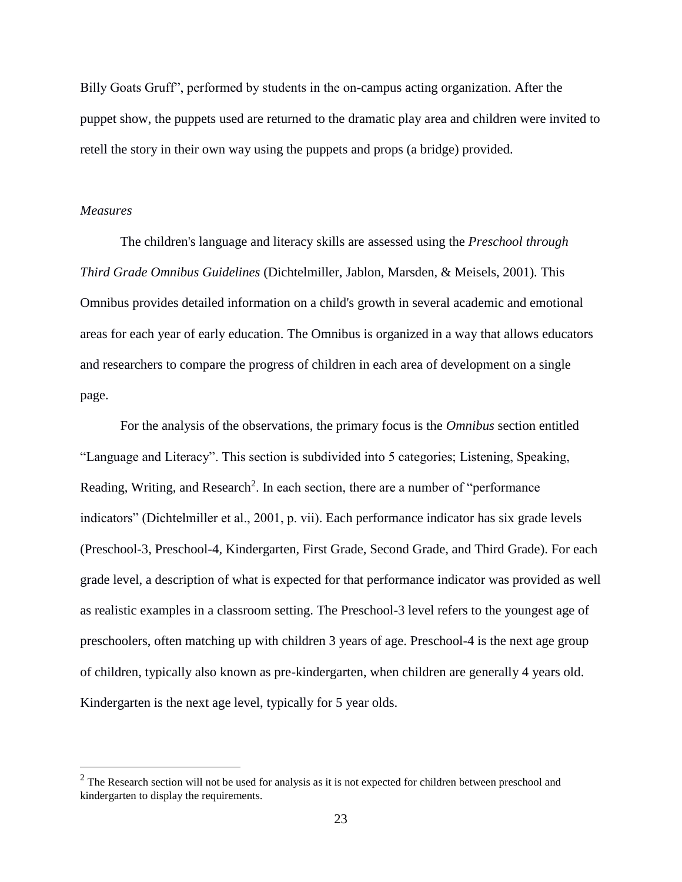Billy Goats Gruff", performed by students in the on-campus acting organization. After the puppet show, the puppets used are returned to the dramatic play area and children were invited to retell the story in their own way using the puppets and props (a bridge) provided.

*Measures*

The children's language and literacy skills are assessed using the *Preschool through Third Grade Omnibus Guidelines* (Dichtelmiller, Jablon, Marsden, & Meisels, 2001). This Omnibus provides detailed information on a child's growth in several academic and emotional areas for each year of early education. The Omnibus is organized in a way that allows educators and researchers to compare the progress of children in each area of development on a single page.

For the analysis of the observations, the primary focus is the *Omnibus* section entitled "Language and Literacy". This section is subdivided into 5 categories; Listening, Speaking, Reading, Writing, and Research[2]. In each section, there are a number of "performance indicators" (Dichtelmiller et al., 2001, p. vii). Each performance indicator has six grade levels (Preschool-3, Preschool-4, Kindergarten, First Grade, Second Grade, and Third Grade). For each grade level, a description of what is expected for that performance indicator was provided as well as realistic examples in a classroom setting. The Preschool-3 level refers to the youngest age of preschoolers, often matching up with children 3 years of age. Preschool-4 is the next age group of children, typically also known as pre-kindergarten, when children are generally 4 years old. Kindergarten is the next age level, typically for 5 year olds.

[2] The Research section will not be used for analysis as it is not expected for children between preschool and kindergarten to display the requirements.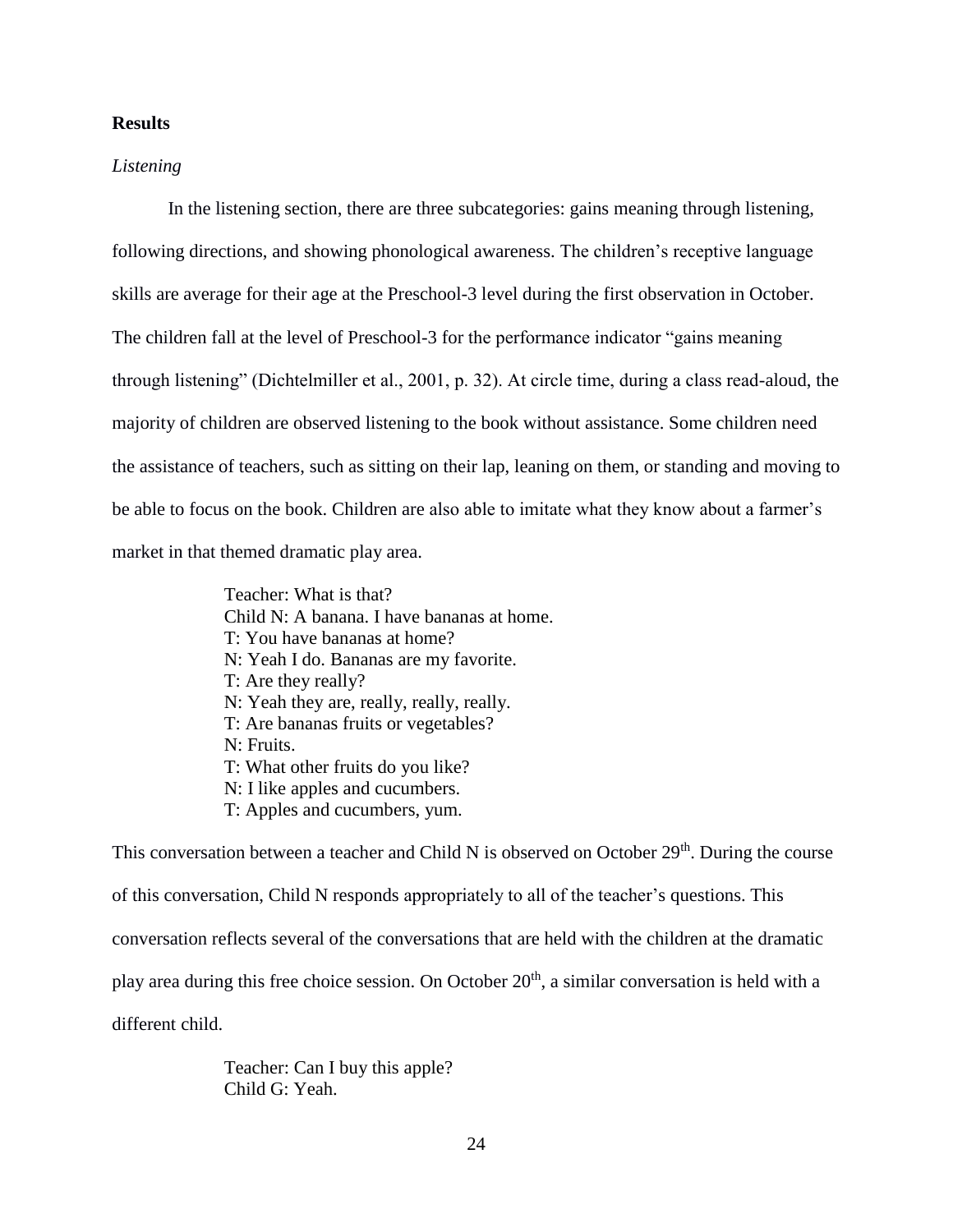## Results

### *Listening*

In the listening section, there are three subcategories: gains meaning through listening, following directions, and showing phonological awareness. The children's receptive language skills are average for their age at the Preschool-3 level during the first observation in October. The children fall at the level of Preschool-3 for the performance indicator "gains meaning through listening" (Dichtelmiller et al., 2001, p. 32). At circle time, during a class read-aloud, the majority of children are observed listening to the book without assistance. Some children need the assistance of teachers, such as sitting on their lap, leaning on them, or standing and moving to be able to focus on the book. Children are also able to imitate what they know about a farmer's market in that themed dramatic play area.

> Teacher: What is that?
> Child N: A banana. I have bananas at home.
> T: You have bananas at home?
> N: Yeah I do. Bananas are my favorite.
> T: Are they really?
> N: Yeah they are, really, really, really.
> T: Are bananas fruits or vegetables?
> N: Fruits.
> T: What other fruits do you like?
> N: I like apples and cucumbers.
> T: Apples and cucumbers, yum.

This conversation between a teacher and Child N is observed on October 29th. During the course of this conversation, Child N responds appropriately to all of the teacher's questions. This conversation reflects several of the conversations that are held with the children at the dramatic play area during this free choice session. On October 20th, a similar conversation is held with a different child.

> Teacher: Can I buy this apple?
> Child G: Yeah.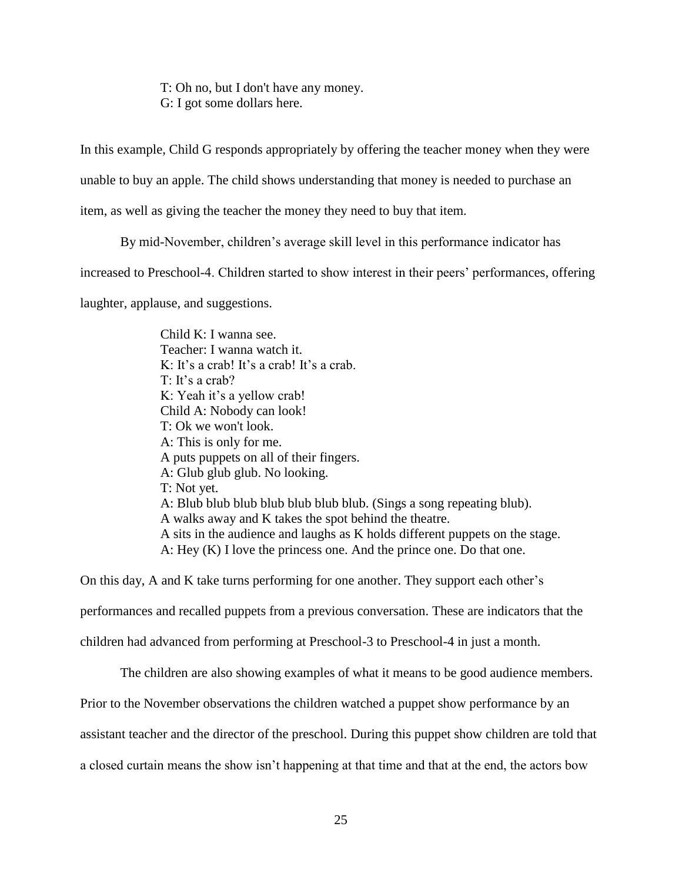> T: Oh no, but I don't have any money.
> G: I got some dollars here.

In this example, Child G responds appropriately by offering the teacher money when they were unable to buy an apple. The child shows understanding that money is needed to purchase an item, as well as giving the teacher the money they need to buy that item.

By mid-November, children's average skill level in this performance indicator has increased to Preschool-4. Children started to show interest in their peers' performances, offering laughter, applause, and suggestions.

> Child K: I wanna see.
> Teacher: I wanna watch it.
> K: It's a crab! It's a crab! It's a crab.
> T: It's a crab?
> K: Yeah it's a yellow crab!
> Child A: Nobody can look!
> T: Ok we won't look.
> A: This is only for me.
> A puts puppets on all of their fingers.
> A: Glub glub glub. No looking.
> T: Not yet.
> A: Blub blub blub blub blub blub blub. (Sings a song repeating blub).
> A walks away and K takes the spot behind the theatre.
> A sits in the audience and laughs as K holds different puppets on the stage.
> A: Hey (K) I love the princess one. And the prince one. Do that one.

On this day, A and K take turns performing for one another. They support each other's performances and recalled puppets from a previous conversation. These are indicators that the children had advanced from performing at Preschool-3 to Preschool-4 in just a month.

The children are also showing examples of what it means to be good audience members. Prior to the November observations the children watched a puppet show performance by an assistant teacher and the director of the preschool. During this puppet show children are told that a closed curtain means the show isn't happening at that time and that at the end, the actors bow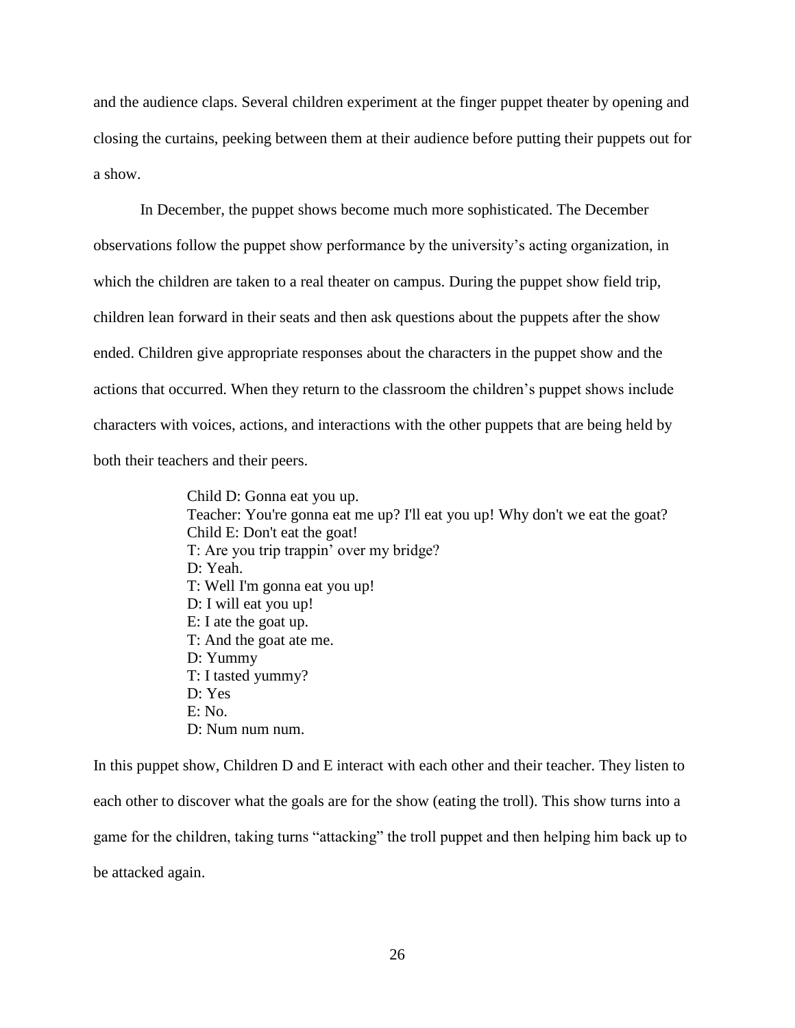and the audience claps. Several children experiment at the finger puppet theater by opening and closing the curtains, peeking between them at their audience before putting their puppets out for a show.

In December, the puppet shows become much more sophisticated. The December observations follow the puppet show performance by the university's acting organization, in which the children are taken to a real theater on campus. During the puppet show field trip, children lean forward in their seats and then ask questions about the puppets after the show ended. Children give appropriate responses about the characters in the puppet show and the actions that occurred. When they return to the classroom the children's puppet shows include characters with voices, actions, and interactions with the other puppets that are being held by both their teachers and their peers.

> Child D: Gonna eat you up.
> Teacher: You're gonna eat me up? I'll eat you up! Why don't we eat the goat?
> Child E: Don't eat the goat!
> T: Are you trip trappin' over my bridge?
> D: Yeah.
> T: Well I'm gonna eat you up!
> D: I will eat you up!
> E: I ate the goat up.
> T: And the goat ate me.
> D: Yummy
> T: I tasted yummy?
> D: Yes
> E: No.
> D: Num num num.

In this puppet show, Children D and E interact with each other and their teacher. They listen to each other to discover what the goals are for the show (eating the troll). This show turns into a game for the children, taking turns "attacking" the troll puppet and then helping him back up to be attacked again.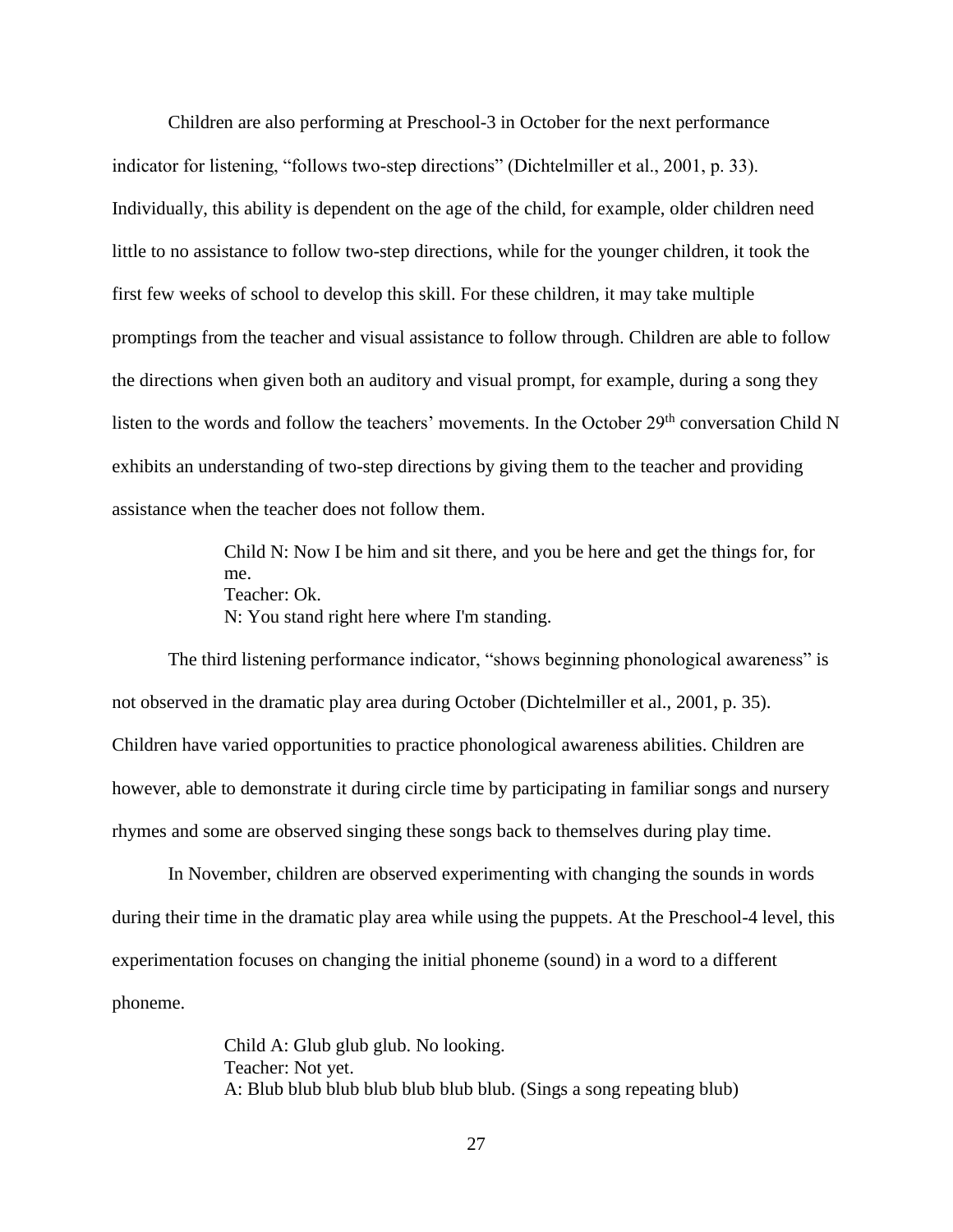Children are also performing at Preschool-3 in October for the next performance indicator for listening, “follows two-step directions” (Dichtelmiller et al., 2001, p. 33). Individually, this ability is dependent on the age of the child, for example, older children need little to no assistance to follow two-step directions, while for the younger children, it took the first few weeks of school to develop this skill. For these children, it may take multiple promptings from the teacher and visual assistance to follow through. Children are able to follow the directions when given both an auditory and visual prompt, for example, during a song they listen to the words and follow the teachers’ movements. In the October 29th conversation Child N exhibits an understanding of two-step directions by giving them to the teacher and providing assistance when the teacher does not follow them.

> Child N: Now I be him and sit there, and you be here and get the things for, for me.
> Teacher: Ok.
> N: You stand right here where I'm standing.

The third listening performance indicator, “shows beginning phonological awareness” is not observed in the dramatic play area during October (Dichtelmiller et al., 2001, p. 35). Children have varied opportunities to practice phonological awareness abilities. Children are however, able to demonstrate it during circle time by participating in familiar songs and nursery rhymes and some are observed singing these songs back to themselves during play time.

In November, children are observed experimenting with changing the sounds in words during their time in the dramatic play area while using the puppets. At the Preschool-4 level, this experimentation focuses on changing the initial phoneme (sound) in a word to a different phoneme.

> Child A: Glub glub glub. No looking.
> Teacher: Not yet.
> A: Blub blub blub blub blub blub blub. (Sings a song repeating blub)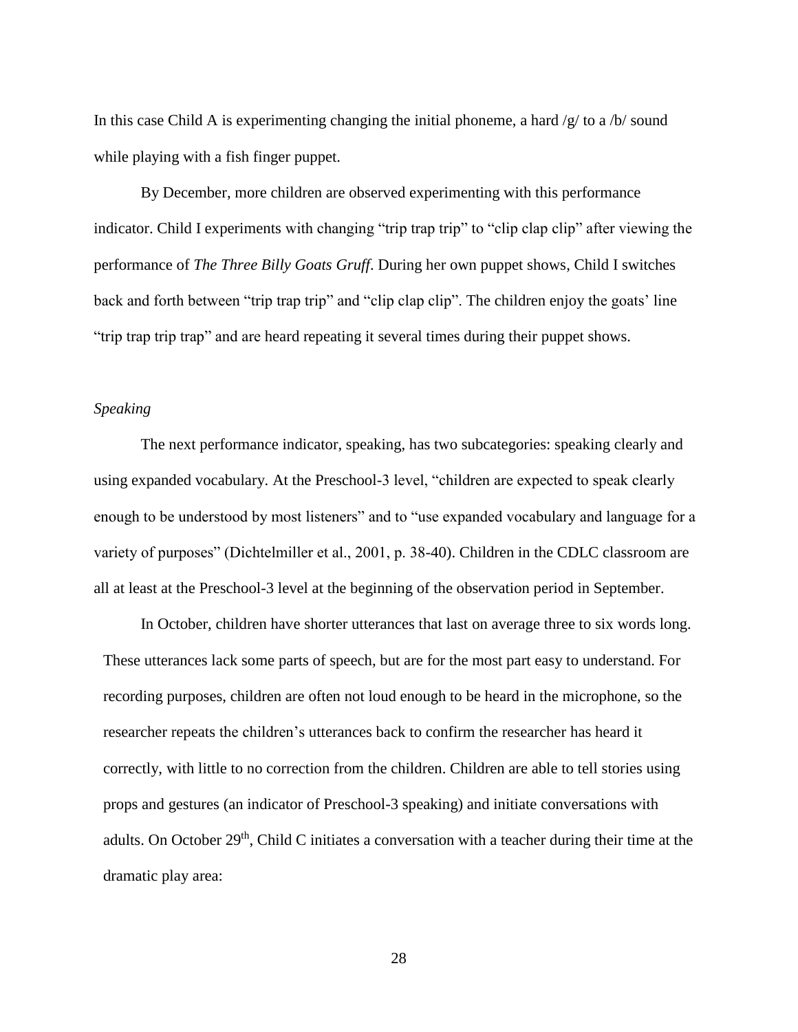In this case Child A is experimenting changing the initial phoneme, a hard /g/ to a /b/ sound while playing with a fish finger puppet.

By December, more children are observed experimenting with this performance indicator. Child I experiments with changing "trip trap trip" to "clip clap clip" after viewing the performance of *The Three Billy Goats Gruff*. During her own puppet shows, Child I switches back and forth between "trip trap trip" and "clip clap clip". The children enjoy the goats' line "trip trap trip trap" and are heard repeating it several times during their puppet shows.

*Speaking*

The next performance indicator, speaking, has two subcategories: speaking clearly and using expanded vocabulary. At the Preschool-3 level, "children are expected to speak clearly enough to be understood by most listeners" and to "use expanded vocabulary and language for a variety of purposes" (Dichtelmiller et al., 2001, p. 38-40). Children in the CDLC classroom are all at least at the Preschool-3 level at the beginning of the observation period in September.

In October, children have shorter utterances that last on average three to six words long. These utterances lack some parts of speech, but are for the most part easy to understand. For recording purposes, children are often not loud enough to be heard in the microphone, so the researcher repeats the children's utterances back to confirm the researcher has heard it correctly, with little to no correction from the children. Children are able to tell stories using props and gestures (an indicator of Preschool-3 speaking) and initiate conversations with adults. On October 29th, Child C initiates a conversation with a teacher during their time at the dramatic play area: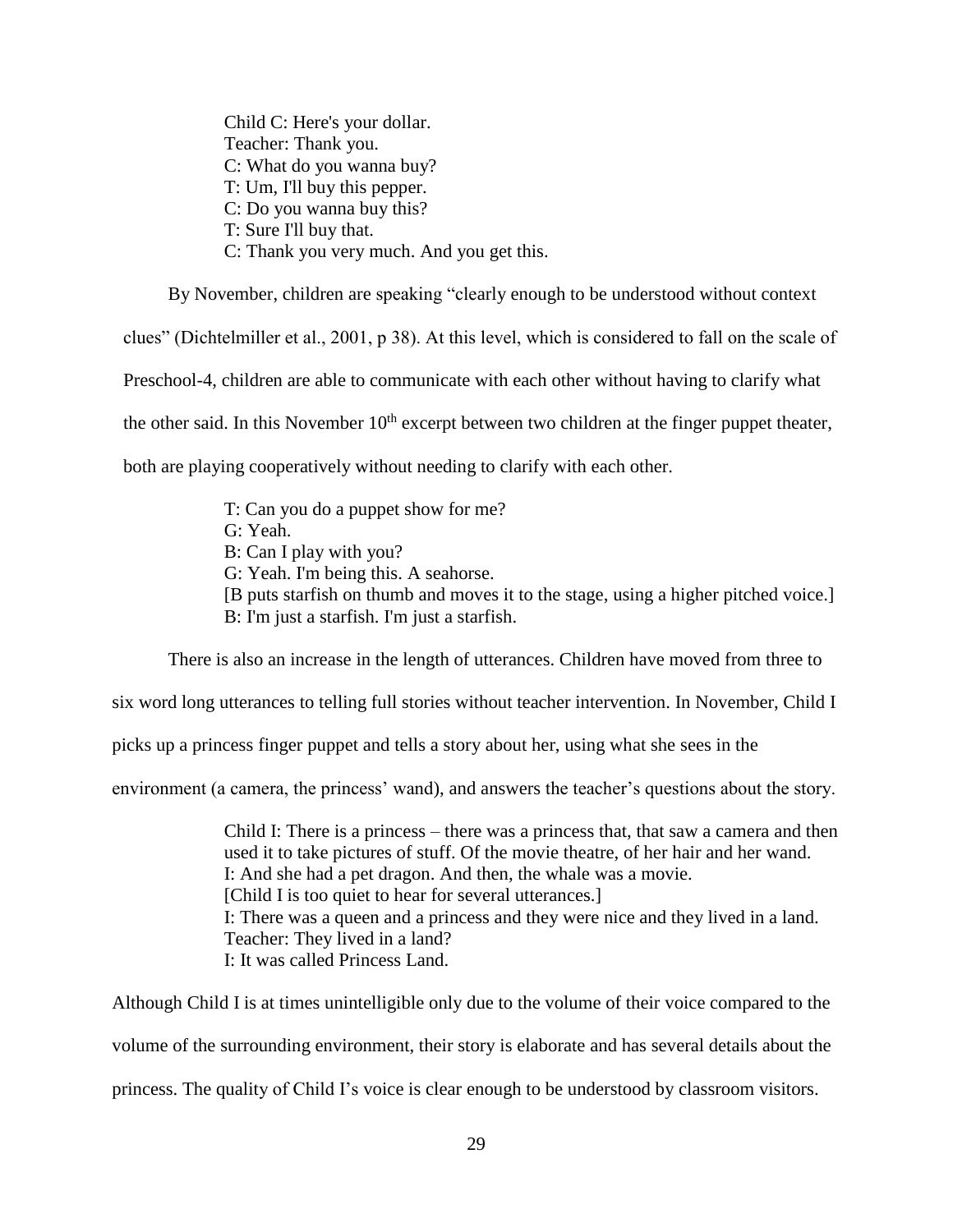> Child C: Here's your dollar.
> Teacher: Thank you.
> C: What do you wanna buy?
> T: Um, I'll buy this pepper.
> C: Do you wanna buy this?
> T: Sure I'll buy that.
> C: Thank you very much. And you get this.

By November, children are speaking "clearly enough to be understood without context clues" (Dichtelmiller et al., 2001, p 38). At this level, which is considered to fall on the scale of Preschool-4, children are able to communicate with each other without having to clarify what the other said. In this November 10th excerpt between two children at the finger puppet theater, both are playing cooperatively without needing to clarify with each other.

> T: Can you do a puppet show for me?
> G: Yeah.
> B: Can I play with you?
> G: Yeah. I'm being this. A seahorse.
> [B puts starfish on thumb and moves it to the stage, using a higher pitched voice.]
> B: I'm just a starfish. I'm just a starfish.

There is also an increase in the length of utterances. Children have moved from three to six word long utterances to telling full stories without teacher intervention. In November, Child I picks up a princess finger puppet and tells a story about her, using what she sees in the environment (a camera, the princess' wand), and answers the teacher's questions about the story.

> Child I: There is a princess – there was a princess that, that saw a camera and then used it to take pictures of stuff. Of the movie theatre, of her hair and her wand.
> I: And she had a pet dragon. And then, the whale was a movie.
> [Child I is too quiet to hear for several utterances.]
> I: There was a queen and a princess and they were nice and they lived in a land.
> Teacher: They lived in a land?
> I: It was called Princess Land.

Although Child I is at times unintelligible only due to the volume of their voice compared to the volume of the surrounding environment, their story is elaborate and has several details about the princess. The quality of Child I's voice is clear enough to be understood by classroom visitors.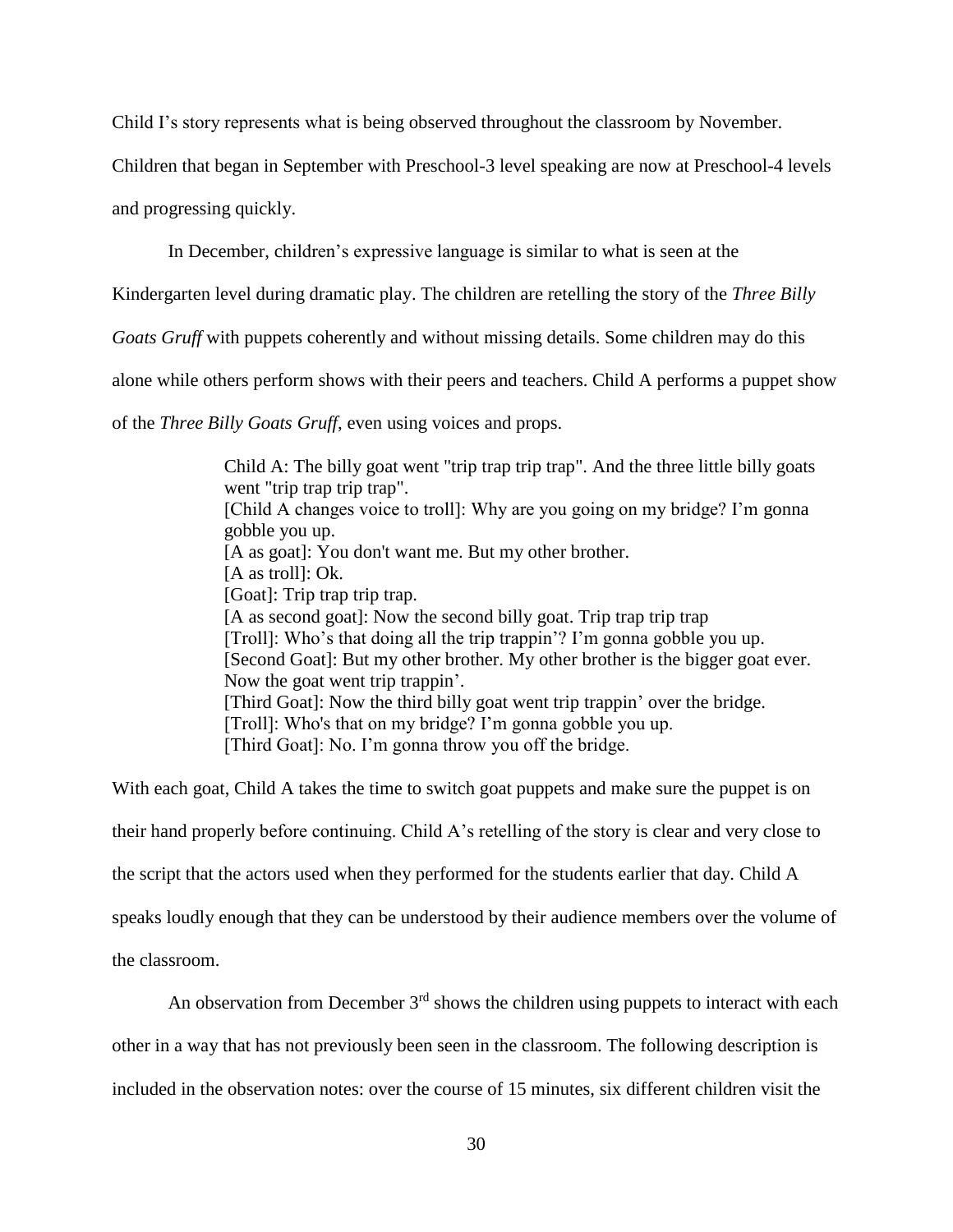Child I's story represents what is being observed throughout the classroom by November. Children that began in September with Preschool-3 level speaking are now at Preschool-4 levels and progressing quickly.

In December, children's expressive language is similar to what is seen at the Kindergarten level during dramatic play. The children are retelling the story of the *Three Billy Goats Gruff* with puppets coherently and without missing details. Some children may do this alone while others perform shows with their peers and teachers. Child A performs a puppet show of the *Three Billy Goats Gruff*, even using voices and props.

> Child A: The billy goat went "trip trap trip trap". And the three little billy goats went "trip trap trip trap".
> [Child A changes voice to troll]: Why are you going on my bridge? I'm gonna gobble you up.
> [A as goat]: You don't want me. But my other brother.
> [A as troll]: Ok.
> [Goat]: Trip trap trip trap.
> [A as second goat]: Now the second billy goat. Trip trap trip trap
> [Troll]: Who's that doing all the trip trappin'? I'm gonna gobble you up.
> [Second Goat]: But my other brother. My other brother is the bigger goat ever. Now the goat went trip trappin'.
> [Third Goat]: Now the third billy goat went trip trappin' over the bridge.
> [Troll]: Who's that on my bridge? I'm gonna gobble you up.
> [Third Goat]: No. I'm gonna throw you off the bridge.

With each goat, Child A takes the time to switch goat puppets and make sure the puppet is on their hand properly before continuing. Child A's retelling of the story is clear and very close to the script that the actors used when they performed for the students earlier that day. Child A speaks loudly enough that they can be understood by their audience members over the volume of the classroom.

An observation from December 3rd shows the children using puppets to interact with each other in a way that has not previously been seen in the classroom. The following description is included in the observation notes: over the course of 15 minutes, six different children visit the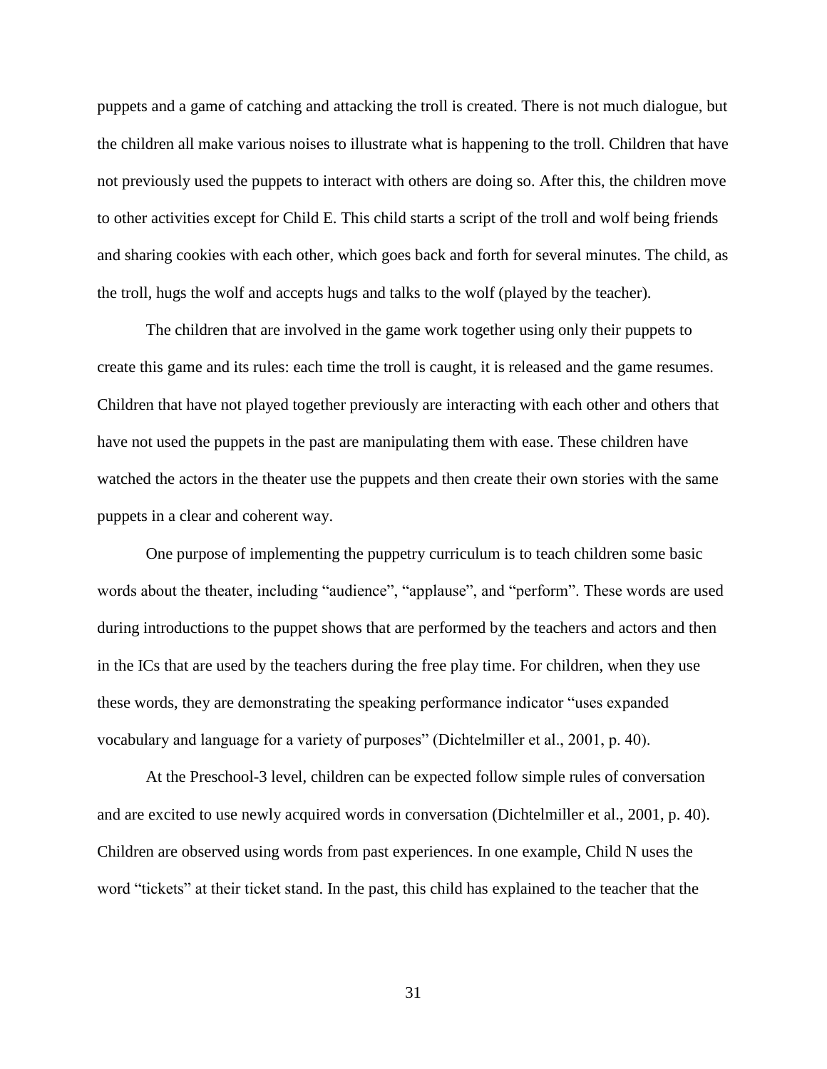puppets and a game of catching and attacking the troll is created. There is not much dialogue, but the children all make various noises to illustrate what is happening to the troll. Children that have not previously used the puppets to interact with others are doing so. After this, the children move to other activities except for Child E. This child starts a script of the troll and wolf being friends and sharing cookies with each other, which goes back and forth for several minutes. The child, as the troll, hugs the wolf and accepts hugs and talks to the wolf (played by the teacher).

The children that are involved in the game work together using only their puppets to create this game and its rules: each time the troll is caught, it is released and the game resumes. Children that have not played together previously are interacting with each other and others that have not used the puppets in the past are manipulating them with ease. These children have watched the actors in the theater use the puppets and then create their own stories with the same puppets in a clear and coherent way.

One purpose of implementing the puppetry curriculum is to teach children some basic words about the theater, including “audience”, “applause”, and “perform”. These words are used during introductions to the puppet shows that are performed by the teachers and actors and then in the ICs that are used by the teachers during the free play time. For children, when they use these words, they are demonstrating the speaking performance indicator “uses expanded vocabulary and language for a variety of purposes” (Dichtelmiller et al., 2001, p. 40).

At the Preschool-3 level, children can be expected follow simple rules of conversation and are excited to use newly acquired words in conversation (Dichtelmiller et al., 2001, p. 40). Children are observed using words from past experiences. In one example, Child N uses the word “tickets” at their ticket stand. In the past, this child has explained to the teacher that the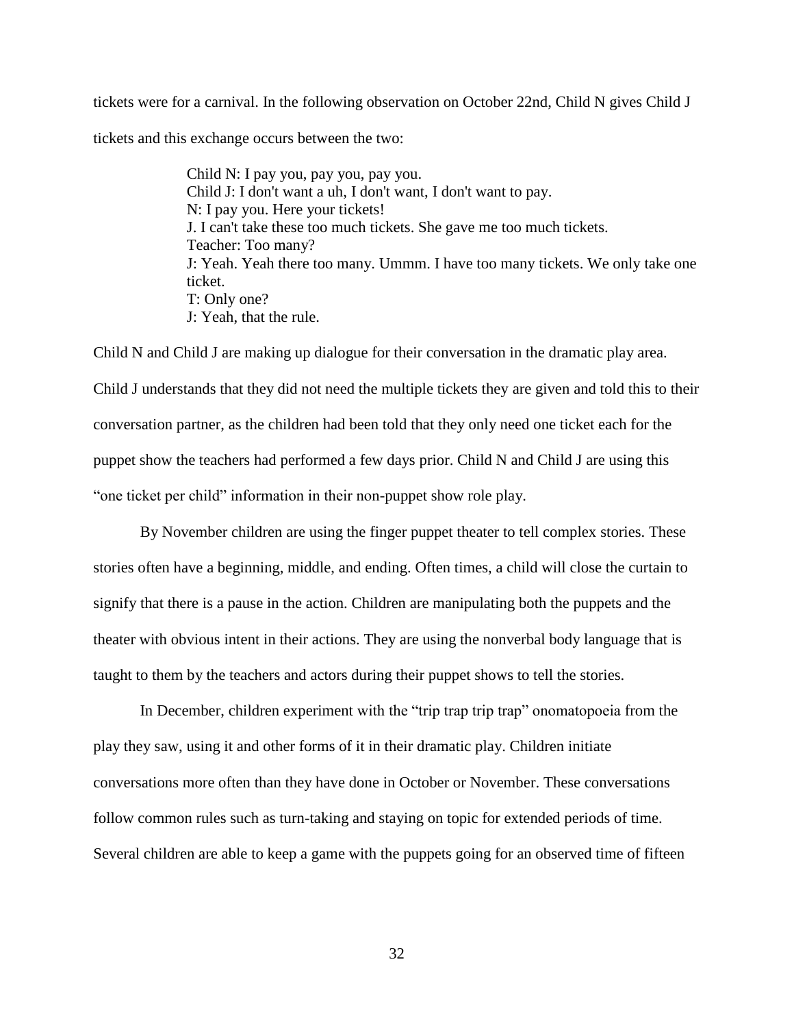tickets were for a carnival. In the following observation on October 22nd, Child N gives Child J tickets and this exchange occurs between the two:

> Child N: I pay you, pay you, pay you.
> Child J: I don't want a uh, I don't want, I don't want to pay.
> N: I pay you. Here your tickets!
> J. I can't take these too much tickets. She gave me too much tickets.
> Teacher: Too many?
> J: Yeah. Yeah there too many. Ummm. I have too many tickets. We only take one ticket.
> T: Only one?
> J: Yeah, that the rule.

Child N and Child J are making up dialogue for their conversation in the dramatic play area. Child J understands that they did not need the multiple tickets they are given and told this to their conversation partner, as the children had been told that they only need one ticket each for the puppet show the teachers had performed a few days prior. Child N and Child J are using this "one ticket per child" information in their non-puppet show role play.

By November children are using the finger puppet theater to tell complex stories. These stories often have a beginning, middle, and ending. Often times, a child will close the curtain to signify that there is a pause in the action. Children are manipulating both the puppets and the theater with obvious intent in their actions. They are using the nonverbal body language that is taught to them by the teachers and actors during their puppet shows to tell the stories.

In December, children experiment with the "trip trap trip trap" onomatopoeia from the play they saw, using it and other forms of it in their dramatic play. Children initiate conversations more often than they have done in October or November. These conversations follow common rules such as turn-taking and staying on topic for extended periods of time. Several children are able to keep a game with the puppets going for an observed time of fifteen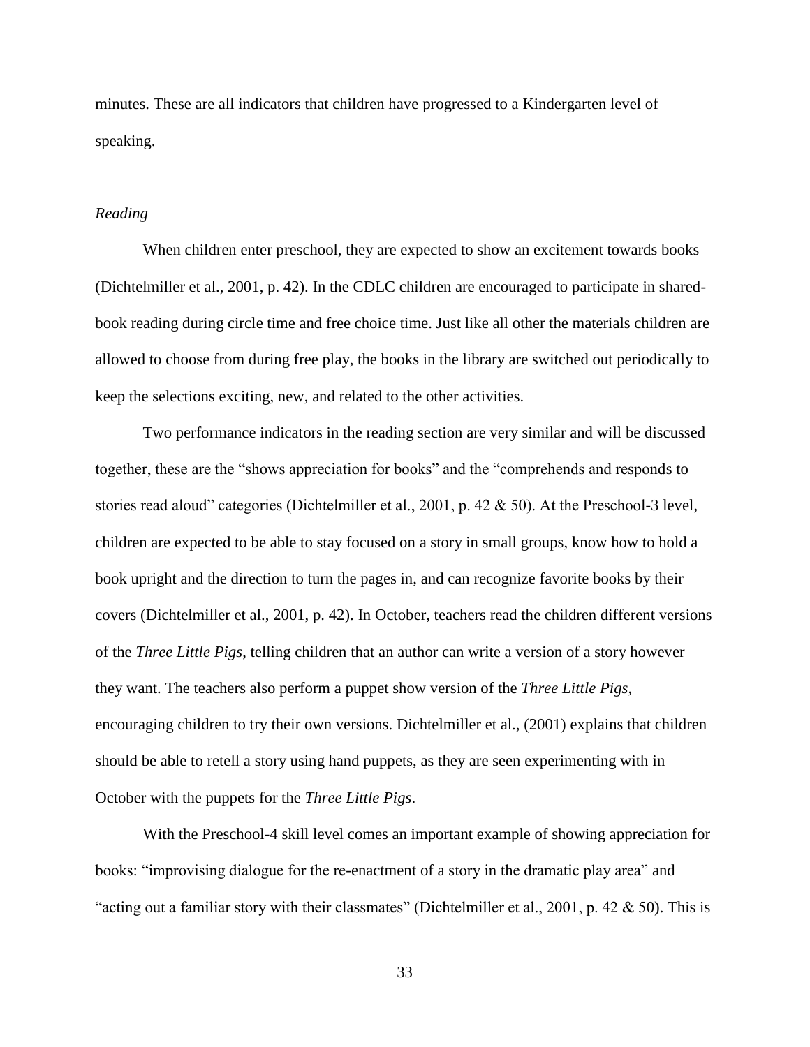minutes. These are all indicators that children have progressed to a Kindergarten level of speaking.

*Reading*

When children enter preschool, they are expected to show an excitement towards books (Dichtelmiller et al., 2001, p. 42). In the CDLC children are encouraged to participate in shared-book reading during circle time and free choice time. Just like all other the materials children are allowed to choose from during free play, the books in the library are switched out periodically to keep the selections exciting, new, and related to the other activities.

Two performance indicators in the reading section are very similar and will be discussed together, these are the "shows appreciation for books" and the "comprehends and responds to stories read aloud" categories (Dichtelmiller et al., 2001, p. 42 & 50). At the Preschool-3 level, children are expected to be able to stay focused on a story in small groups, know how to hold a book upright and the direction to turn the pages in, and can recognize favorite books by their covers (Dichtelmiller et al., 2001, p. 42). In October, teachers read the children different versions of the *Three Little Pigs*, telling children that an author can write a version of a story however they want. The teachers also perform a puppet show version of the *Three Little Pigs*, encouraging children to try their own versions. Dichtelmiller et al., (2001) explains that children should be able to retell a story using hand puppets, as they are seen experimenting with in October with the puppets for the *Three Little Pigs*.

With the Preschool-4 skill level comes an important example of showing appreciation for books: "improvising dialogue for the re-enactment of a story in the dramatic play area" and "acting out a familiar story with their classmates" (Dichtelmiller et al., 2001, p. 42 & 50). This is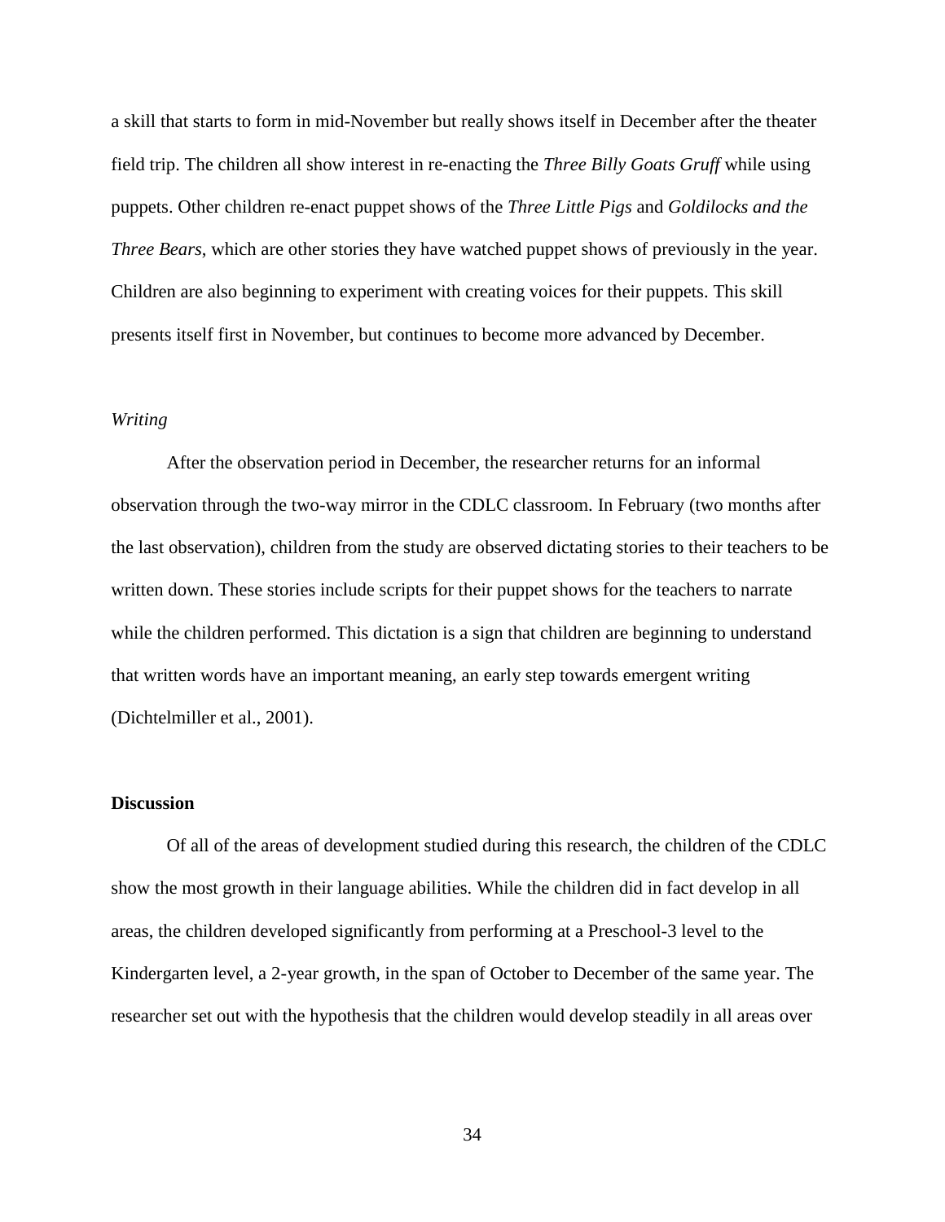a skill that starts to form in mid-November but really shows itself in December after the theater field trip. The children all show interest in re-enacting the *Three Billy Goats Gruff* while using puppets. Other children re-enact puppet shows of the *Three Little Pigs* and *Goldilocks and the Three Bears*, which are other stories they have watched puppet shows of previously in the year. Children are also beginning to experiment with creating voices for their puppets. This skill presents itself first in November, but continues to become more advanced by December.

### *Writing*

After the observation period in December, the researcher returns for an informal observation through the two-way mirror in the CDLC classroom. In February (two months after the last observation), children from the study are observed dictating stories to their teachers to be written down. These stories include scripts for their puppet shows for the teachers to narrate while the children performed. This dictation is a sign that children are beginning to understand that written words have an important meaning, an early step towards emergent writing (Dichtelmiller et al., 2001).

## **Discussion**

Of all of the areas of development studied during this research, the children of the CDLC show the most growth in their language abilities. While the children did in fact develop in all areas, the children developed significantly from performing at a Preschool-3 level to the Kindergarten level, a 2-year growth, in the span of October to December of the same year. The researcher set out with the hypothesis that the children would develop steadily in all areas over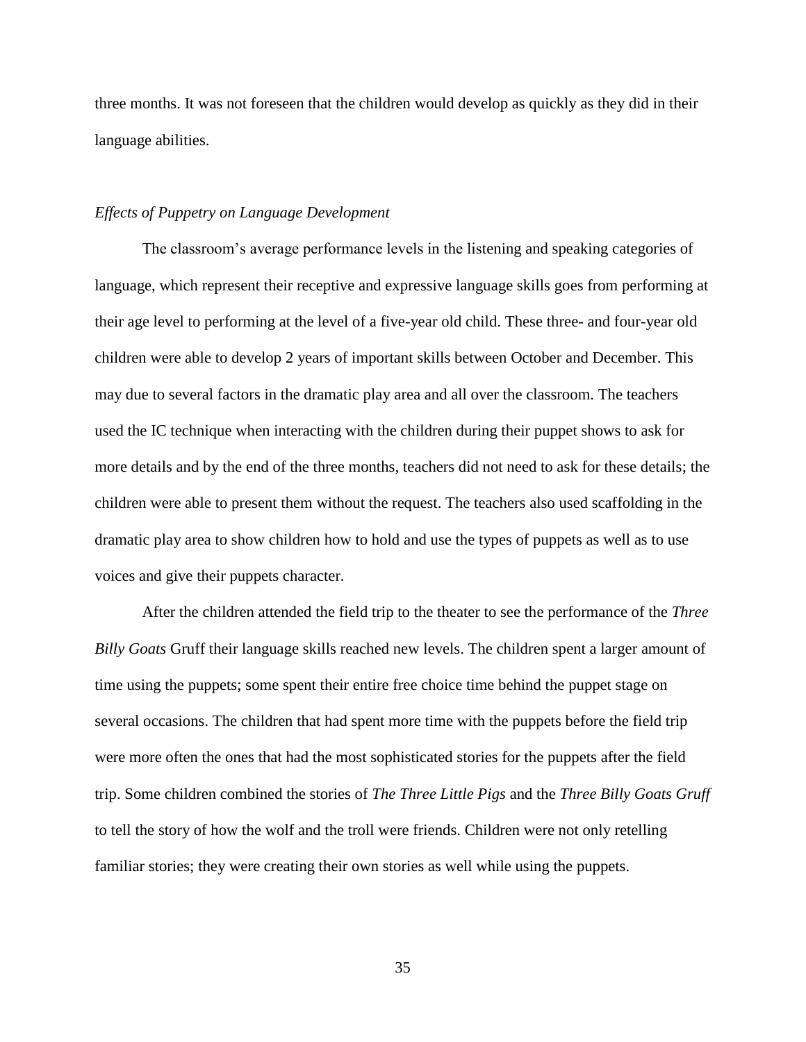three months. It was not foreseen that the children would develop as quickly as they did in their language abilities.

*Effects of Puppetry on Language Development*

The classroom's average performance levels in the listening and speaking categories of language, which represent their receptive and expressive language skills goes from performing at their age level to performing at the level of a five-year old child. These three- and four-year old children were able to develop 2 years of important skills between October and December. This may due to several factors in the dramatic play area and all over the classroom. The teachers used the IC technique when interacting with the children during their puppet shows to ask for more details and by the end of the three months, teachers did not need to ask for these details; the children were able to present them without the request. The teachers also used scaffolding in the dramatic play area to show children how to hold and use the types of puppets as well as to use voices and give their puppets character.

After the children attended the field trip to the theater to see the performance of the *Three Billy Goats* Gruff their language skills reached new levels. The children spent a larger amount of time using the puppets; some spent their entire free choice time behind the puppet stage on several occasions. The children that had spent more time with the puppets before the field trip were more often the ones that had the most sophisticated stories for the puppets after the field trip. Some children combined the stories of *The Three Little Pigs* and the *Three Billy Goats Gruff* to tell the story of how the wolf and the troll were friends. Children were not only retelling familiar stories; they were creating their own stories as well while using the puppets.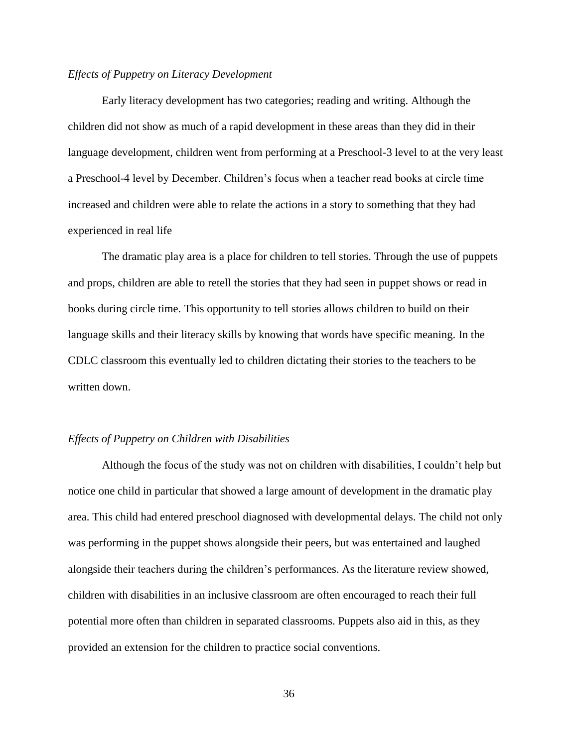*Effects of Puppetry on Literacy Development*

Early literacy development has two categories; reading and writing. Although the children did not show as much of a rapid development in these areas than they did in their language development, children went from performing at a Preschool-3 level to at the very least a Preschool-4 level by December. Children's focus when a teacher read books at circle time increased and children were able to relate the actions in a story to something that they had experienced in real life

The dramatic play area is a place for children to tell stories. Through the use of puppets and props, children are able to retell the stories that they had seen in puppet shows or read in books during circle time. This opportunity to tell stories allows children to build on their language skills and their literacy skills by knowing that words have specific meaning. In the CDLC classroom this eventually led to children dictating their stories to the teachers to be written down.

*Effects of Puppetry on Children with Disabilities*

Although the focus of the study was not on children with disabilities, I couldn't help but notice one child in particular that showed a large amount of development in the dramatic play area. This child had entered preschool diagnosed with developmental delays. The child not only was performing in the puppet shows alongside their peers, but was entertained and laughed alongside their teachers during the children's performances. As the literature review showed, children with disabilities in an inclusive classroom are often encouraged to reach their full potential more often than children in separated classrooms. Puppets also aid in this, as they provided an extension for the children to practice social conventions.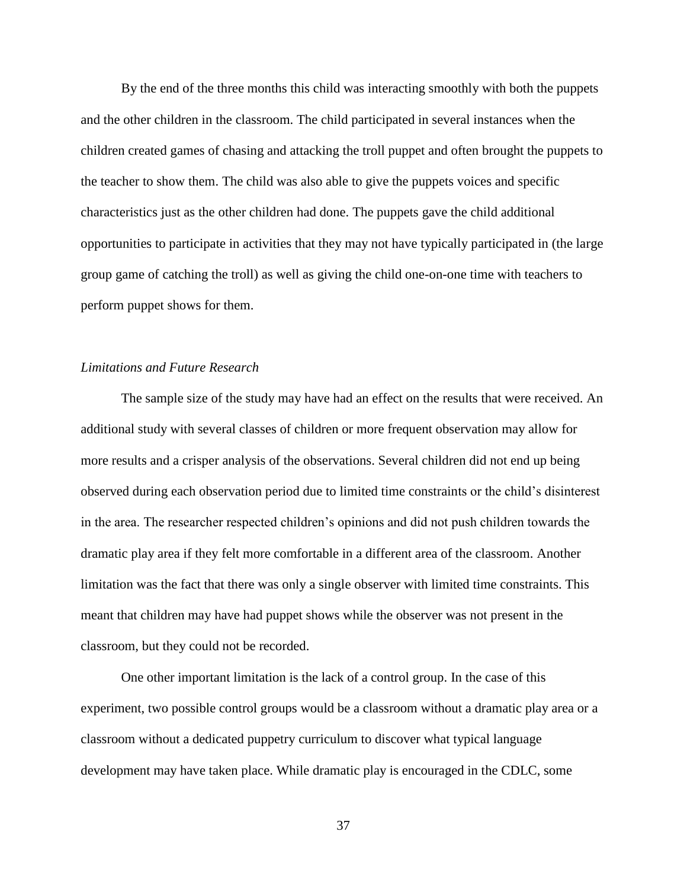By the end of the three months this child was interacting smoothly with both the puppets and the other children in the classroom. The child participated in several instances when the children created games of chasing and attacking the troll puppet and often brought the puppets to the teacher to show them. The child was also able to give the puppets voices and specific characteristics just as the other children had done. The puppets gave the child additional opportunities to participate in activities that they may not have typically participated in (the large group game of catching the troll) as well as giving the child one-on-one time with teachers to perform puppet shows for them.

*Limitations and Future Research*

The sample size of the study may have had an effect on the results that were received. An additional study with several classes of children or more frequent observation may allow for more results and a crisper analysis of the observations. Several children did not end up being observed during each observation period due to limited time constraints or the child's disinterest in the area. The researcher respected children's opinions and did not push children towards the dramatic play area if they felt more comfortable in a different area of the classroom. Another limitation was the fact that there was only a single observer with limited time constraints. This meant that children may have had puppet shows while the observer was not present in the classroom, but they could not be recorded.

One other important limitation is the lack of a control group. In the case of this experiment, two possible control groups would be a classroom without a dramatic play area or a classroom without a dedicated puppetry curriculum to discover what typical language development may have taken place. While dramatic play is encouraged in the CDLC, some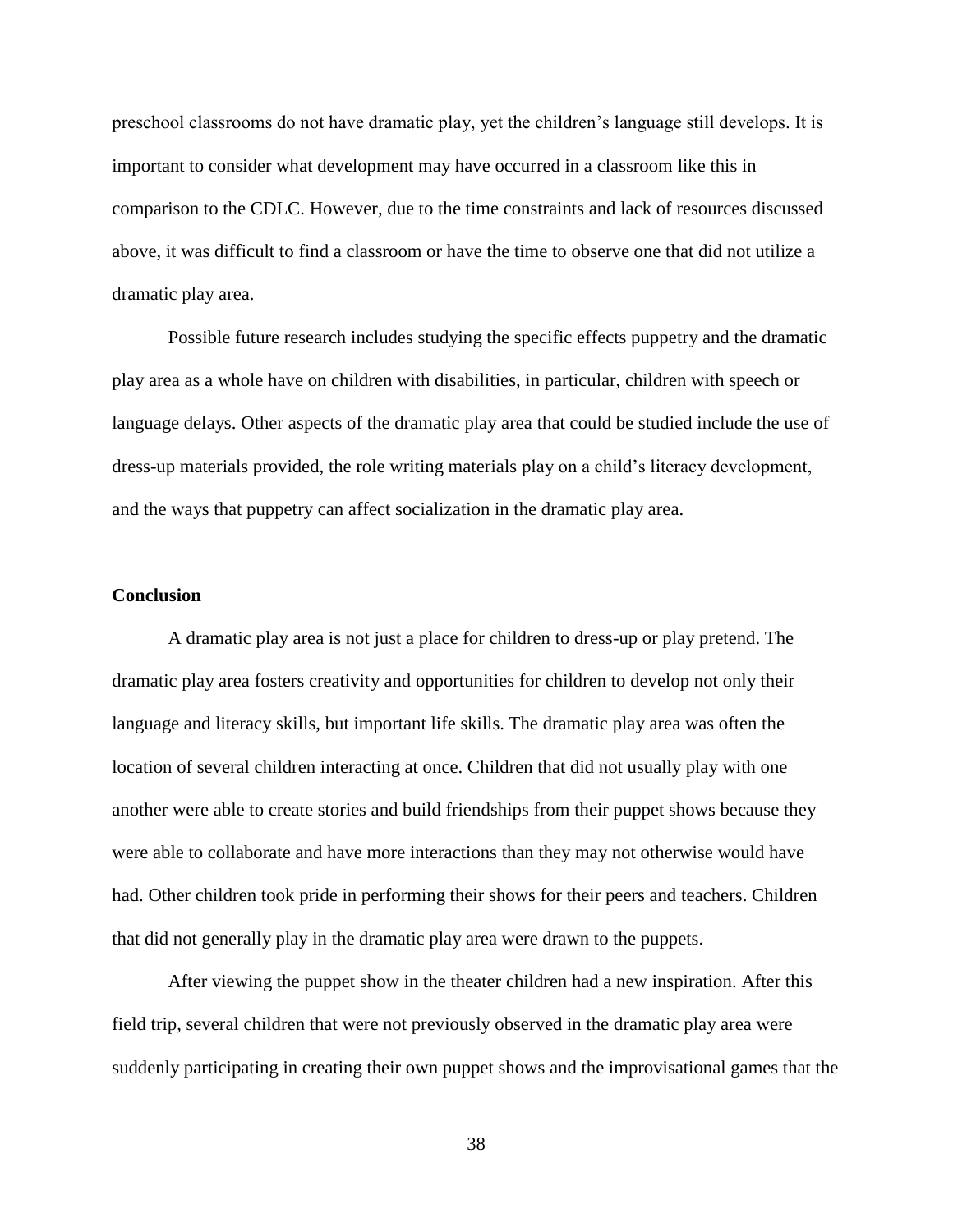preschool classrooms do not have dramatic play, yet the children's language still develops. It is important to consider what development may have occurred in a classroom like this in comparison to the CDLC. However, due to the time constraints and lack of resources discussed above, it was difficult to find a classroom or have the time to observe one that did not utilize a dramatic play area.

Possible future research includes studying the specific effects puppetry and the dramatic play area as a whole have on children with disabilities, in particular, children with speech or language delays. Other aspects of the dramatic play area that could be studied include the use of dress-up materials provided, the role writing materials play on a child's literacy development, and the ways that puppetry can affect socialization in the dramatic play area.

**Conclusion**

A dramatic play area is not just a place for children to dress-up or play pretend. The dramatic play area fosters creativity and opportunities for children to develop not only their language and literacy skills, but important life skills. The dramatic play area was often the location of several children interacting at once. Children that did not usually play with one another were able to create stories and build friendships from their puppet shows because they were able to collaborate and have more interactions than they may not otherwise would have had. Other children took pride in performing their shows for their peers and teachers. Children that did not generally play in the dramatic play area were drawn to the puppets.

After viewing the puppet show in the theater children had a new inspiration. After this field trip, several children that were not previously observed in the dramatic play area were suddenly participating in creating their own puppet shows and the improvisational games that the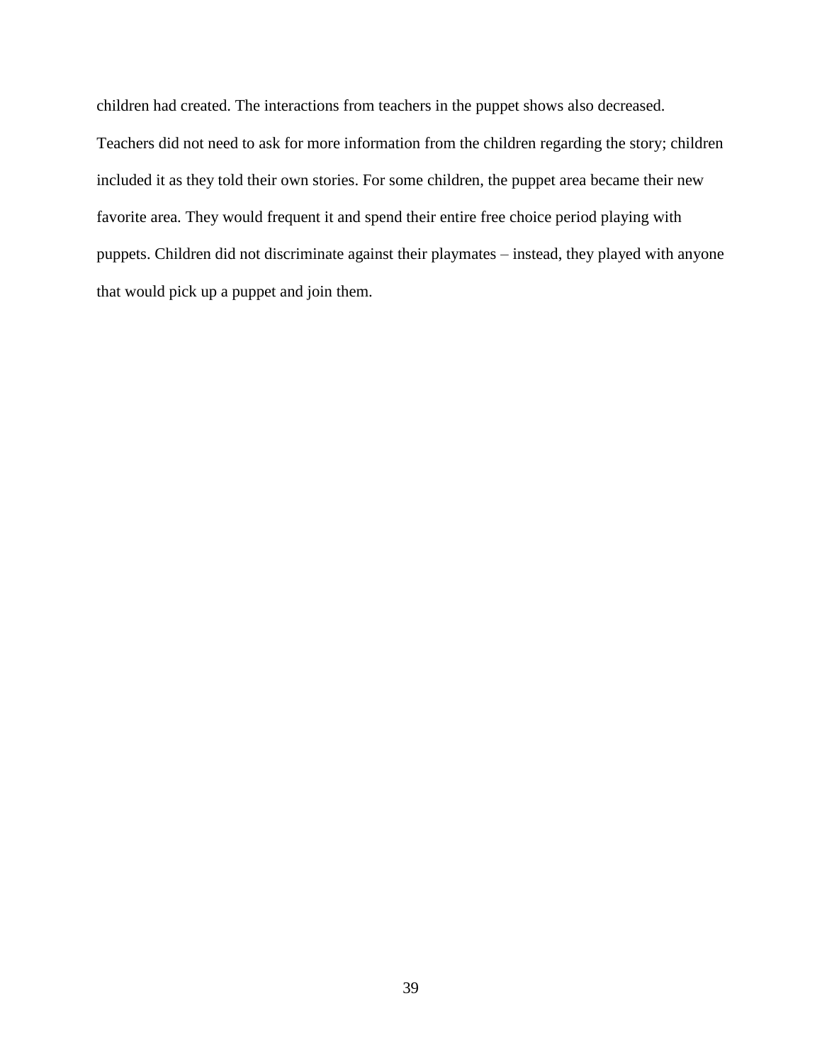children had created. The interactions from teachers in the puppet shows also decreased. Teachers did not need to ask for more information from the children regarding the story; children included it as they told their own stories. For some children, the puppet area became their new favorite area. They would frequent it and spend their entire free choice period playing with puppets. Children did not discriminate against their playmates – instead, they played with anyone that would pick up a puppet and join them.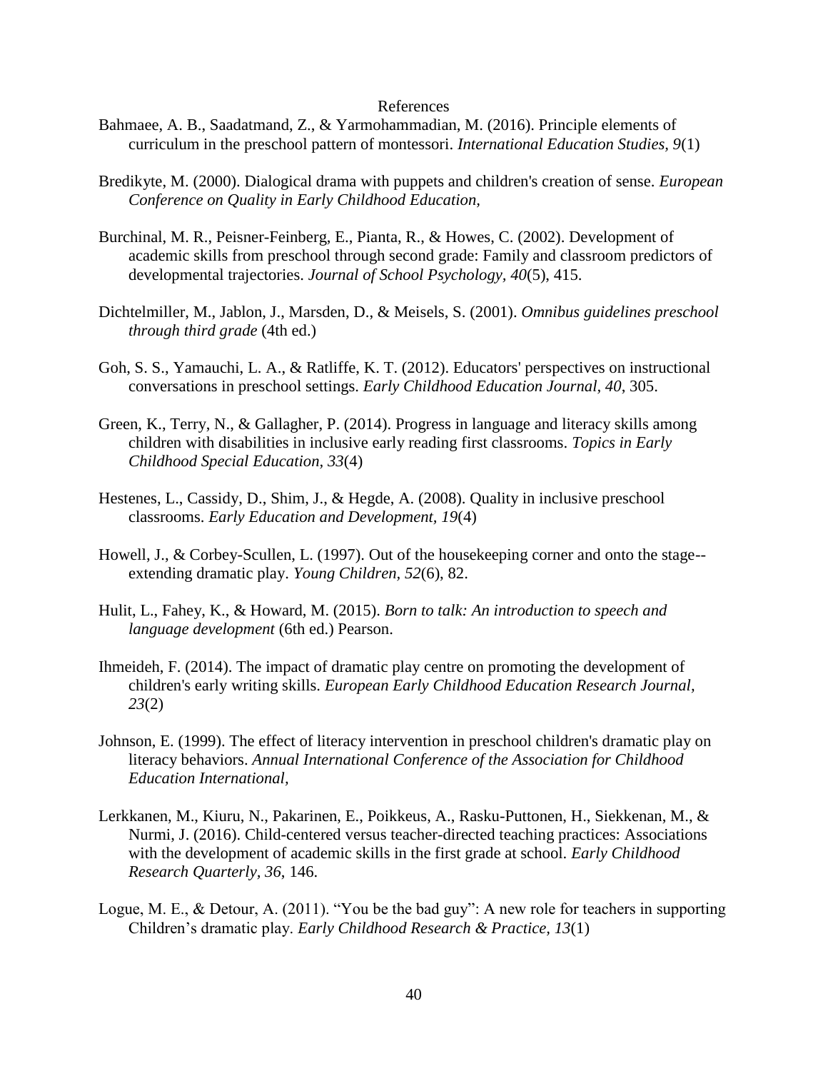# References

Bahmaee, A. B., Saadatmand, Z., & Yarmohammadian, M. (2016). Principle elements of curriculum in the preschool pattern of montessori. *International Education Studies, 9*(1)

Bredikyte, M. (2000). Dialogical drama with puppets and children's creation of sense. *European Conference on Quality in Early Childhood Education,*

Burchinal, M. R., Peisner-Feinberg, E., Pianta, R., & Howes, C. (2002). Development of academic skills from preschool through second grade: Family and classroom predictors of developmental trajectories. *Journal of School Psychology, 40*(5), 415.

Dichtelmiller, M., Jablon, J., Marsden, D., & Meisels, S. (2001). *Omnibus guidelines preschool through third grade* (4th ed.)

Goh, S. S., Yamauchi, L. A., & Ratliffe, K. T. (2012). Educators' perspectives on instructional conversations in preschool settings. *Early Childhood Education Journal, 40*, 305.

Green, K., Terry, N., & Gallagher, P. (2014). Progress in language and literacy skills among children with disabilities in inclusive early reading first classrooms. *Topics in Early Childhood Special Education, 33*(4)

Hestenes, L., Cassidy, D., Shim, J., & Hegde, A. (2008). Quality in inclusive preschool classrooms. *Early Education and Development, 19*(4)

Howell, J., & Corbey-Scullen, L. (1997). Out of the housekeeping corner and onto the stage--extending dramatic play. *Young Children, 52*(6), 82.

Hulit, L., Fahey, K., & Howard, M. (2015). *Born to talk: An introduction to speech and language development* (6th ed.) Pearson.

Ihmeideh, F. (2014). The impact of dramatic play centre on promoting the development of children's early writing skills. *European Early Childhood Education Research Journal, 23*(2)

Johnson, E. (1999). The effect of literacy intervention in preschool children's dramatic play on literacy behaviors. *Annual International Conference of the Association for Childhood Education International,*

Lerkkanen, M., Kiuru, N., Pakarinen, E., Poikkeus, A., Rasku-Puttonen, H., Siekkenan, M., & Nurmi, J. (2016). Child-centered versus teacher-directed teaching practices: Associations with the development of academic skills in the first grade at school. *Early Childhood Research Quarterly, 36*, 146.

Logue, M. E., & Detour, A. (2011). "You be the bad guy": A new role for teachers in supporting Children's dramatic play. *Early Childhood Research & Practice, 13*(1)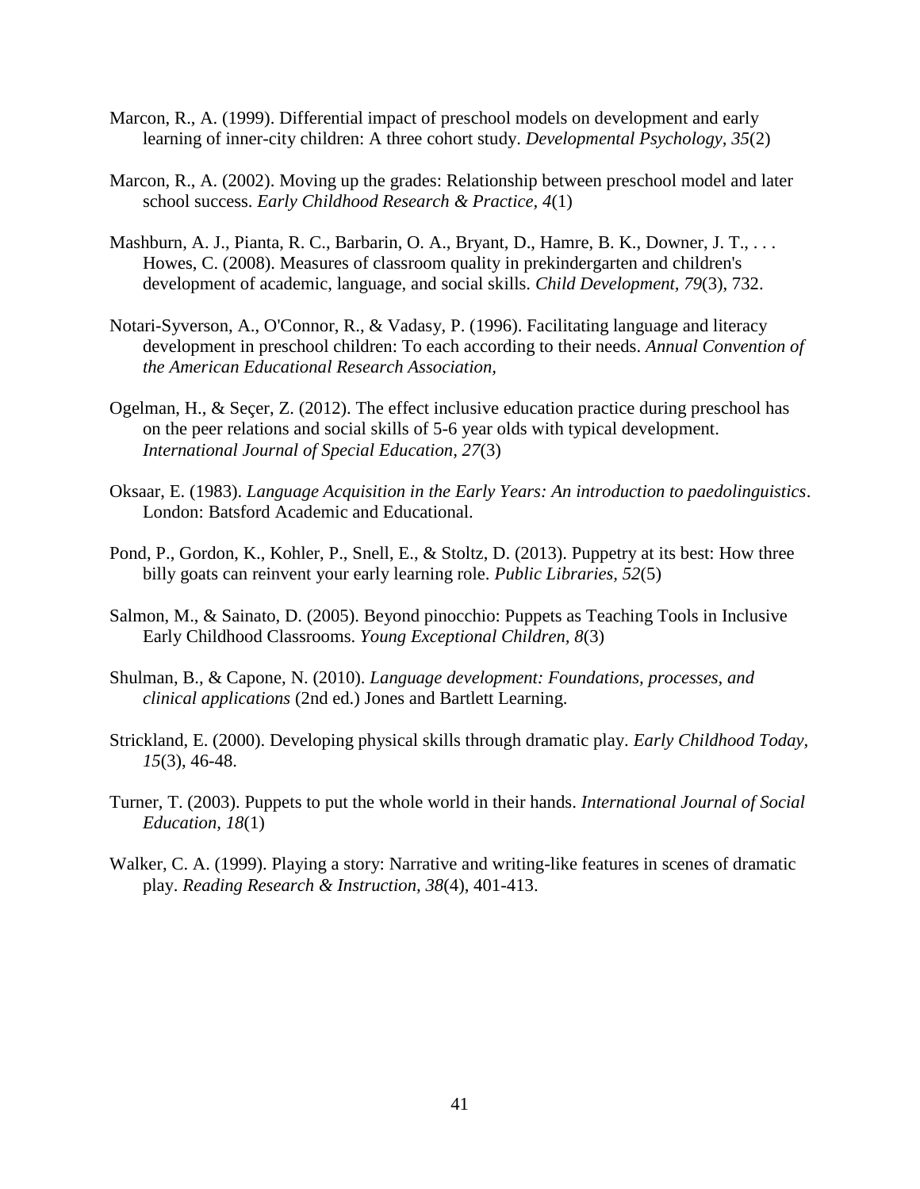Marcon, R., A. (1999). Differential impact of preschool models on development and early learning of inner-city children: A three cohort study. *Developmental Psychology, 35*(2)

Marcon, R., A. (2002). Moving up the grades: Relationship between preschool model and later school success. *Early Childhood Research & Practice, 4*(1)

Mashburn, A. J., Pianta, R. C., Barbarin, O. A., Bryant, D., Hamre, B. K., Downer, J. T., . . . Howes, C. (2008). Measures of classroom quality in prekindergarten and children's development of academic, language, and social skills. *Child Development, 79*(3), 732.

Notari-Syverson, A., O'Connor, R., & Vadasy, P. (1996). Facilitating language and literacy development in preschool children: To each according to their needs. *Annual Convention of the American Educational Research Association,*

Ogelman, H., & Seçer, Z. (2012). The effect inclusive education practice during preschool has on the peer relations and social skills of 5-6 year olds with typical development. *International Journal of Special Education, 27*(3)

Oksaar, E. (1983). *Language Acquisition in the Early Years: An introduction to paedolinguistics*. London: Batsford Academic and Educational.

Pond, P., Gordon, K., Kohler, P., Snell, E., & Stoltz, D. (2013). Puppetry at its best: How three billy goats can reinvent your early learning role. *Public Libraries, 52*(5)

Salmon, M., & Sainato, D. (2005). Beyond pinocchio: Puppets as Teaching Tools in Inclusive Early Childhood Classrooms. *Young Exceptional Children, 8*(3)

Shulman, B., & Capone, N. (2010). *Language development: Foundations, processes, and clinical applications* (2nd ed.) Jones and Bartlett Learning.

Strickland, E. (2000). Developing physical skills through dramatic play. *Early Childhood Today, 15*(3), 46-48.

Turner, T. (2003). Puppets to put the whole world in their hands. *International Journal of Social Education, 18*(1)

Walker, C. A. (1999). Playing a story: Narrative and writing-like features in scenes of dramatic play. *Reading Research & Instruction, 38*(4), 401-413.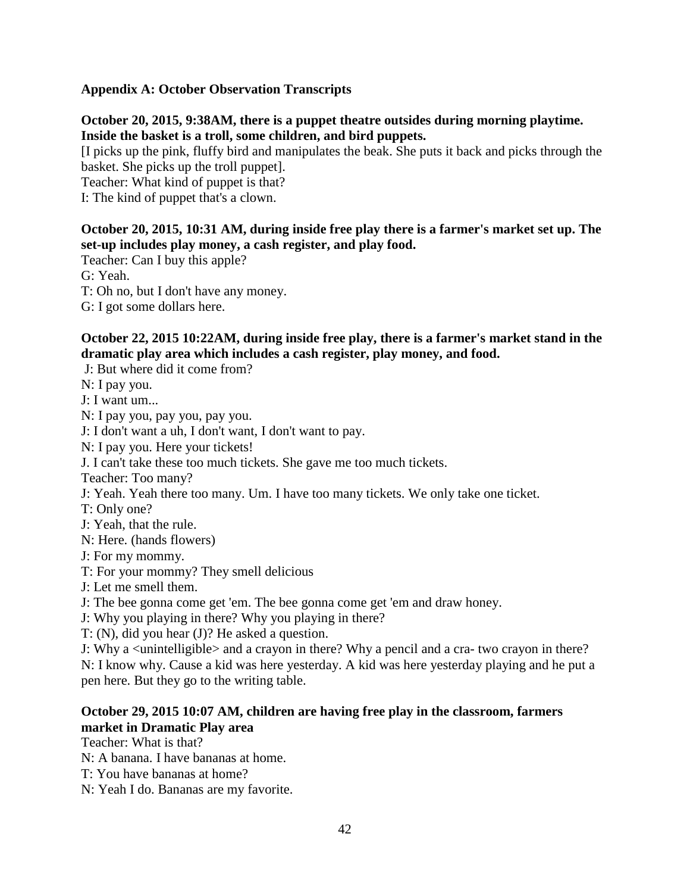**Appendix A: October Observation Transcripts**

**October 20, 2015, 9:38AM, there is a puppet theatre outsides during morning playtime. Inside the basket is a troll, some children, and bird puppets.**

[I picks up the pink, fluffy bird and manipulates the beak. She puts it back and picks through the basket. She picks up the troll puppet].

Teacher: What kind of puppet is that?

I: The kind of puppet that's a clown.

**October 20, 2015, 10:31 AM, during inside free play there is a farmer's market set up. The set-up includes play money, a cash register, and play food.**

Teacher: Can I buy this apple?

G: Yeah.

T: Oh no, but I don't have any money.

G: I got some dollars here.

**October 22, 2015 10:22AM, during inside free play, there is a farmer's market stand in the dramatic play area which includes a cash register, play money, and food.**

J: But where did it come from?

N: I pay you.

J: I want um...

N: I pay you, pay you, pay you.

J: I don't want a uh, I don't want, I don't want to pay.

N: I pay you. Here your tickets!

J. I can't take these too much tickets. She gave me too much tickets.

Teacher: Too many?

J: Yeah. Yeah there too many. Um. I have too many tickets. We only take one ticket.

T: Only one?

J: Yeah, that the rule.

N: Here. (hands flowers)

J: For my mommy.

T: For your mommy? They smell delicious

J: Let me smell them.

J: The bee gonna come get 'em. The bee gonna come get 'em and draw honey.

J: Why you playing in there? Why you playing in there?

T: (N), did you hear (J)? He asked a question.

J: Why a <unintelligible> and a crayon in there? Why a pencil and a cra- two crayon in there?

N: I know why. Cause a kid was here yesterday. A kid was here yesterday playing and he put a pen here. But they go to the writing table.

**October 29, 2015 10:07 AM, children are having free play in the classroom, farmers market in Dramatic Play area**

Teacher: What is that?

N: A banana. I have bananas at home.

T: You have bananas at home?

N: Yeah I do. Bananas are my favorite.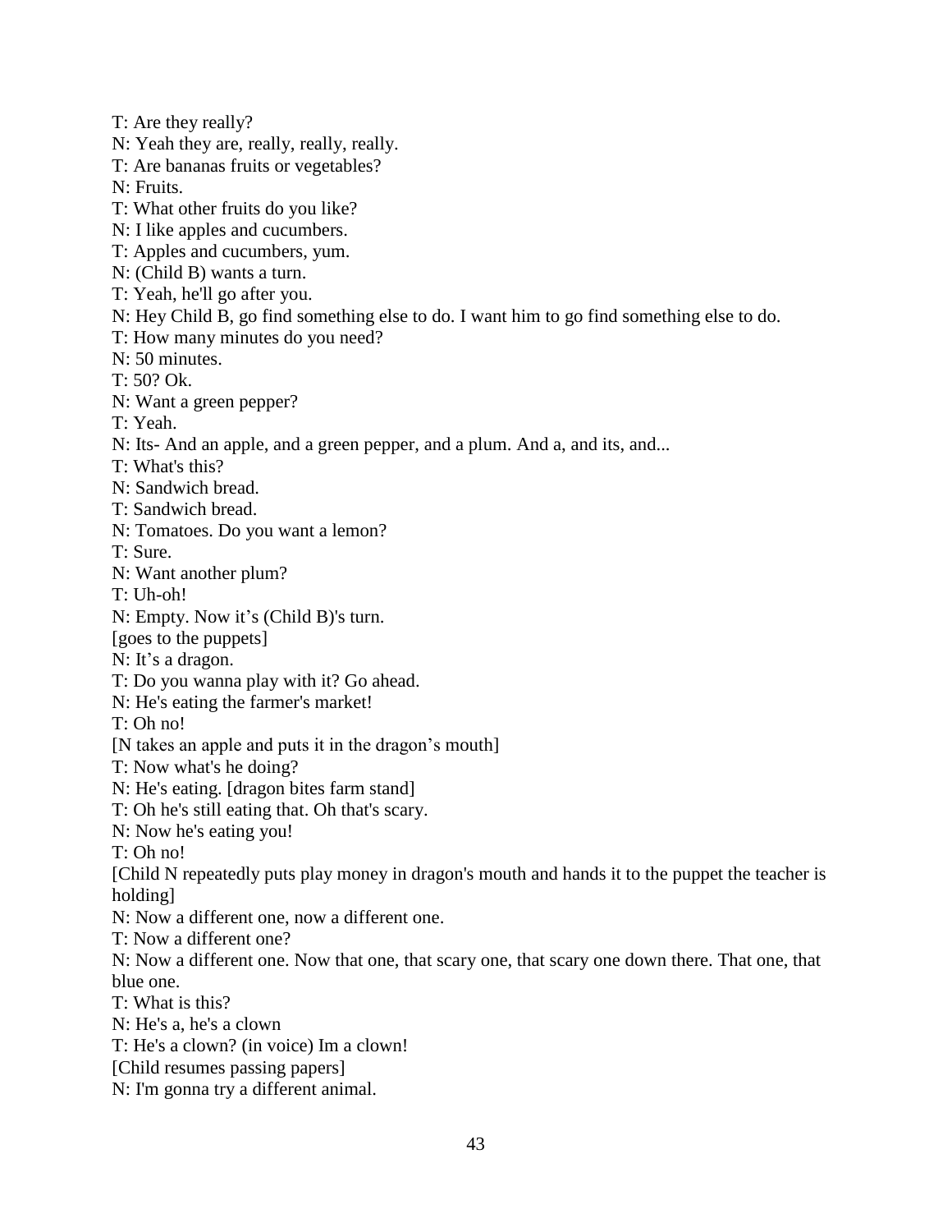T: Are they really?

N: Yeah they are, really, really, really.

T: Are bananas fruits or vegetables?

N: Fruits.

T: What other fruits do you like?

N: I like apples and cucumbers.

T: Apples and cucumbers, yum.

N: (Child B) wants a turn.

T: Yeah, he'll go after you.

N: Hey Child B, go find something else to do. I want him to go find something else to do.

T: How many minutes do you need?

N: 50 minutes.

T: 50? Ok.

N: Want a green pepper?

T: Yeah.

N: Its- And an apple, and a green pepper, and a plum. And a, and its, and...

T: What's this?

N: Sandwich bread.

T: Sandwich bread.

N: Tomatoes. Do you want a lemon?

T: Sure.

N: Want another plum?

T: Uh-oh!

N: Empty. Now it's (Child B)'s turn.

[goes to the puppets]

N: It's a dragon.

T: Do you wanna play with it? Go ahead.

N: He's eating the farmer's market!

T: Oh no!

[N takes an apple and puts it in the dragon's mouth]

T: Now what's he doing?

N: He's eating. [dragon bites farm stand]

T: Oh he's still eating that. Oh that's scary.

N: Now he's eating you!

T: Oh no!

[Child N repeatedly puts play money in dragon's mouth and hands it to the puppet the teacher is holding]

N: Now a different one, now a different one.

T: Now a different one?

N: Now a different one. Now that one, that scary one, that scary one down there. That one, that blue one.

T: What is this?

N: He's a, he's a clown

T: He's a clown? (in voice) Im a clown!

[Child resumes passing papers]

N: I'm gonna try a different animal.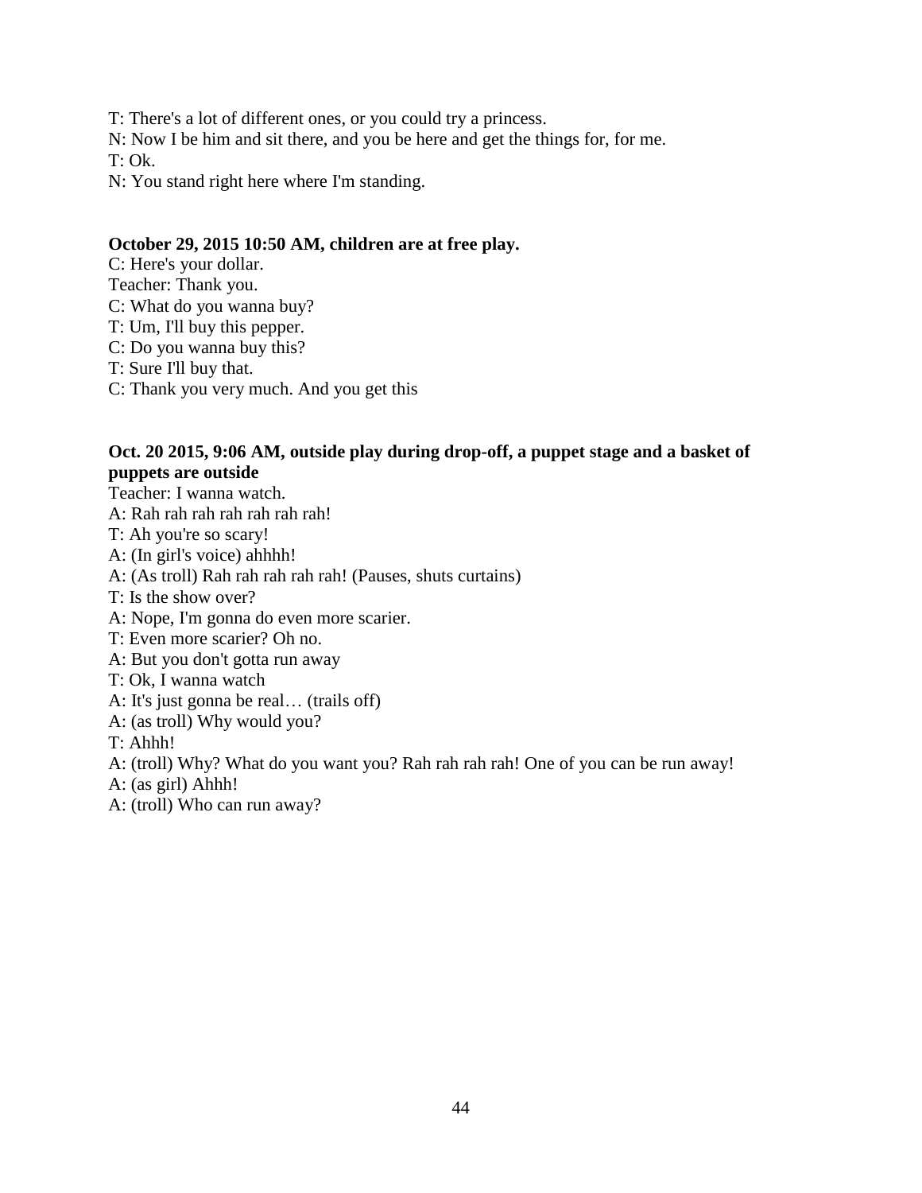T: There's a lot of different ones, or you could try a princess.
N: Now I be him and sit there, and you be here and get the things for, for me.
T: Ok.
N: You stand right here where I'm standing.

**October 29, 2015 10:50 AM, children are at free play.**
C: Here's your dollar.
Teacher: Thank you.
C: What do you wanna buy?
T: Um, I'll buy this pepper.
C: Do you wanna buy this?
T: Sure I'll buy that.
C: Thank you very much. And you get this

**Oct. 20 2015, 9:06 AM, outside play during drop-off, a puppet stage and a basket of puppets are outside**
Teacher: I wanna watch.
A: Rah rah rah rah rah rah rah!
T: Ah you're so scary!
A: (In girl's voice) ahhhh!
A: (As troll) Rah rah rah rah rah! (Pauses, shuts curtains)
T: Is the show over?
A: Nope, I'm gonna do even more scarier.
T: Even more scarier? Oh no.
A: But you don't gotta run away
T: Ok, I wanna watch
A: It's just gonna be real… (trails off)
A: (as troll) Why would you?
T: Ahhh!
A: (troll) Why? What do you want you? Rah rah rah rah! One of you can be run away!
A: (as girl) Ahhh!
A: (troll) Who can run away?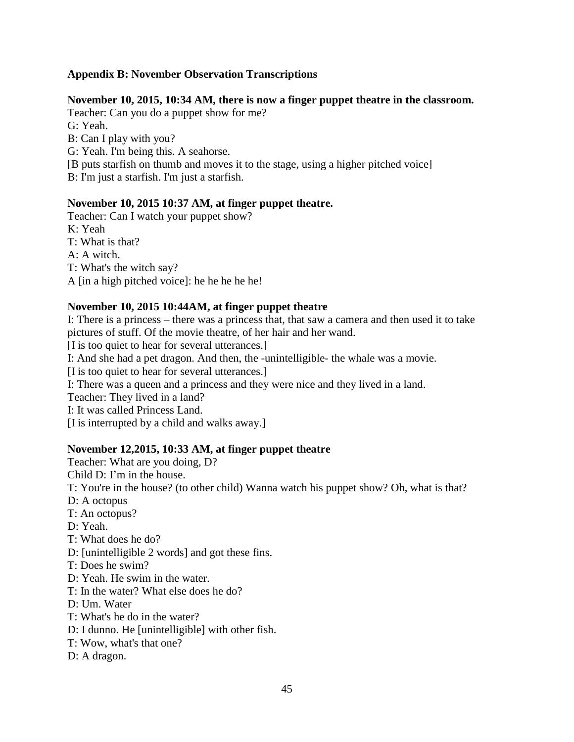## Appendix B: November Observation Transcriptions

**November 10, 2015, 10:34 AM, there is now a finger puppet theatre in the classroom.**

Teacher: Can you do a puppet show for me?
G: Yeah.
B: Can I play with you?
G: Yeah. I'm being this. A seahorse.
[B puts starfish on thumb and moves it to the stage, using a higher pitched voice]
B: I'm just a starfish. I'm just a starfish.

**November 10, 2015 10:37 AM, at finger puppet theatre.**

Teacher: Can I watch your puppet show?
K: Yeah
T: What is that?
A: A witch.
T: What's the witch say?
A [in a high pitched voice]: he he he he he!

**November 10, 2015 10:44AM, at finger puppet theatre**

I: There is a princess – there was a princess that, that saw a camera and then used it to take pictures of stuff. Of the movie theatre, of her hair and her wand.
[I is too quiet to hear for several utterances.]
I: And she had a pet dragon. And then, the -unintelligible- the whale was a movie.
[I is too quiet to hear for several utterances.]
I: There was a queen and a princess and they were nice and they lived in a land.
Teacher: They lived in a land?
I: It was called Princess Land.
[I is interrupted by a child and walks away.]

**November 12,2015, 10:33 AM, at finger puppet theatre**

Teacher: What are you doing, D?
Child D: I'm in the house.
T: You're in the house? (to other child) Wanna watch his puppet show? Oh, what is that?
D: A octopus
T: An octopus?
D: Yeah.
T: What does he do?
D: [unintelligible 2 words] and got these fins.
T: Does he swim?
D: Yeah. He swim in the water.
T: In the water? What else does he do?
D: Um. Water
T: What's he do in the water?
D: I dunno. He [unintelligible] with other fish.
T: Wow, what's that one?
D: A dragon.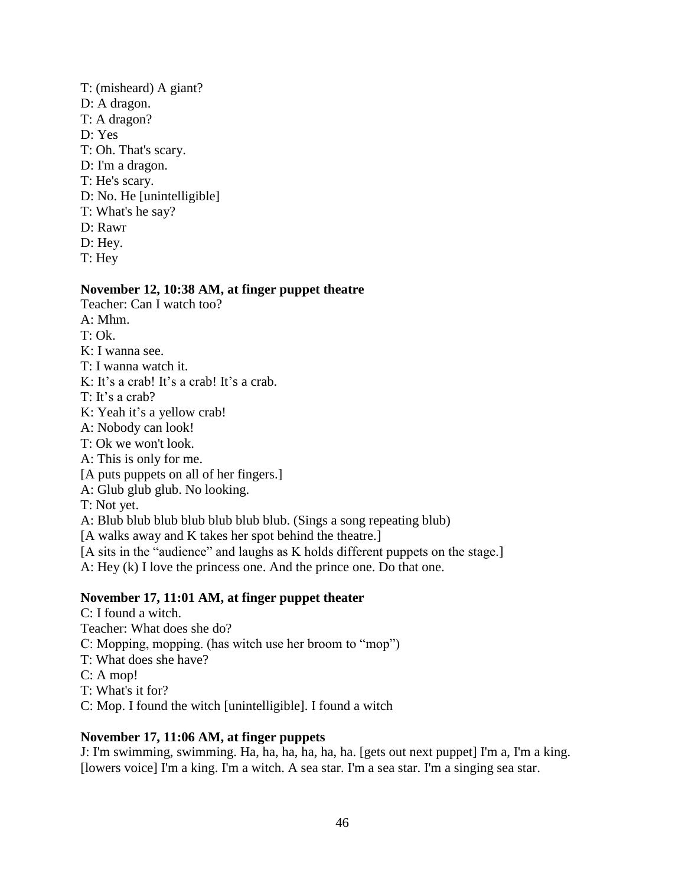T: (misheard) A giant?  
D: A dragon.  
T: A dragon?  
D: Yes  
T: Oh. That's scary.  
D: I'm a dragon.  
T: He's scary.  
D: No. He [unintelligible]  
T: What's he say?  
D: Rawr  
D: Hey.  
T: Hey

**November 12, 10:38 AM, at finger puppet theatre**

Teacher: Can I watch too?  
A: Mhm.  
T: Ok.  
K: I wanna see.  
T: I wanna watch it.  
K: It's a crab! It's a crab! It's a crab.  
T: It's a crab?  
K: Yeah it's a yellow crab!  
A: Nobody can look!  
T: Ok we won't look.  
A: This is only for me.  
[A puts puppets on all of her fingers.]  
A: Glub glub glub. No looking.  
T: Not yet.  
A: Blub blub blub blub blub blub blub. (Sings a song repeating blub)  
[A walks away and K takes her spot behind the theatre.]  
[A sits in the "audience" and laughs as K holds different puppets on the stage.]  
A: Hey (k) I love the princess one. And the prince one. Do that one.

**November 17, 11:01 AM, at finger puppet theater**

C: I found a witch.  
Teacher: What does she do?  
C: Mopping, mopping. (has witch use her broom to "mop")  
T: What does she have?  
C: A mop!  
T: What's it for?  
C: Mop. I found the witch [unintelligible]. I found a witch

**November 17, 11:06 AM, at finger puppets**

J: I'm swimming, swimming. Ha, ha, ha, ha, ha, ha. [gets out next puppet] I'm a, I'm a king. [lowers voice] I'm a king. I'm a witch. A sea star. I'm a sea star. I'm a singing sea star.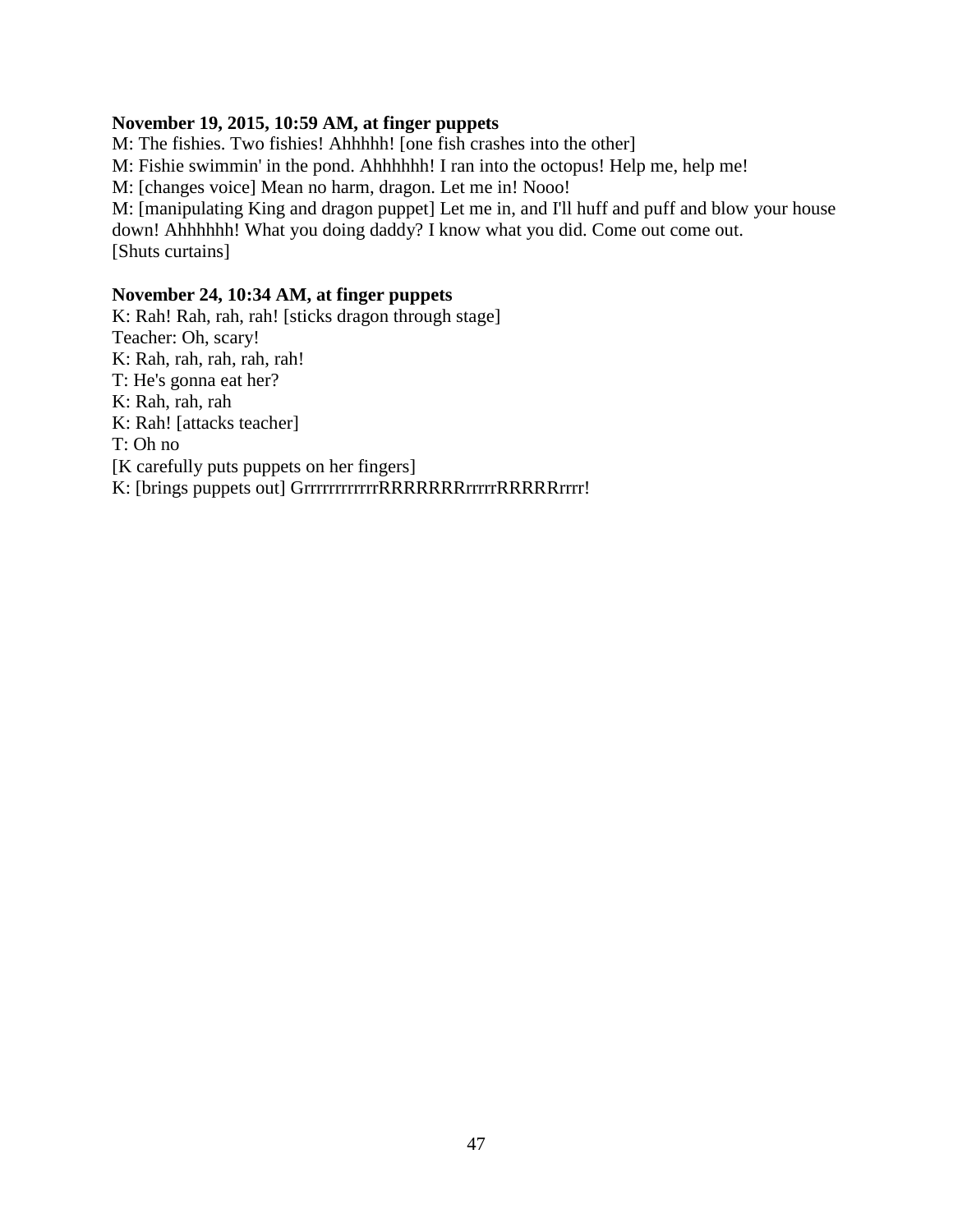**November 19, 2015, 10:59 AM, at finger puppets**

M: The fishies. Two fishies! Ahhhhh! [one fish crashes into the other]

M: Fishie swimmin' in the pond. Ahhhhhh! I ran into the octopus! Help me, help me!

M: [changes voice] Mean no harm, dragon. Let me in! Nooo!

M: [manipulating King and dragon puppet] Let me in, and I'll huff and puff and blow your house down! Ahhhhhh! What you doing daddy? I know what you did. Come out come out.

[Shuts curtains]

**November 24, 10:34 AM, at finger puppets**

K: Rah! Rah, rah, rah! [sticks dragon through stage]

Teacher: Oh, scary!

K: Rah, rah, rah, rah, rah!

T: He's gonna eat her?

K: Rah, rah, rah

K: Rah! [attacks teacher]

T: Oh no

[K carefully puts puppets on her fingers]

K: [brings puppets out] GrrrrrrrrrrrRRRRRRRrrrrrRRRRRrrrr!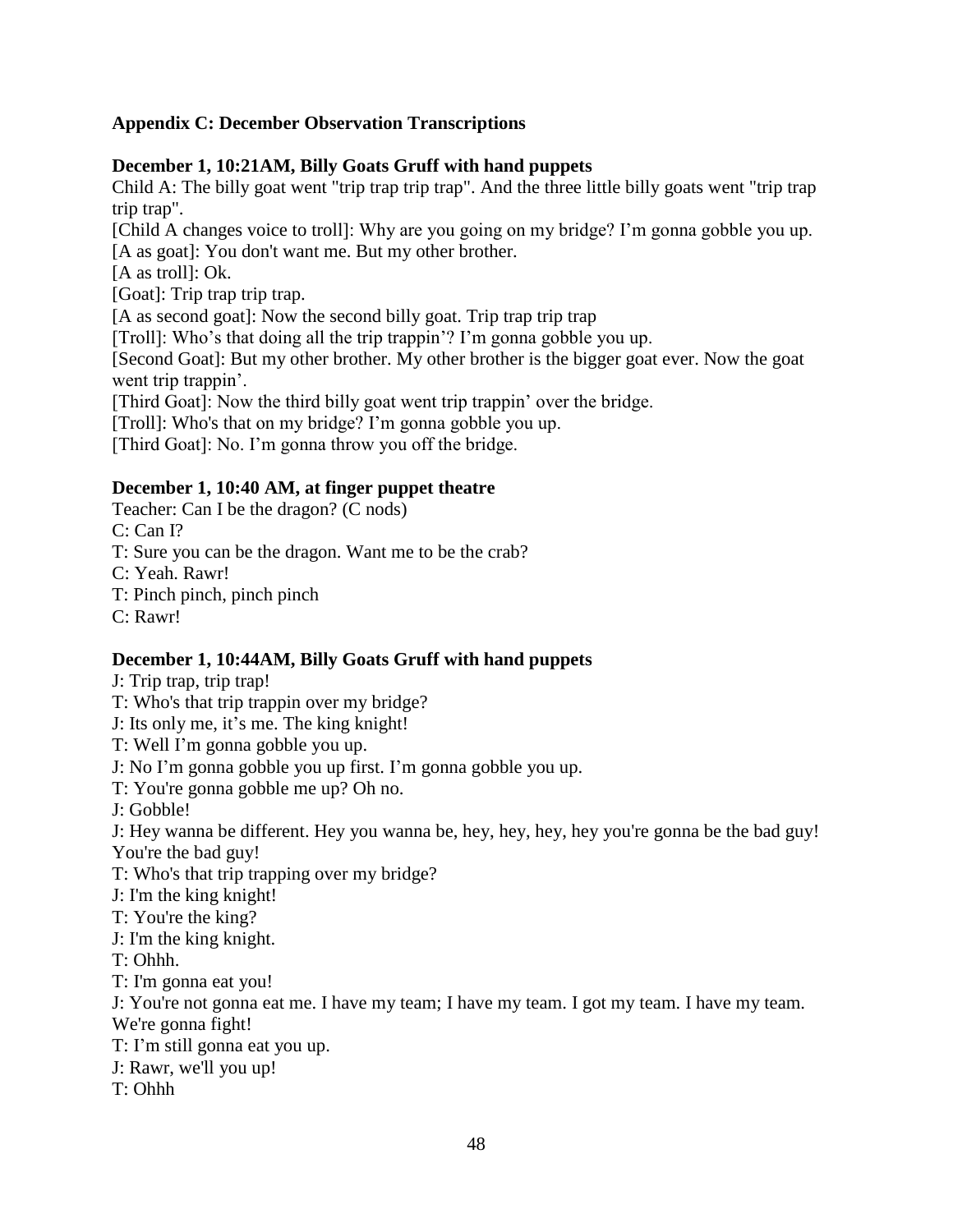## Appendix C: December Observation Transcriptions

### December 1, 10:21AM, Billy Goats Gruff with hand puppets

Child A: The billy goat went "trip trap trip trap". And the three little billy goats went "trip trap trip trap".

[Child A changes voice to troll]: Why are you going on my bridge? I'm gonna gobble you up.

[A as goat]: You don't want me. But my other brother.

[A as troll]: Ok.

[Goat]: Trip trap trip trap.

[A as second goat]: Now the second billy goat. Trip trap trip trap

[Troll]: Who's that doing all the trip trappin'? I'm gonna gobble you up.

[Second Goat]: But my other brother. My other brother is the bigger goat ever. Now the goat went trip trappin'.

[Third Goat]: Now the third billy goat went trip trappin' over the bridge.

[Troll]: Who's that on my bridge? I'm gonna gobble you up.

[Third Goat]: No. I'm gonna throw you off the bridge.

### December 1, 10:40 AM, at finger puppet theatre

Teacher: Can I be the dragon? (C nods)

C: Can I?

T: Sure you can be the dragon. Want me to be the crab?

C: Yeah. Rawr!

T: Pinch pinch, pinch pinch

C: Rawr!

### December 1, 10:44AM, Billy Goats Gruff with hand puppets

J: Trip trap, trip trap!

T: Who's that trip trappin over my bridge?

J: Its only me, it's me. The king knight!

T: Well I'm gonna gobble you up.

J: No I'm gonna gobble you up first. I'm gonna gobble you up.

T: You're gonna gobble me up? Oh no.

J: Gobble!

J: Hey wanna be different. Hey you wanna be, hey, hey, hey, hey you're gonna be the bad guy! You're the bad guy!

T: Who's that trip trapping over my bridge?

J: I'm the king knight!

T: You're the king?

J: I'm the king knight.

T: Ohhh.

T: I'm gonna eat you!

J: You're not gonna eat me. I have my team; I have my team. I got my team. I have my team. We're gonna fight!

T: I'm still gonna eat you up.

J: Rawr, we'll you up!

T: Ohhh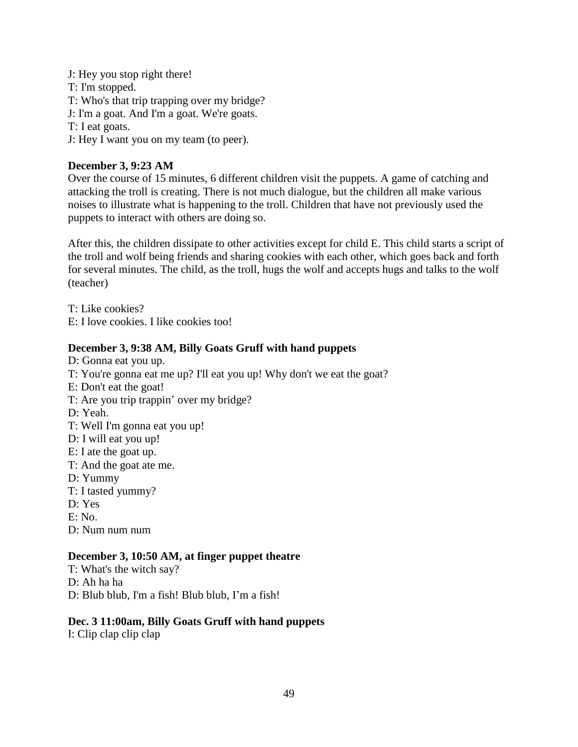J: Hey you stop right there!
T: I'm stopped.
T: Who's that trip trapping over my bridge?
J: I'm a goat. And I'm a goat. We're goats.
T: I eat goats.
J: Hey I want you on my team (to peer).

**December 3, 9:23 AM**

Over the course of 15 minutes, 6 different children visit the puppets. A game of catching and attacking the troll is creating. There is not much dialogue, but the children all make various noises to illustrate what is happening to the troll. Children that have not previously used the puppets to interact with others are doing so.

After this, the children dissipate to other activities except for child E. This child starts a script of the troll and wolf being friends and sharing cookies with each other, which goes back and forth for several minutes. The child, as the troll, hugs the wolf and accepts hugs and talks to the wolf (teacher)

T: Like cookies?
E: I love cookies. I like cookies too!

**December 3, 9:38 AM, Billy Goats Gruff with hand puppets**

D: Gonna eat you up.
T: You're gonna eat me up? I'll eat you up! Why don't we eat the goat?
E: Don't eat the goat!
T: Are you trip trappin' over my bridge?
D: Yeah.
T: Well I'm gonna eat you up!
D: I will eat you up!
E: I ate the goat up.
T: And the goat ate me.
D: Yummy
T: I tasted yummy?
D: Yes
E: No.
D: Num num num

**December 3, 10:50 AM, at finger puppet theatre**

T: What's the witch say?
D: Ah ha ha
D: Blub blub, I'm a fish! Blub blub, I'm a fish!

**Dec. 3 11:00am, Billy Goats Gruff with hand puppets**

I: Clip clap clip clap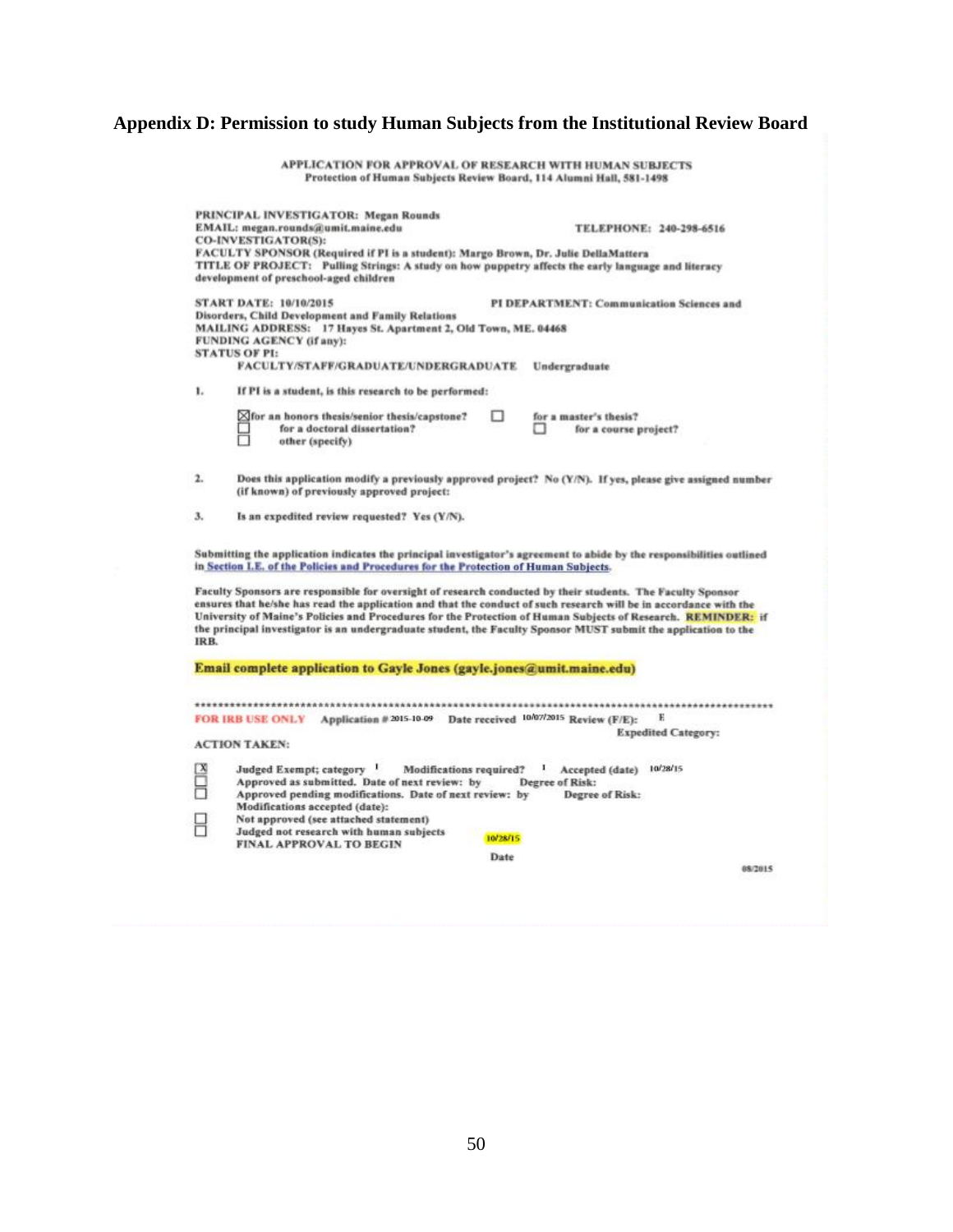## Appendix D: Permission to study Human Subjects from the Institutional Review Board

APPLICATION FOR APPROVAL OF RESEARCH WITH HUMAN SUBJECTS
Protection of Human Subjects Review Board, 114 Alumni Hall, 581-1498

PRINCIPAL INVESTIGATOR: Megan Rounds
EMAIL: megan.rounds@umit.maine.edu TELEPHONE: 240-298-6516
CO-INVESTIGATOR(S):
FACULTY SPONSOR (Required if PI is a student): Margo Brown, Dr. Julie DellaMattera
TITLE OF PROJECT: Pulling Strings: A study on how puppetry affects the early language and literacy development of preschool-aged children

START DATE: 10/10/2015 PI DEPARTMENT: Communication Sciences and Disorders, Child Development and Family Relations
MAILING ADDRESS: 17 Hayes St. Apartment 2, Old Town, ME. 04468
FUNDING AGENCY (if any):
STATUS OF PI:
FACULTY/STAFF/GRADUATE/UNDERGRADUATE Undergraduate

1. If PI is a student, is this research to be performed:

☒ for an honors thesis/senior thesis/capstone? ☐ for a master's thesis?
☐ for a doctoral dissertation? ☐ for a course project?
☐ other (specify)

2. Does this application modify a previously approved project? No (Y/N). If yes, please give assigned number (if known) of previously approved project:

3. Is an expedited review requested? Yes (Y/N).

Submitting the application indicates the principal investigator's agreement to abide by the responsibilities outlined in Section I.E. of the Policies and Procedures for the Protection of Human Subjects.

Faculty Sponsors are responsible for oversight of research conducted by their students. The Faculty Sponsor ensures that he/she has read the application and that the conduct of such research will be in accordance with the University of Maine's Policies and Procedures for the Protection of Human Subjects of Research. **REMINDER:** if the principal investigator is an undergraduate student, the Faculty Sponsor MUST submit the application to the IRB.

**Email complete application to Gayle Jones (gayle.jones@umit.maine.edu)**

\*\*\*\*\*\*\*\*\*\*\*\*\*\*\*\*\*\*\*\*\*\*\*\*\*\*\*\*\*\*\*\*\*\*\*\*\*\*\*\*\*\*\*\*\*\*\*\*\*\*\*\*\*\*\*\*\*\*\*\*\*\*\*\*\*\*\*\*\*\*\*\*\*\*\*\*\*\*\*\*\*\*\*\*\*\*\*\*\*\*\*\*\*\*\*\*\*\*\*\*

FOR IRB USE ONLY Application # 2015-10-09 Date received 10/07/2015 Review (F/E): E
Expedited Category:

ACTION TAKEN:

☒ Judged Exempt; category 1 Modifications required? 1 Accepted (date) 10/28/15
☐ Approved as submitted. Date of next review: by Degree of Risk:
☐ Approved pending modifications. Date of next review: by Degree of Risk:
Modifications accepted (date):
☐ Not approved (see attached statement)
☐ Judged not research with human subjects
FINAL APPROVAL TO BEGIN 10/28/15
Date

08/2015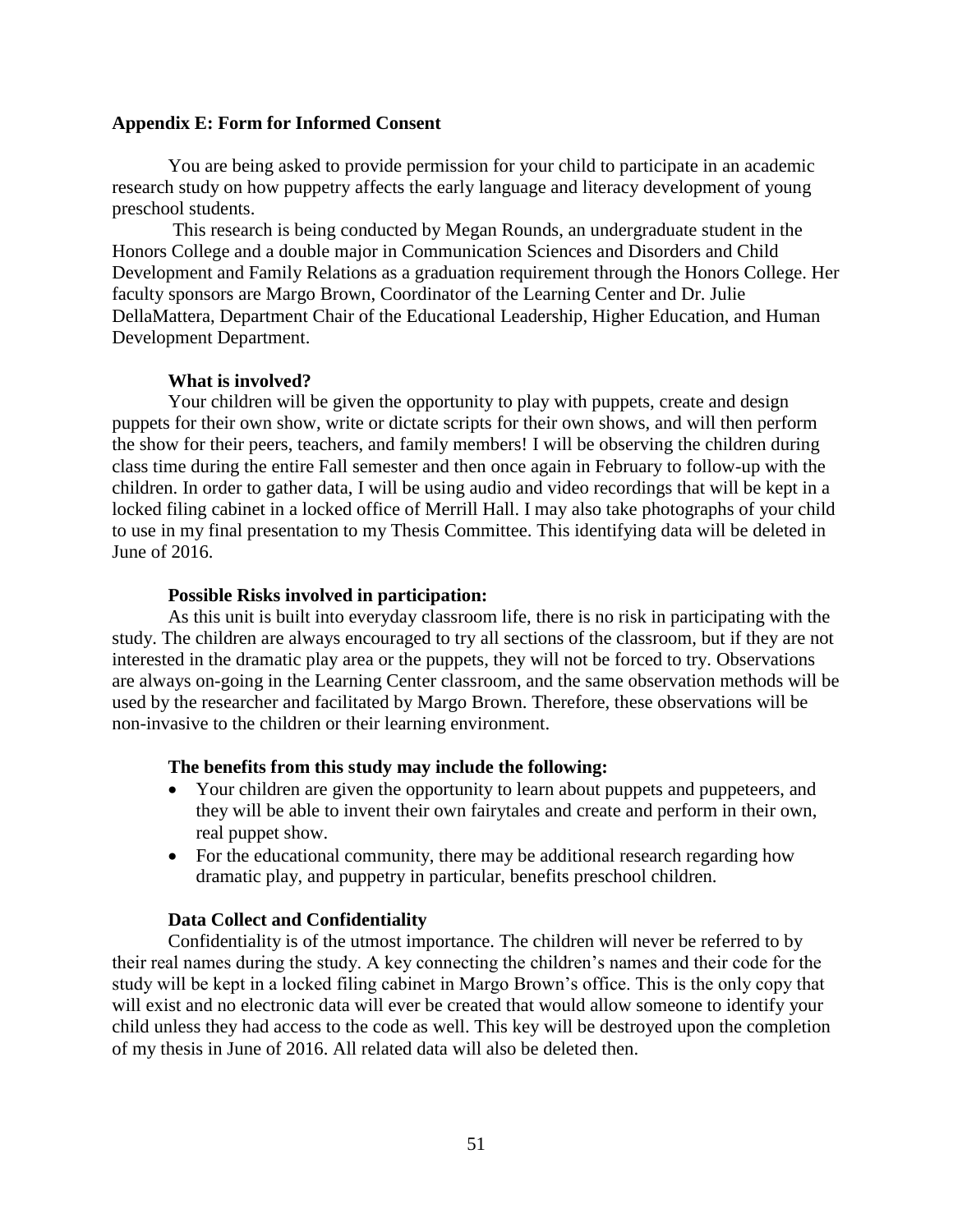## Appendix E: Form for Informed Consent

You are being asked to provide permission for your child to participate in an academic research study on how puppetry affects the early language and literacy development of young preschool students.

This research is being conducted by Megan Rounds, an undergraduate student in the Honors College and a double major in Communication Sciences and Disorders and Child Development and Family Relations as a graduation requirement through the Honors College. Her faculty sponsors are Margo Brown, Coordinator of the Learning Center and Dr. Julie DellaMattera, Department Chair of the Educational Leadership, Higher Education, and Human Development Department.

### What is involved?

Your children will be given the opportunity to play with puppets, create and design puppets for their own show, write or dictate scripts for their own shows, and will then perform the show for their peers, teachers, and family members! I will be observing the children during class time during the entire Fall semester and then once again in February to follow-up with the children. In order to gather data, I will be using audio and video recordings that will be kept in a locked filing cabinet in a locked office of Merrill Hall. I may also take photographs of your child to use in my final presentation to my Thesis Committee. This identifying data will be deleted in June of 2016.

### Possible Risks involved in participation:

As this unit is built into everyday classroom life, there is no risk in participating with the study. The children are always encouraged to try all sections of the classroom, but if they are not interested in the dramatic play area or the puppets, they will not be forced to try. Observations are always on-going in the Learning Center classroom, and the same observation methods will be used by the researcher and facilitated by Margo Brown. Therefore, these observations will be non-invasive to the children or their learning environment.

### The benefits from this study may include the following:

- Your children are given the opportunity to learn about puppets and puppeteers, and they will be able to invent their own fairytales and create and perform in their own, real puppet show.
- For the educational community, there may be additional research regarding how dramatic play, and puppetry in particular, benefits preschool children.

### Data Collect and Confidentiality

Confidentiality is of the utmost importance. The children will never be referred to by their real names during the study. A key connecting the children's names and their code for the study will be kept in a locked filing cabinet in Margo Brown's office. This is the only copy that will exist and no electronic data will ever be created that would allow someone to identify your child unless they had access to the code as well. This key will be destroyed upon the completion of my thesis in June of 2016. All related data will also be deleted then.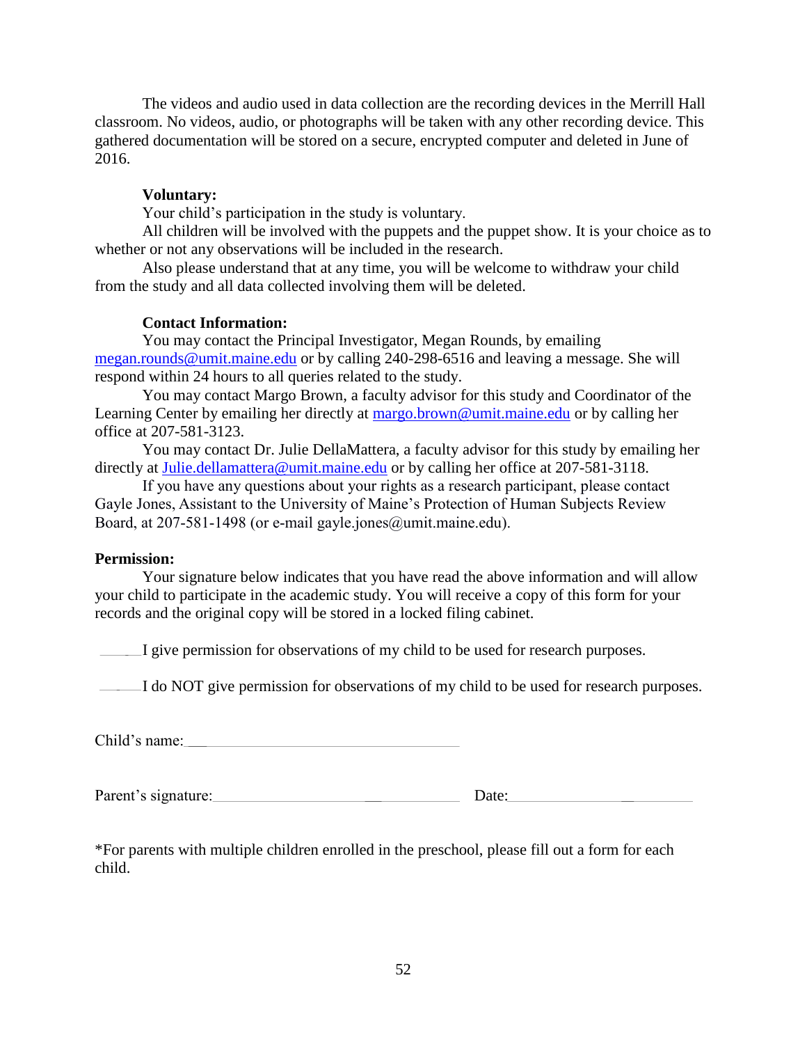The videos and audio used in data collection are the recording devices in the Merrill Hall classroom. No videos, audio, or photographs will be taken with any other recording device. This gathered documentation will be stored on a secure, encrypted computer and deleted in June of 2016.

**Voluntary:**

Your child's participation in the study is voluntary.

All children will be involved with the puppets and the puppet show. It is your choice as to whether or not any observations will be included in the research.

Also please understand that at any time, you will be welcome to withdraw your child from the study and all data collected involving them will be deleted.

**Contact Information:**

You may contact the Principal Investigator, Megan Rounds, by emailing megan.rounds@umit.maine.edu or by calling 240-298-6516 and leaving a message. She will respond within 24 hours to all queries related to the study.

You may contact Margo Brown, a faculty advisor for this study and Coordinator of the Learning Center by emailing her directly at margo.brown@umit.maine.edu or by calling her office at 207-581-3123.

You may contact Dr. Julie DellaMattera, a faculty advisor for this study by emailing her directly at Julie.dellamattera@umit.maine.edu or by calling her office at 207-581-3118.

If you have any questions about your rights as a research participant, please contact Gayle Jones, Assistant to the University of Maine's Protection of Human Subjects Review Board, at 207-581-1498 (or e-mail gayle.jones@umit.maine.edu).

**Permission:**

Your signature below indicates that you have read the above information and will allow your child to participate in the academic study. You will receive a copy of this form for your records and the original copy will be stored in a locked filing cabinet.

_____I give permission for observations of my child to be used for research purposes.

_____I do NOT give permission for observations of my child to be used for research purposes.

Child's name: ________________________________

Parent's signature: ________________________ Date: ____________________

*For parents with multiple children enrolled in the preschool, please fill out a form for each child.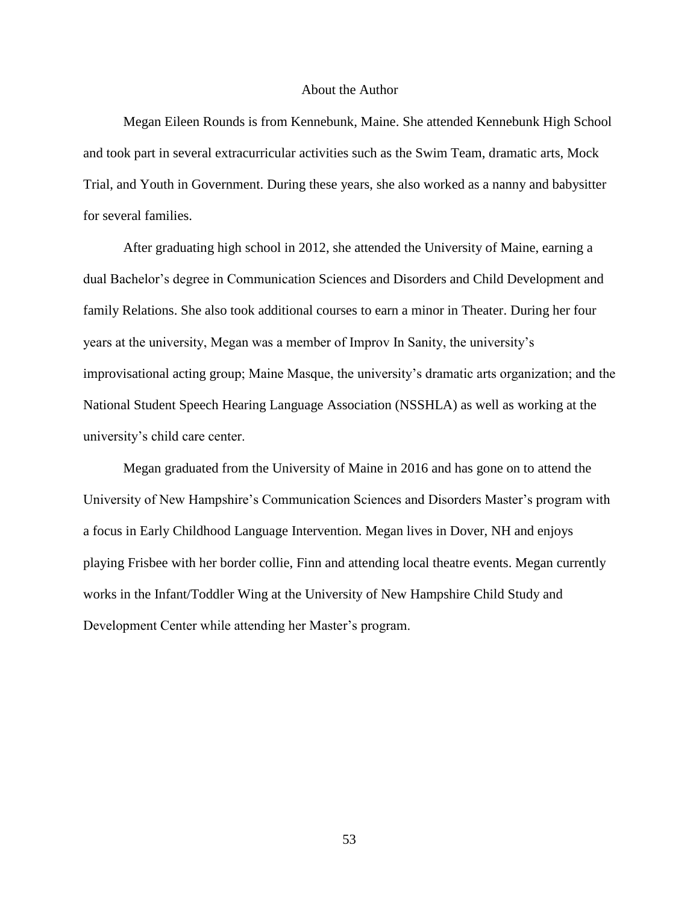# About the Author

Megan Eileen Rounds is from Kennebunk, Maine. She attended Kennebunk High School and took part in several extracurricular activities such as the Swim Team, dramatic arts, Mock Trial, and Youth in Government. During these years, she also worked as a nanny and babysitter for several families.

After graduating high school in 2012, she attended the University of Maine, earning a dual Bachelor's degree in Communication Sciences and Disorders and Child Development and family Relations. She also took additional courses to earn a minor in Theater. During her four years at the university, Megan was a member of Improv In Sanity, the university's improvisational acting group; Maine Masque, the university's dramatic arts organization; and the National Student Speech Hearing Language Association (NSSHLA) as well as working at the university's child care center.

Megan graduated from the University of Maine in 2016 and has gone on to attend the University of New Hampshire's Communication Sciences and Disorders Master's program with a focus in Early Childhood Language Intervention. Megan lives in Dover, NH and enjoys playing Frisbee with her border collie, Finn and attending local theatre events. Megan currently works in the Infant/Toddler Wing at the University of New Hampshire Child Study and Development Center while attending her Master's program.